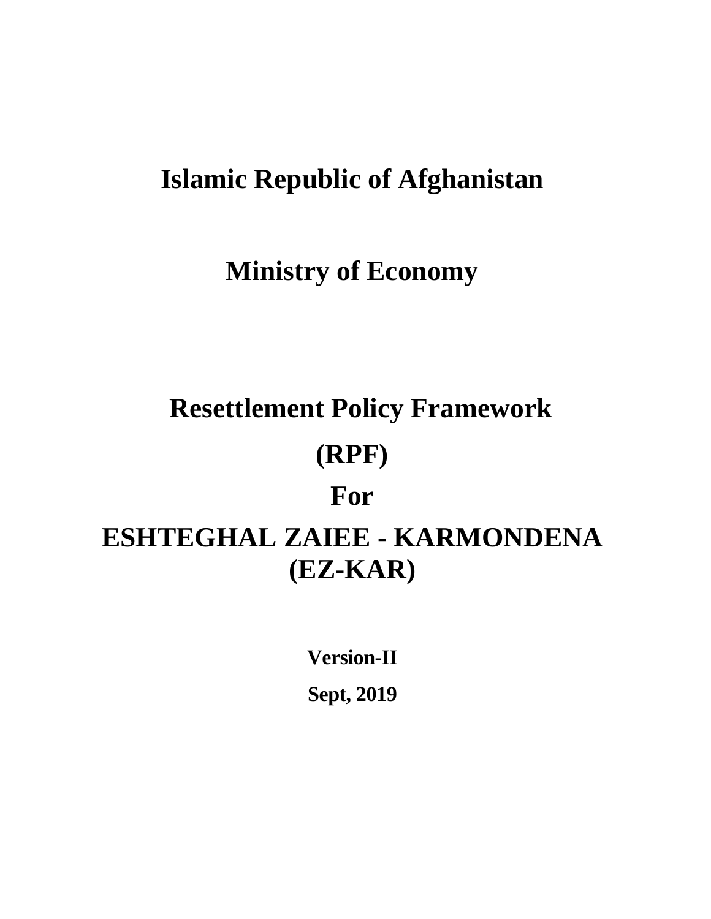# Islamic Republic of Afghanistan

# Ministry of Economy

# Resettlement Policy Framework

# (RPF)

# For

# ESHTEGHAL ZAIEE - KARMONDENA (EZ-KAR)

**Version-II**

**Sept, 2019**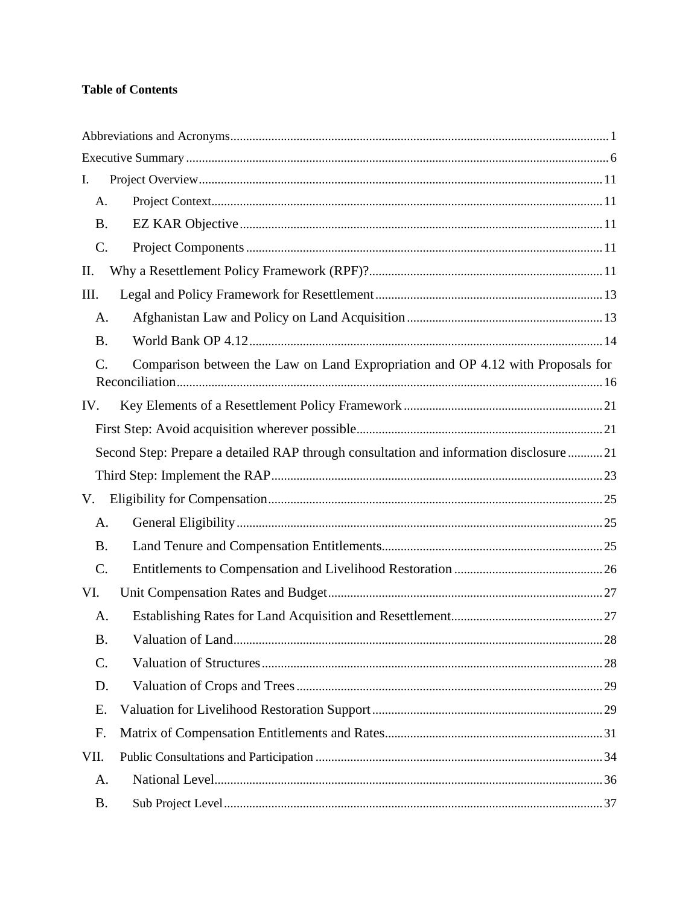**Table of Contents**

Abbreviations and Acronyms ..... 1

Executive Summary ..... 6

I. Project Overview ..... 11

- A. Project Context ..... 11
- B. EZ KAR Objective ..... 11
- C. Project Components ..... 11

II. Why a Resettlement Policy Framework (RPF)? ..... 11

III. Legal and Policy Framework for Resettlement ..... 13

- A. Afghanistan Law and Policy on Land Acquisition ..... 13
- B. World Bank OP 4.12 ..... 14
- C. Comparison between the Law on Land Expropriation and OP 4.12 with Proposals for Reconciliation ..... 16

IV. Key Elements of a Resettlement Policy Framework ..... 21

- First Step: Avoid acquisition wherever possible ..... 21
- Second Step: Prepare a detailed RAP through consultation and information disclosure ..... 21
- Third Step: Implement the RAP ..... 23

V. Eligibility for Compensation ..... 25

- A. General Eligibility ..... 25
- B. Land Tenure and Compensation Entitlements ..... 25
- C. Entitlements to Compensation and Livelihood Restoration ..... 26

VI. Unit Compensation Rates and Budget ..... 27

- A. Establishing Rates for Land Acquisition and Resettlement ..... 27
- B. Valuation of Land ..... 28
- C. Valuation of Structures ..... 28
- D. Valuation of Crops and Trees ..... 29
- E. Valuation for Livelihood Restoration Support ..... 29
- F. Matrix of Compensation Entitlements and Rates ..... 31

VII. Public Consultations and Participation ..... 34

- A. National Level ..... 36
- B. Sub Project Level ..... 37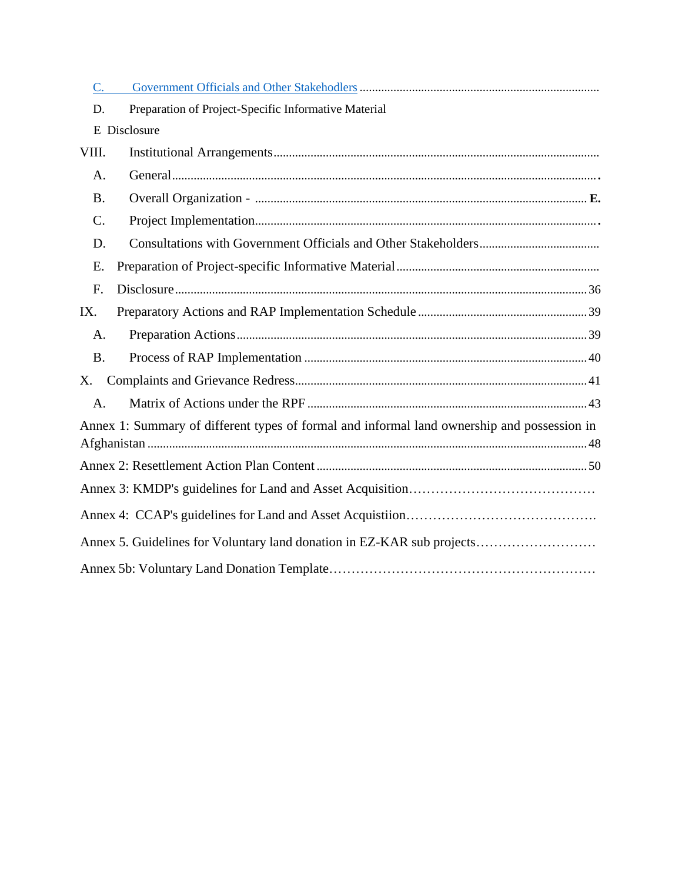C. Government Officials and Other Stakehodlers ..............................................................................

D. Preparation of Project-Specific Informative Material

E Disclosure

VIII. Institutional Arrangements..........................................................................................................

A. General..........................................................................................................................................

B. Overall Organization - ........................................................................................................... E.

C. Project Implementation...............................................................................................................

D. Consultations with Government Officials and Other Stakeholders........................................

E. Preparation of Project-specific Informative Material..................................................................

F. Disclosure...................................................................................................................................... 36

IX. Preparatory Actions and RAP Implementation Schedule ....................................................... 39

A. Preparation Actions...................................................................................................................... 39

B. Process of RAP Implementation ............................................................................................... 40

X. Complaints and Grievance Redress.............................................................................................. 41

A. Matrix of Actions under the RPF ............................................................................................. 43

Annex 1: Summary of different types of formal and informal land ownership and possession in Afghanistan ............................................................................................................................... 48

Annex 2: Resettlement Action Plan Content ........................................................................................ 50

Annex 3: KMDP's guidelines for Land and Asset Acquisition……………………………………

Annex 4: CCAP's guidelines for Land and Asset Acquistiion…………………………………….

Annex 5. Guidelines for Voluntary land donation in EZ-KAR sub projects………………………

Annex 5b: Voluntary Land Donation Template……………………………………………………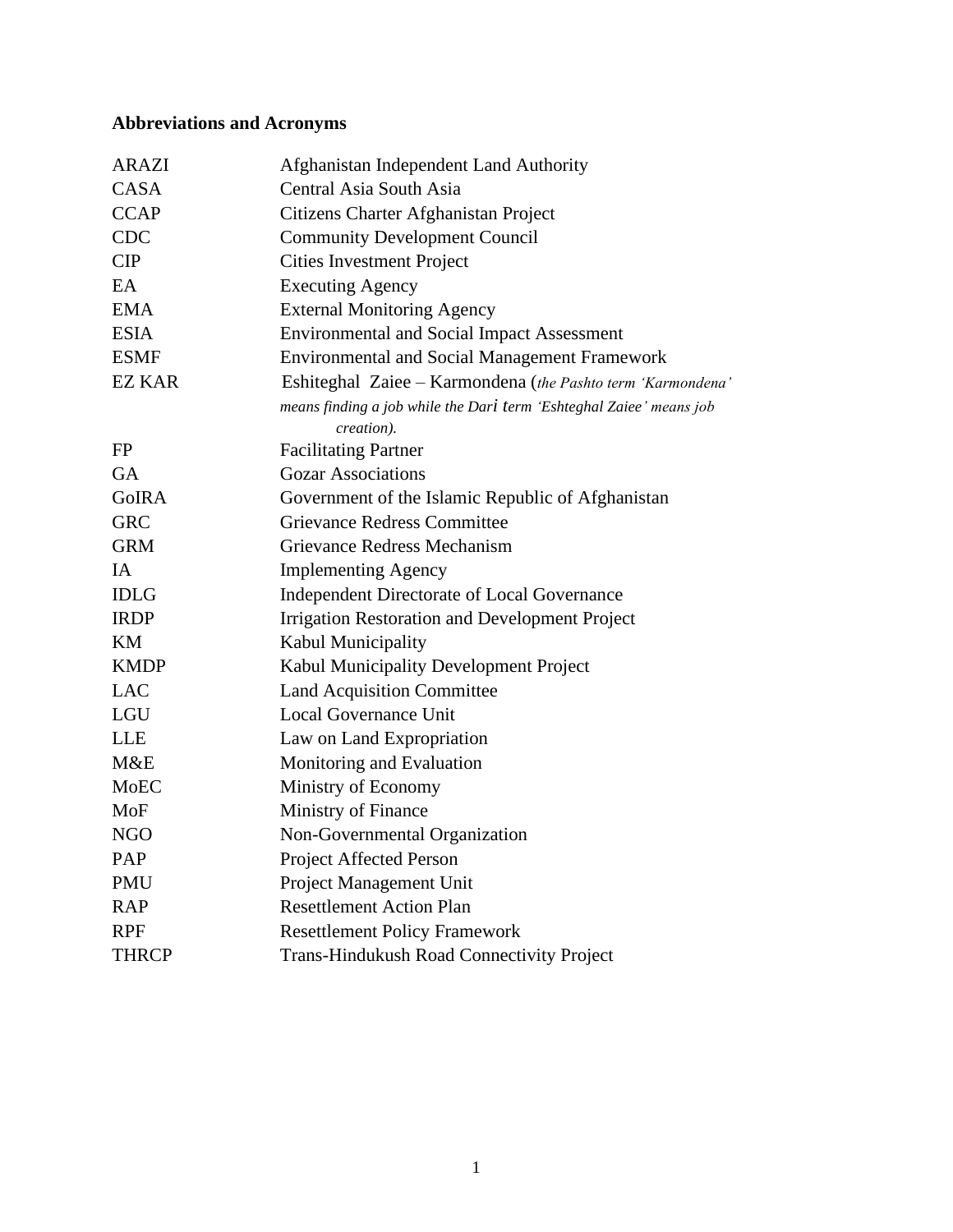## Abbreviations and Acronyms

| | |
|---|---|
| ARAZI | Afghanistan Independent Land Authority |
| CASA | Central Asia South Asia |
| CCAP | Citizens Charter Afghanistan Project |
| CDC | Community Development Council |
| CIP | Cities Investment Project |
| EA | Executing Agency |
| EMA | External Monitoring Agency |
| ESIA | Environmental and Social Impact Assessment |
| ESMF | Environmental and Social Management Framework |
| EZ KAR | Eshiteghal Zaiee – Karmondena (*the Pashto term 'Karmondena' means finding a job while the Dari term 'Eshteghal Zaiee' means job creation).* |
| FP | Facilitating Partner |
| GA | Gozar Associations |
| GoIRA | Government of the Islamic Republic of Afghanistan |
| GRC | Grievance Redress Committee |
| GRM | Grievance Redress Mechanism |
| IA | Implementing Agency |
| IDLG | Independent Directorate of Local Governance |
| IRDP | Irrigation Restoration and Development Project |
| KM | Kabul Municipality |
| KMDP | Kabul Municipality Development Project |
| LAC | Land Acquisition Committee |
| LGU | Local Governance Unit |
| LLE | Law on Land Expropriation |
| M&E | Monitoring and Evaluation |
| MoEC | Ministry of Economy |
| MoF | Ministry of Finance |
| NGO | Non-Governmental Organization |
| PAP | Project Affected Person |
| PMU | Project Management Unit |
| RAP | Resettlement Action Plan |
| RPF | Resettlement Policy Framework |
| THRCP | Trans-Hindukush Road Connectivity Project |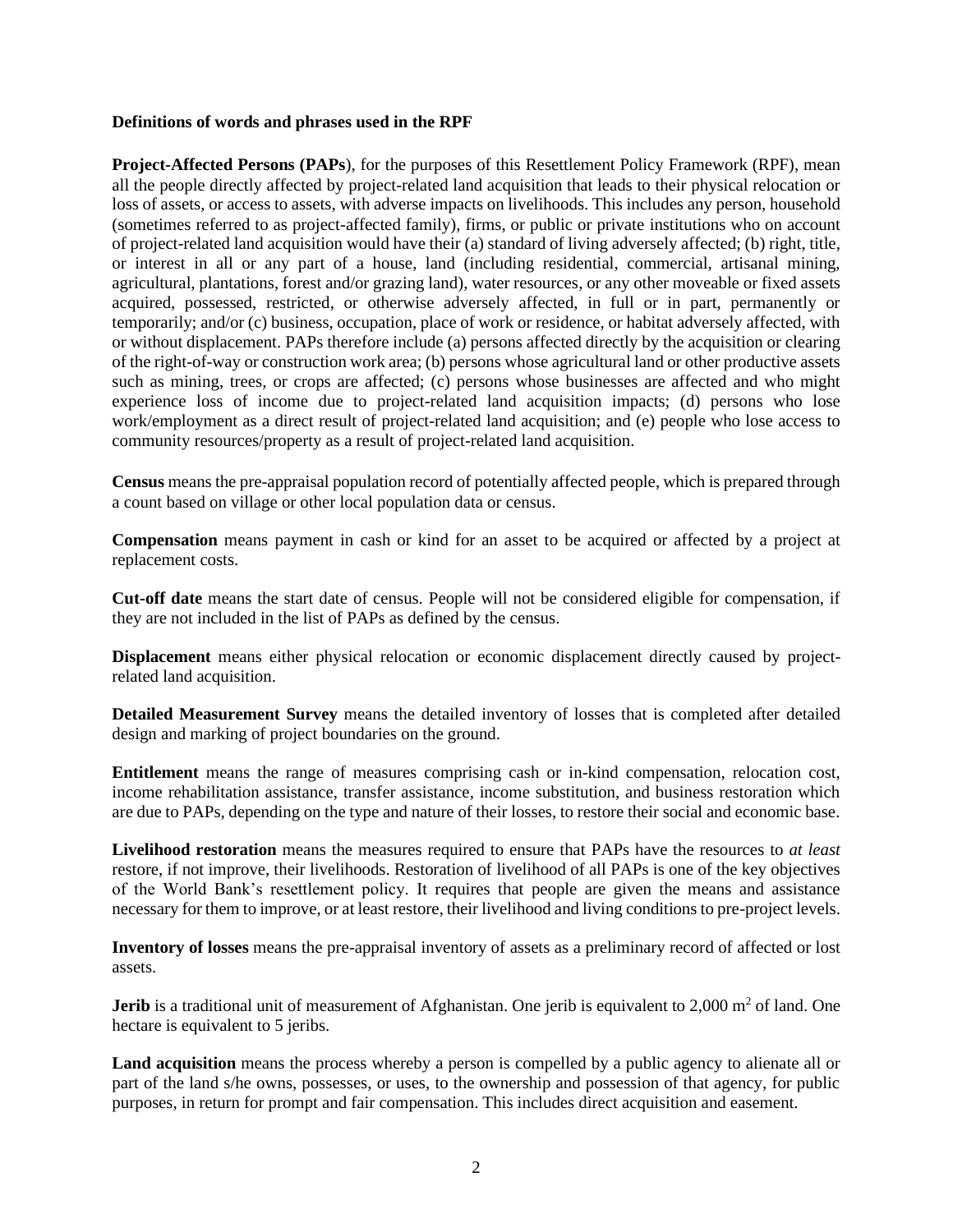**Definitions of words and phrases used in the RPF**

**Project-Affected Persons (PAPs**), for the purposes of this Resettlement Policy Framework (RPF), mean all the people directly affected by project-related land acquisition that leads to their physical relocation or loss of assets, or access to assets, with adverse impacts on livelihoods. This includes any person, household (sometimes referred to as project-affected family), firms, or public or private institutions who on account of project-related land acquisition would have their (a) standard of living adversely affected; (b) right, title, or interest in all or any part of a house, land (including residential, commercial, artisanal mining, agricultural, plantations, forest and/or grazing land), water resources, or any other moveable or fixed assets acquired, possessed, restricted, or otherwise adversely affected, in full or in part, permanently or temporarily; and/or (c) business, occupation, place of work or residence, or habitat adversely affected, with or without displacement. PAPs therefore include (a) persons affected directly by the acquisition or clearing of the right-of-way or construction work area; (b) persons whose agricultural land or other productive assets such as mining, trees, or crops are affected; (c) persons whose businesses are affected and who might experience loss of income due to project-related land acquisition impacts; (d) persons who lose work/employment as a direct result of project-related land acquisition; and (e) people who lose access to community resources/property as a result of project-related land acquisition.

**Census** means the pre-appraisal population record of potentially affected people, which is prepared through a count based on village or other local population data or census.

**Compensation** means payment in cash or kind for an asset to be acquired or affected by a project at replacement costs.

**Cut-off date** means the start date of census. People will not be considered eligible for compensation, if they are not included in the list of PAPs as defined by the census.

**Displacement** means either physical relocation or economic displacement directly caused by project-related land acquisition.

**Detailed Measurement Survey** means the detailed inventory of losses that is completed after detailed design and marking of project boundaries on the ground.

**Entitlement** means the range of measures comprising cash or in-kind compensation, relocation cost, income rehabilitation assistance, transfer assistance, income substitution, and business restoration which are due to PAPs, depending on the type and nature of their losses, to restore their social and economic base.

**Livelihood restoration** means the measures required to ensure that PAPs have the resources to *at least* restore, if not improve, their livelihoods. Restoration of livelihood of all PAPs is one of the key objectives of the World Bank's resettlement policy. It requires that people are given the means and assistance necessary for them to improve, or at least restore, their livelihood and living conditions to pre-project levels.

**Inventory of losses** means the pre-appraisal inventory of assets as a preliminary record of affected or lost assets.

**Jerib** is a traditional unit of measurement of Afghanistan. One jerib is equivalent to 2,000 $m^2$ of land. One hectare is equivalent to 5 jeribs.

**Land acquisition** means the process whereby a person is compelled by a public agency to alienate all or part of the land s/he owns, possesses, or uses, to the ownership and possession of that agency, for public purposes, in return for prompt and fair compensation. This includes direct acquisition and easement.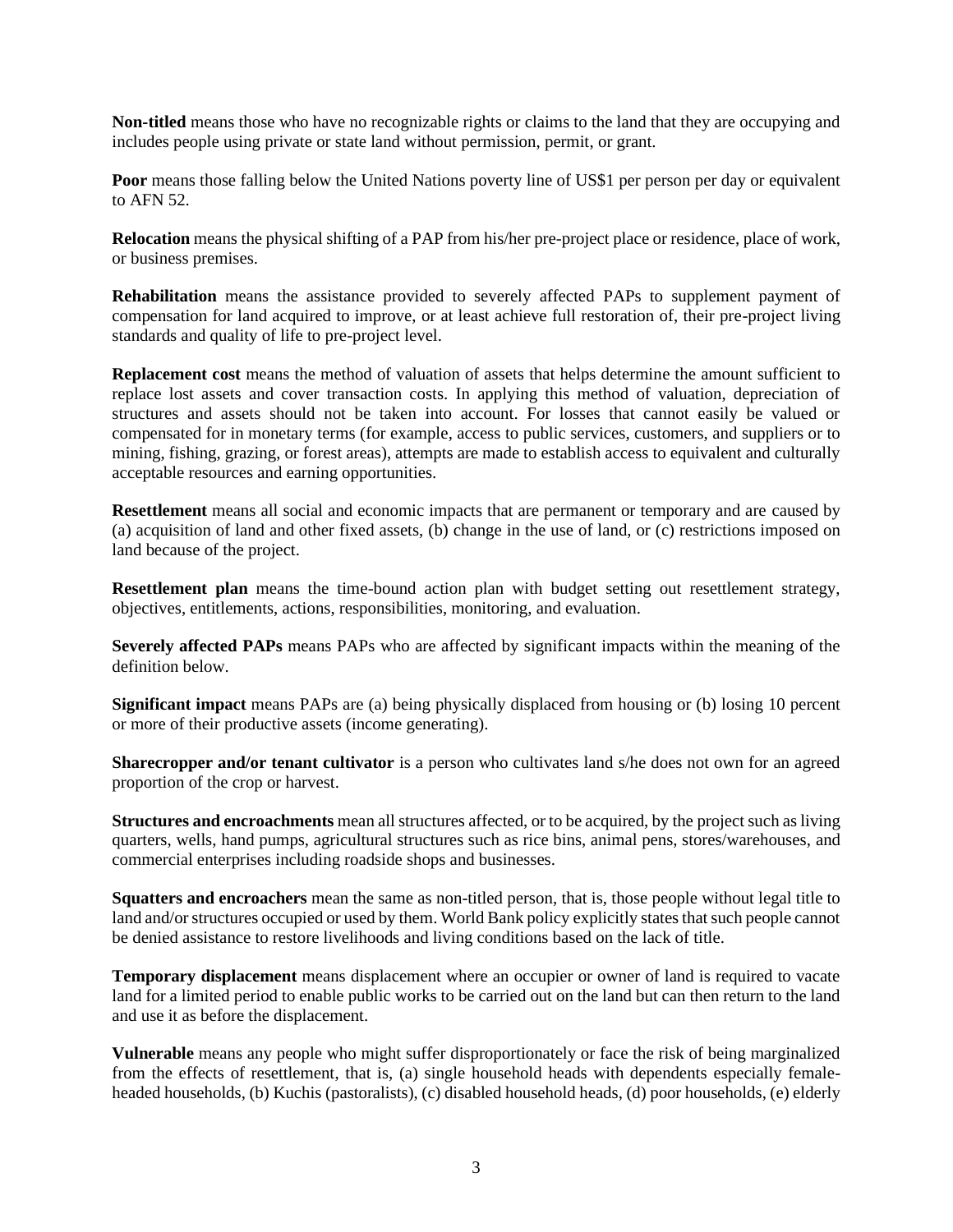**Non-titled** means those who have no recognizable rights or claims to the land that they are occupying and includes people using private or state land without permission, permit, or grant.

**Poor** means those falling below the United Nations poverty line of US$1 per person per day or equivalent to AFN 52.

**Relocation** means the physical shifting of a PAP from his/her pre-project place or residence, place of work, or business premises.

**Rehabilitation** means the assistance provided to severely affected PAPs to supplement payment of compensation for land acquired to improve, or at least achieve full restoration of, their pre-project living standards and quality of life to pre-project level.

**Replacement cost** means the method of valuation of assets that helps determine the amount sufficient to replace lost assets and cover transaction costs. In applying this method of valuation, depreciation of structures and assets should not be taken into account. For losses that cannot easily be valued or compensated for in monetary terms (for example, access to public services, customers, and suppliers or to mining, fishing, grazing, or forest areas), attempts are made to establish access to equivalent and culturally acceptable resources and earning opportunities.

**Resettlement** means all social and economic impacts that are permanent or temporary and are caused by (a) acquisition of land and other fixed assets, (b) change in the use of land, or (c) restrictions imposed on land because of the project.

**Resettlement plan** means the time-bound action plan with budget setting out resettlement strategy, objectives, entitlements, actions, responsibilities, monitoring, and evaluation.

**Severely affected PAPs** means PAPs who are affected by significant impacts within the meaning of the definition below.

**Significant impact** means PAPs are (a) being physically displaced from housing or (b) losing 10 percent or more of their productive assets (income generating).

**Sharecropper and/or tenant cultivator** is a person who cultivates land s/he does not own for an agreed proportion of the crop or harvest.

**Structures and encroachments** mean all structures affected, or to be acquired, by the project such as living quarters, wells, hand pumps, agricultural structures such as rice bins, animal pens, stores/warehouses, and commercial enterprises including roadside shops and businesses.

**Squatters and encroachers** mean the same as non-titled person, that is, those people without legal title to land and/or structures occupied or used by them. World Bank policy explicitly states that such people cannot be denied assistance to restore livelihoods and living conditions based on the lack of title.

**Temporary displacement** means displacement where an occupier or owner of land is required to vacate land for a limited period to enable public works to be carried out on the land but can then return to the land and use it as before the displacement.

**Vulnerable** means any people who might suffer disproportionately or face the risk of being marginalized from the effects of resettlement, that is, (a) single household heads with dependents especially female-headed households, (b) Kuchis (pastoralists), (c) disabled household heads, (d) poor households, (e) elderly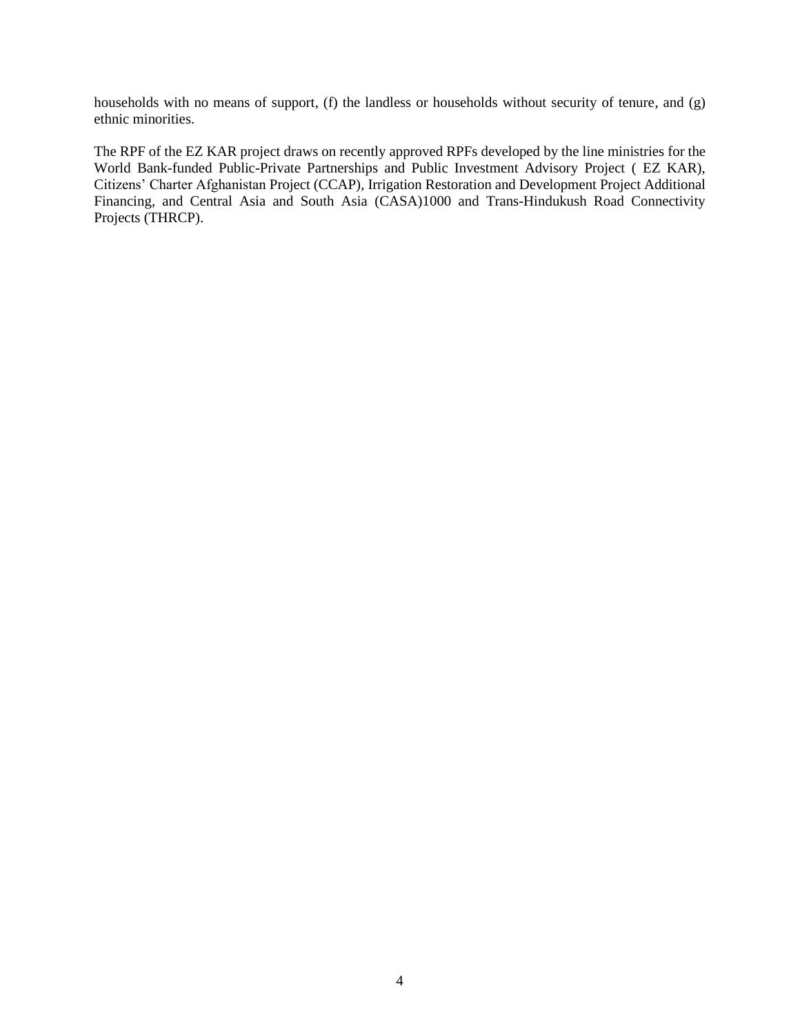households with no means of support, (f) the landless or households without security of tenure, and (g) ethnic minorities.

The RPF of the EZ KAR project draws on recently approved RPFs developed by the line ministries for the World Bank-funded Public-Private Partnerships and Public Investment Advisory Project ( EZ KAR), Citizens' Charter Afghanistan Project (CCAP), Irrigation Restoration and Development Project Additional Financing, and Central Asia and South Asia (CASA)1000 and Trans-Hindukush Road Connectivity Projects (THRCP).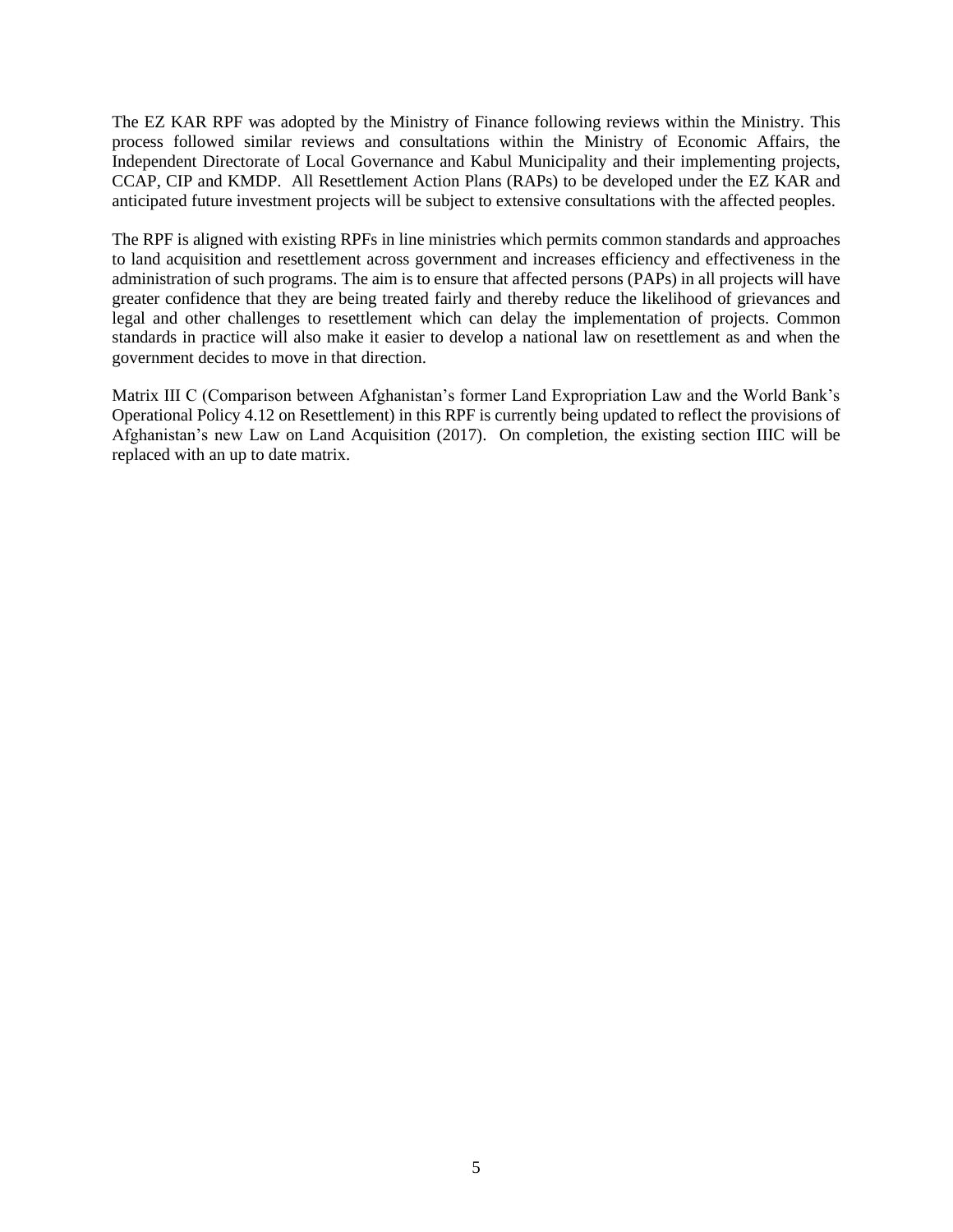The EZ KAR RPF was adopted by the Ministry of Finance following reviews within the Ministry. This process followed similar reviews and consultations within the Ministry of Economic Affairs, the Independent Directorate of Local Governance and Kabul Municipality and their implementing projects, CCAP, CIP and KMDP. All Resettlement Action Plans (RAPs) to be developed under the EZ KAR and anticipated future investment projects will be subject to extensive consultations with the affected peoples.

The RPF is aligned with existing RPFs in line ministries which permits common standards and approaches to land acquisition and resettlement across government and increases efficiency and effectiveness in the administration of such programs. The aim is to ensure that affected persons (PAPs) in all projects will have greater confidence that they are being treated fairly and thereby reduce the likelihood of grievances and legal and other challenges to resettlement which can delay the implementation of projects. Common standards in practice will also make it easier to develop a national law on resettlement as and when the government decides to move in that direction.

Matrix III C (Comparison between Afghanistan's former Land Expropriation Law and the World Bank's Operational Policy 4.12 on Resettlement) in this RPF is currently being updated to reflect the provisions of Afghanistan's new Law on Land Acquisition (2017). On completion, the existing section IIIC will be replaced with an up to date matrix.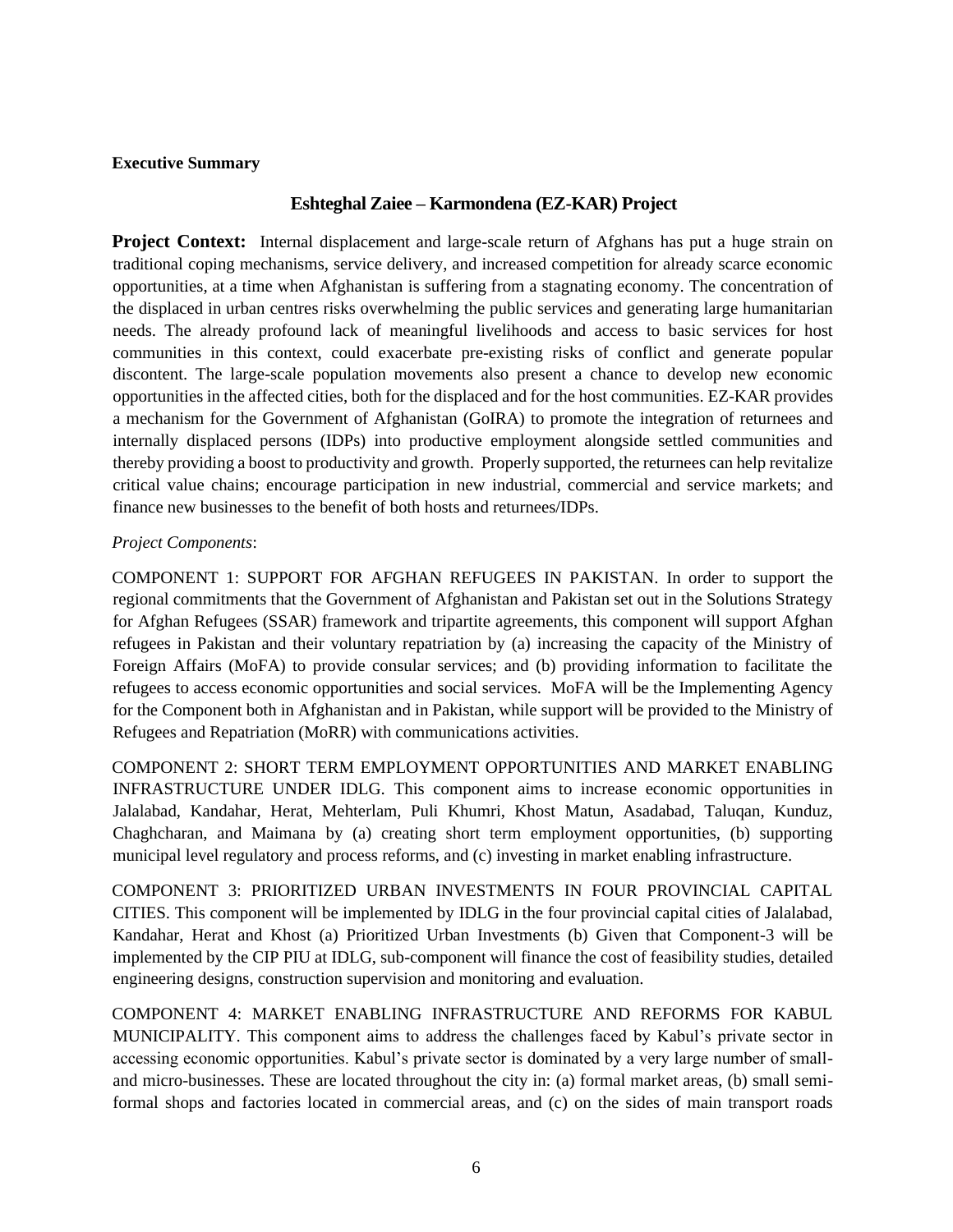**Executive Summary**

## Eshteghal Zaiee – Karmondena (EZ-KAR) Project

**Project Context:** Internal displacement and large-scale return of Afghans has put a huge strain on traditional coping mechanisms, service delivery, and increased competition for already scarce economic opportunities, at a time when Afghanistan is suffering from a stagnating economy. The concentration of the displaced in urban centres risks overwhelming the public services and generating large humanitarian needs. The already profound lack of meaningful livelihoods and access to basic services for host communities in this context, could exacerbate pre-existing risks of conflict and generate popular discontent. The large-scale population movements also present a chance to develop new economic opportunities in the affected cities, both for the displaced and for the host communities. EZ-KAR provides a mechanism for the Government of Afghanistan (GoIRA) to promote the integration of returnees and internally displaced persons (IDPs) into productive employment alongside settled communities and thereby providing a boost to productivity and growth. Properly supported, the returnees can help revitalize critical value chains; encourage participation in new industrial, commercial and service markets; and finance new businesses to the benefit of both hosts and returnees/IDPs.

*Project Components*:

COMPONENT 1: SUPPORT FOR AFGHAN REFUGEES IN PAKISTAN. In order to support the regional commitments that the Government of Afghanistan and Pakistan set out in the Solutions Strategy for Afghan Refugees (SSAR) framework and tripartite agreements, this component will support Afghan refugees in Pakistan and their voluntary repatriation by (a) increasing the capacity of the Ministry of Foreign Affairs (MoFA) to provide consular services; and (b) providing information to facilitate the refugees to access economic opportunities and social services. MoFA will be the Implementing Agency for the Component both in Afghanistan and in Pakistan, while support will be provided to the Ministry of Refugees and Repatriation (MoRR) with communications activities.

COMPONENT 2: SHORT TERM EMPLOYMENT OPPORTUNITIES AND MARKET ENABLING INFRASTRUCTURE UNDER IDLG. This component aims to increase economic opportunities in Jalalabad, Kandahar, Herat, Mehterlam, Puli Khumri, Khost Matun, Asadabad, Taluqan, Kunduz, Chaghcharan, and Maimana by (a) creating short term employment opportunities, (b) supporting municipal level regulatory and process reforms, and (c) investing in market enabling infrastructure.

COMPONENT 3: PRIORITIZED URBAN INVESTMENTS IN FOUR PROVINCIAL CAPITAL CITIES. This component will be implemented by IDLG in the four provincial capital cities of Jalalabad, Kandahar, Herat and Khost (a) Prioritized Urban Investments (b) Given that Component-3 will be implemented by the CIP PIU at IDLG, sub-component will finance the cost of feasibility studies, detailed engineering designs, construction supervision and monitoring and evaluation.

COMPONENT 4: MARKET ENABLING INFRASTRUCTURE AND REFORMS FOR KABUL MUNICIPALITY. This component aims to address the challenges faced by Kabul's private sector in accessing economic opportunities. Kabul's private sector is dominated by a very large number of small- and micro-businesses. These are located throughout the city in: (a) formal market areas, (b) small semi-formal shops and factories located in commercial areas, and (c) on the sides of main transport roads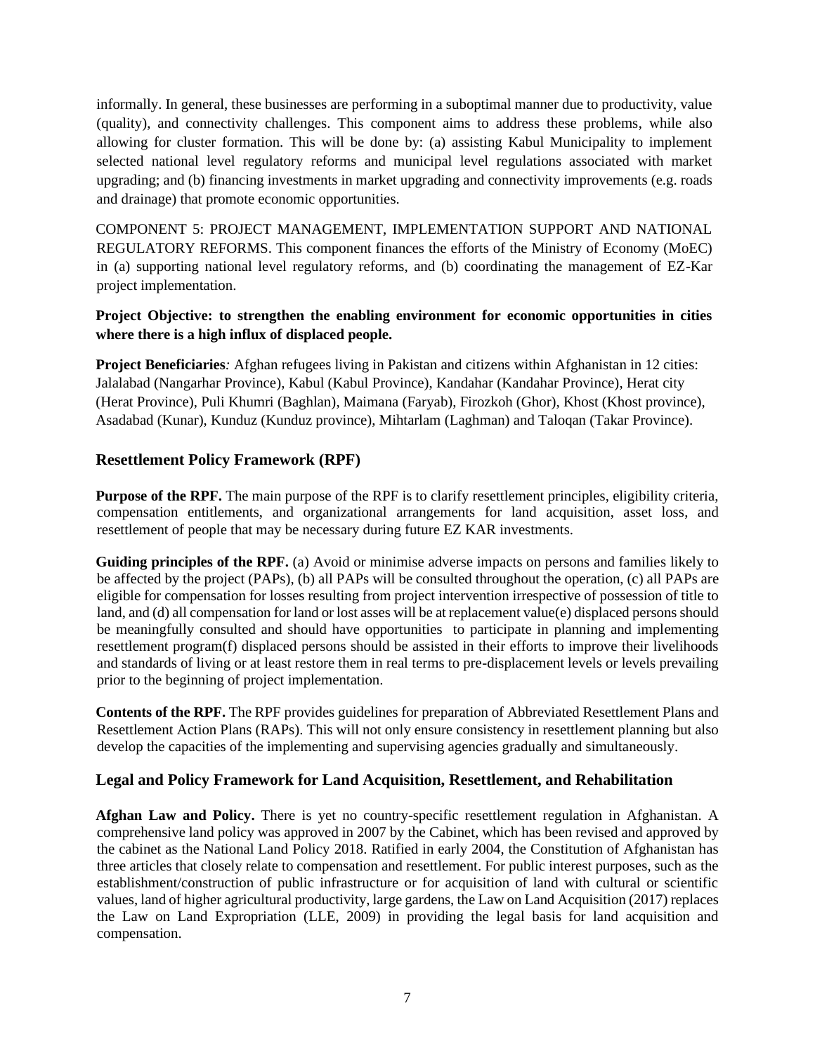informally. In general, these businesses are performing in a suboptimal manner due to productivity, value (quality), and connectivity challenges. This component aims to address these problems, while also allowing for cluster formation. This will be done by: (a) assisting Kabul Municipality to implement selected national level regulatory reforms and municipal level regulations associated with market upgrading; and (b) financing investments in market upgrading and connectivity improvements (e.g. roads and drainage) that promote economic opportunities.

COMPONENT 5: PROJECT MANAGEMENT, IMPLEMENTATION SUPPORT AND NATIONAL REGULATORY REFORMS. This component finances the efforts of the Ministry of Economy (MoEC) in (a) supporting national level regulatory reforms, and (b) coordinating the management of EZ-Kar project implementation.

**Project Objective: to strengthen the enabling environment for economic opportunities in cities where there is a high influx of displaced people.**

**Project Beneficiaries***:* Afghan refugees living in Pakistan and citizens within Afghanistan in 12 cities: Jalalabad (Nangarhar Province), Kabul (Kabul Province), Kandahar (Kandahar Province), Herat city (Herat Province), Puli Khumri (Baghlan), Maimana (Faryab), Firozkoh (Ghor), Khost (Khost province), Asadabad (Kunar), Kunduz (Kunduz province), Mihtarlam (Laghman) and Taloqan (Takar Province).

## Resettlement Policy Framework (RPF)

**Purpose of the RPF.** The main purpose of the RPF is to clarify resettlement principles, eligibility criteria, compensation entitlements, and organizational arrangements for land acquisition, asset loss, and resettlement of people that may be necessary during future EZ KAR investments.

**Guiding principles of the RPF.** (a) Avoid or minimise adverse impacts on persons and families likely to be affected by the project (PAPs), (b) all PAPs will be consulted throughout the operation, (c) all PAPs are eligible for compensation for losses resulting from project intervention irrespective of possession of title to land, and (d) all compensation for land or lost asses will be at replacement value(e) displaced persons should be meaningfully consulted and should have opportunities to participate in planning and implementing resettlement program(f) displaced persons should be assisted in their efforts to improve their livelihoods and standards of living or at least restore them in real terms to pre-displacement levels or levels prevailing prior to the beginning of project implementation.

**Contents of the RPF.** The RPF provides guidelines for preparation of Abbreviated Resettlement Plans and Resettlement Action Plans (RAPs). This will not only ensure consistency in resettlement planning but also develop the capacities of the implementing and supervising agencies gradually and simultaneously.

## Legal and Policy Framework for Land Acquisition, Resettlement, and Rehabilitation

**Afghan Law and Policy.** There is yet no country-specific resettlement regulation in Afghanistan. A comprehensive land policy was approved in 2007 by the Cabinet, which has been revised and approved by the cabinet as the National Land Policy 2018. Ratified in early 2004, the Constitution of Afghanistan has three articles that closely relate to compensation and resettlement. For public interest purposes, such as the establishment/construction of public infrastructure or for acquisition of land with cultural or scientific values, land of higher agricultural productivity, large gardens, the Law on Land Acquisition (2017) replaces the Law on Land Expropriation (LLE, 2009) in providing the legal basis for land acquisition and compensation.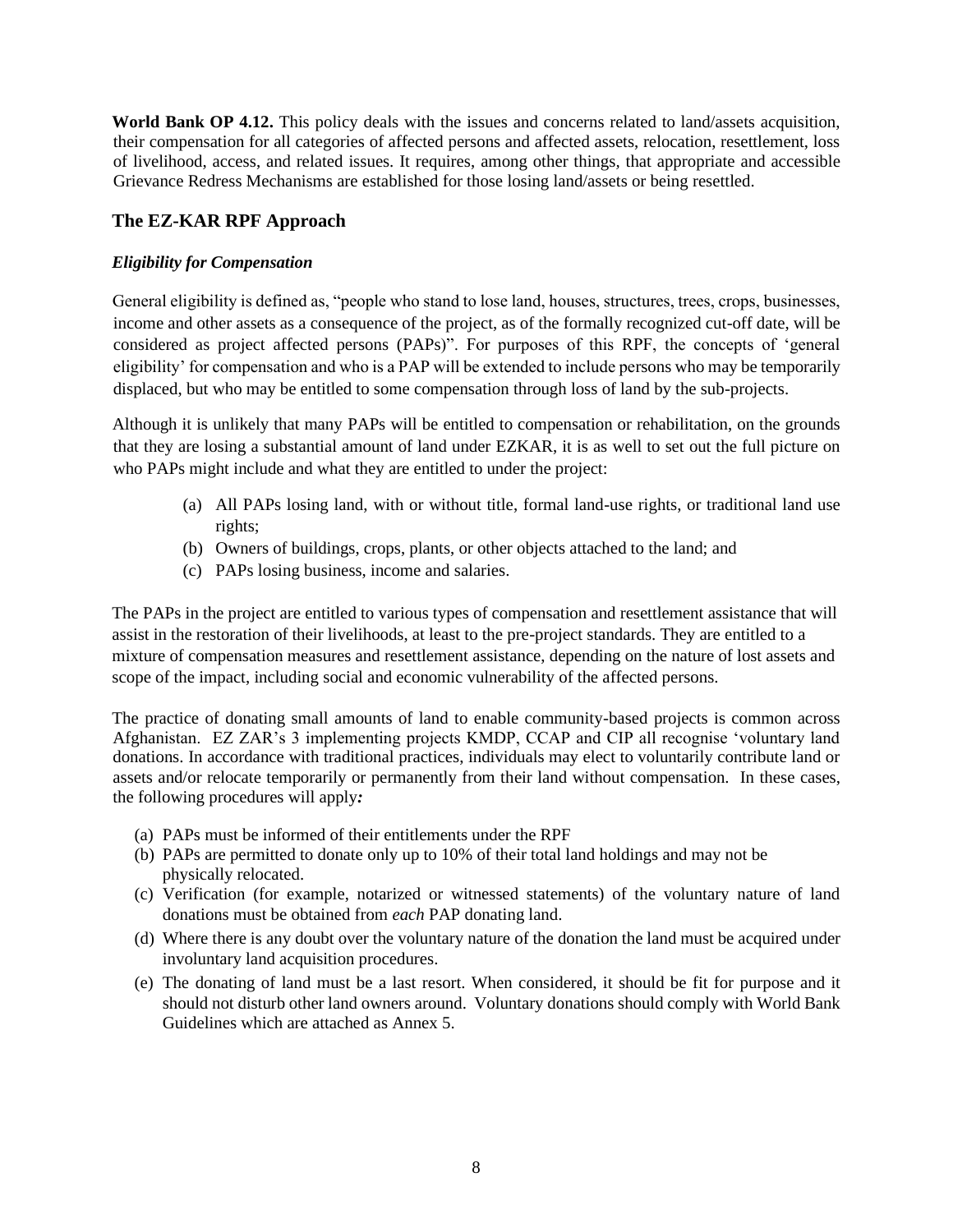**World Bank OP 4.12.** This policy deals with the issues and concerns related to land/assets acquisition, their compensation for all categories of affected persons and affected assets, relocation, resettlement, loss of livelihood, access, and related issues. It requires, among other things, that appropriate and accessible Grievance Redress Mechanisms are established for those losing land/assets or being resettled.

## The EZ-KAR RPF Approach

### *Eligibility for Compensation*

General eligibility is defined as, "people who stand to lose land, houses, structures, trees, crops, businesses, income and other assets as a consequence of the project, as of the formally recognized cut-off date, will be considered as project affected persons (PAPs)". For purposes of this RPF, the concepts of 'general eligibility' for compensation and who is a PAP will be extended to include persons who may be temporarily displaced, but who may be entitled to some compensation through loss of land by the sub-projects.

Although it is unlikely that many PAPs will be entitled to compensation or rehabilitation, on the grounds that they are losing a substantial amount of land under EZKAR, it is as well to set out the full picture on who PAPs might include and what they are entitled to under the project:

(a) All PAPs losing land, with or without title, formal land-use rights, or traditional land use rights;
(b) Owners of buildings, crops, plants, or other objects attached to the land; and
(c) PAPs losing business, income and salaries.

The PAPs in the project are entitled to various types of compensation and resettlement assistance that will assist in the restoration of their livelihoods, at least to the pre-project standards. They are entitled to a mixture of compensation measures and resettlement assistance, depending on the nature of lost assets and scope of the impact, including social and economic vulnerability of the affected persons.

The practice of donating small amounts of land to enable community-based projects is common across Afghanistan. EZ ZAR's 3 implementing projects KMDP, CCAP and CIP all recognise 'voluntary land donations. In accordance with traditional practices, individuals may elect to voluntarily contribute land or assets and/or relocate temporarily or permanently from their land without compensation. In these cases, the following procedures will apply***:***

(a) PAPs must be informed of their entitlements under the RPF
(b) PAPs are permitted to donate only up to 10% of their total land holdings and may not be physically relocated.
(c) Verification (for example, notarized or witnessed statements) of the voluntary nature of land donations must be obtained from *each* PAP donating land.
(d) Where there is any doubt over the voluntary nature of the donation the land must be acquired under involuntary land acquisition procedures.
(e) The donating of land must be a last resort. When considered, it should be fit for purpose and it should not disturb other land owners around. Voluntary donations should comply with World Bank Guidelines which are attached as Annex 5.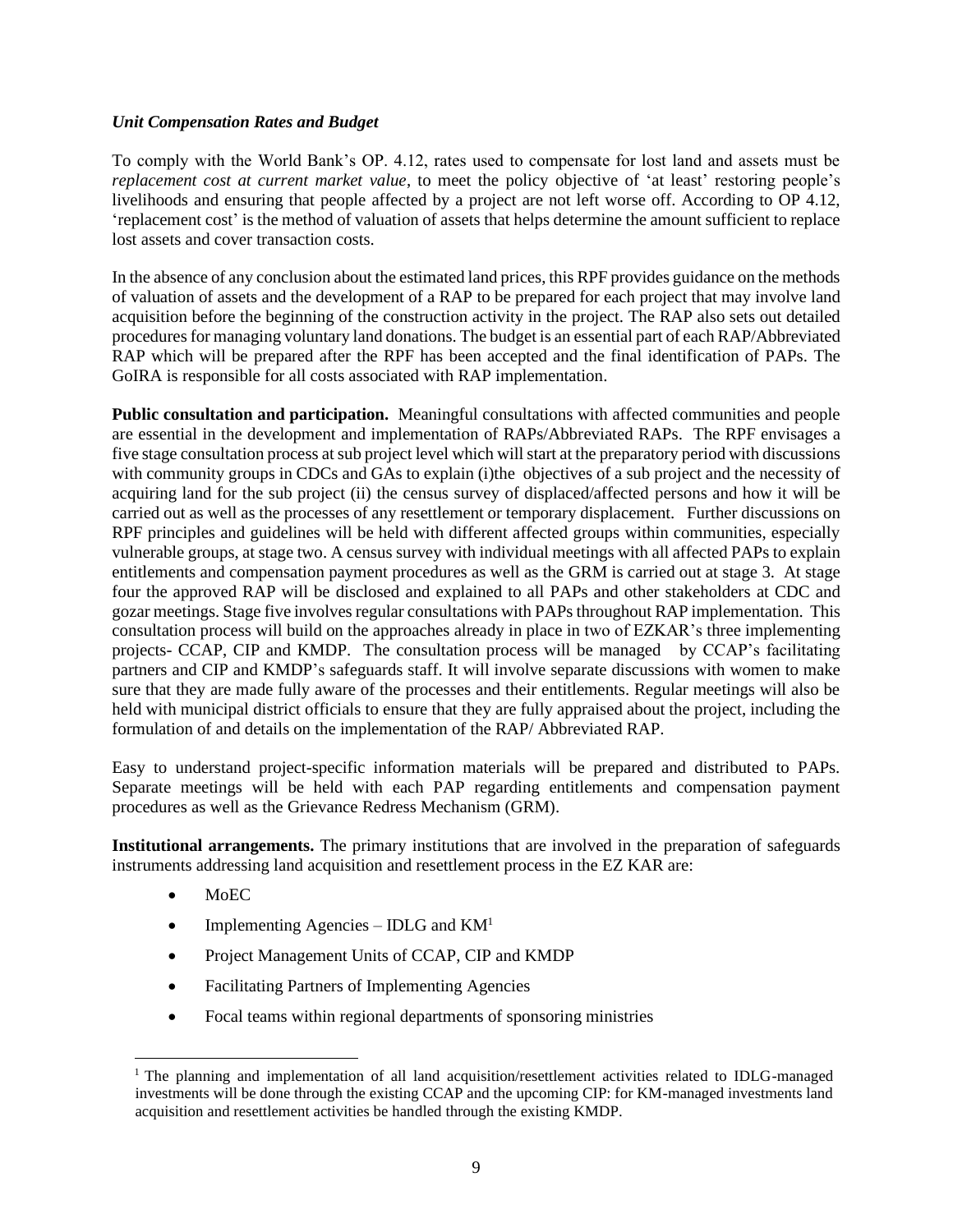***Unit Compensation Rates and Budget***

To comply with the World Bank's OP. 4.12, rates used to compensate for lost land and assets must be *replacement cost at current market value*, to meet the policy objective of 'at least' restoring people's livelihoods and ensuring that people affected by a project are not left worse off. According to OP 4.12, 'replacement cost' is the method of valuation of assets that helps determine the amount sufficient to replace lost assets and cover transaction costs.

In the absence of any conclusion about the estimated land prices, this RPF provides guidance on the methods of valuation of assets and the development of a RAP to be prepared for each project that may involve land acquisition before the beginning of the construction activity in the project. The RAP also sets out detailed procedures for managing voluntary land donations. The budget is an essential part of each RAP/Abbreviated RAP which will be prepared after the RPF has been accepted and the final identification of PAPs. The GoIRA is responsible for all costs associated with RAP implementation.

**Public consultation and participation.** Meaningful consultations with affected communities and people are essential in the development and implementation of RAPs/Abbreviated RAPs. The RPF envisages a five stage consultation process at sub project level which will start at the preparatory period with discussions with community groups in CDCs and GAs to explain (i)the objectives of a sub project and the necessity of acquiring land for the sub project (ii) the census survey of displaced/affected persons and how it will be carried out as well as the processes of any resettlement or temporary displacement. Further discussions on RPF principles and guidelines will be held with different affected groups within communities, especially vulnerable groups, at stage two. A census survey with individual meetings with all affected PAPs to explain entitlements and compensation payment procedures as well as the GRM is carried out at stage 3. At stage four the approved RAP will be disclosed and explained to all PAPs and other stakeholders at CDC and gozar meetings. Stage five involves regular consultations with PAPs throughout RAP implementation. This consultation process will build on the approaches already in place in two of EZKAR's three implementing projects- CCAP, CIP and KMDP. The consultation process will be managed by CCAP's facilitating partners and CIP and KMDP's safeguards staff. It will involve separate discussions with women to make sure that they are made fully aware of the processes and their entitlements. Regular meetings will also be held with municipal district officials to ensure that they are fully appraised about the project, including the formulation of and details on the implementation of the RAP/ Abbreviated RAP.

Easy to understand project-specific information materials will be prepared and distributed to PAPs. Separate meetings will be held with each PAP regarding entitlements and compensation payment procedures as well as the Grievance Redress Mechanism (GRM).

**Institutional arrangements.** The primary institutions that are involved in the preparation of safeguards instruments addressing land acquisition and resettlement process in the EZ KAR are:

- MoEC
- Implementing Agencies – IDLG and KM[1]
- Project Management Units of CCAP, CIP and KMDP
- Facilitating Partners of Implementing Agencies
- Focal teams within regional departments of sponsoring ministries

[1] The planning and implementation of all land acquisition/resettlement activities related to IDLG-managed investments will be done through the existing CCAP and the upcoming CIP: for KM-managed investments land acquisition and resettlement activities be handled through the existing KMDP.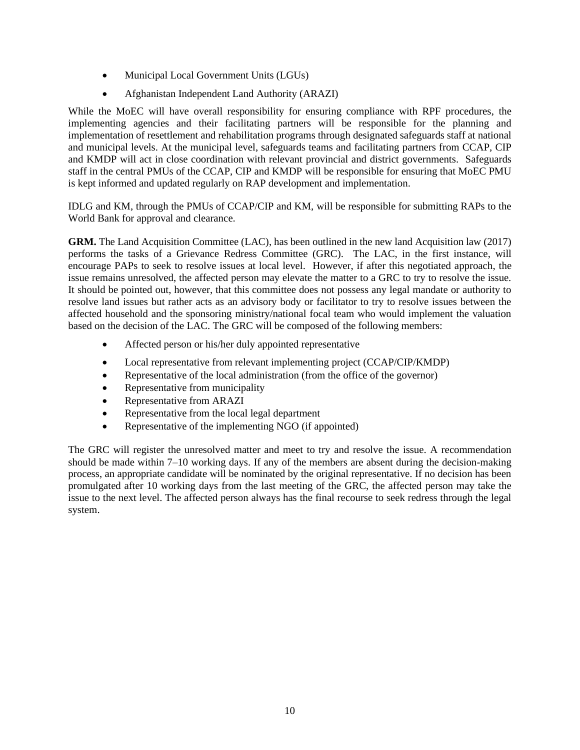- Municipal Local Government Units (LGUs)
- Afghanistan Independent Land Authority (ARAZI)

While the MoEC will have overall responsibility for ensuring compliance with RPF procedures, the implementing agencies and their facilitating partners will be responsible for the planning and implementation of resettlement and rehabilitation programs through designated safeguards staff at national and municipal levels. At the municipal level, safeguards teams and facilitating partners from CCAP, CIP and KMDP will act in close coordination with relevant provincial and district governments. Safeguards staff in the central PMUs of the CCAP, CIP and KMDP will be responsible for ensuring that MoEC PMU is kept informed and updated regularly on RAP development and implementation.

IDLG and KM, through the PMUs of CCAP/CIP and KM, will be responsible for submitting RAPs to the World Bank for approval and clearance.

**GRM.** The Land Acquisition Committee (LAC), has been outlined in the new land Acquisition law (2017) performs the tasks of a Grievance Redress Committee (GRC). The LAC, in the first instance, will encourage PAPs to seek to resolve issues at local level. However, if after this negotiated approach, the issue remains unresolved, the affected person may elevate the matter to a GRC to try to resolve the issue. It should be pointed out, however, that this committee does not possess any legal mandate or authority to resolve land issues but rather acts as an advisory body or facilitator to try to resolve issues between the affected household and the sponsoring ministry/national focal team who would implement the valuation based on the decision of the LAC. The GRC will be composed of the following members:

- Affected person or his/her duly appointed representative
- Local representative from relevant implementing project (CCAP/CIP/KMDP)
- Representative of the local administration (from the office of the governor)
- Representative from municipality
- Representative from ARAZI
- Representative from the local legal department
- Representative of the implementing NGO (if appointed)

The GRC will register the unresolved matter and meet to try and resolve the issue. A recommendation should be made within 7–10 working days. If any of the members are absent during the decision-making process, an appropriate candidate will be nominated by the original representative. If no decision has been promulgated after 10 working days from the last meeting of the GRC, the affected person may take the issue to the next level. The affected person always has the final recourse to seek redress through the legal system.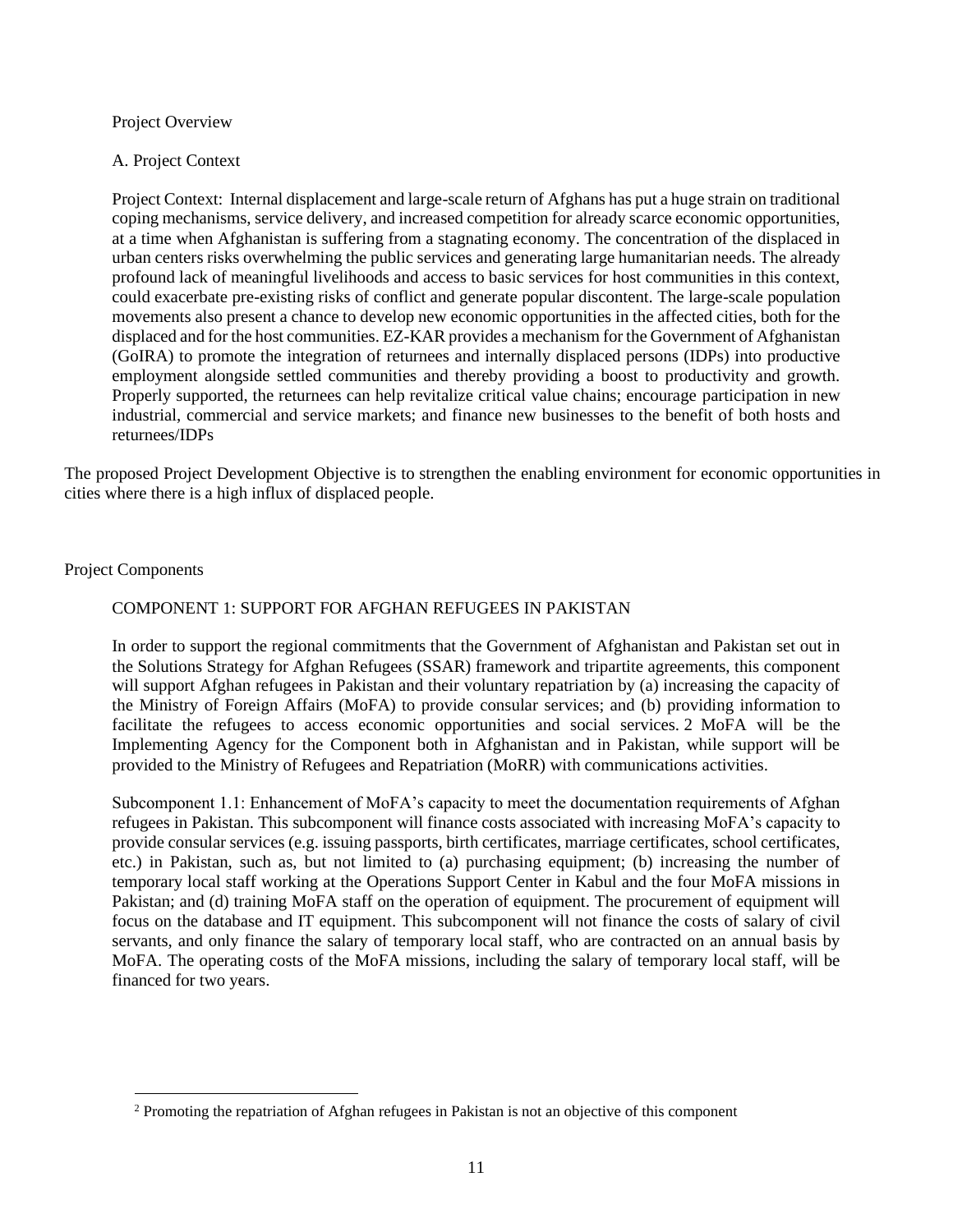Project Overview

A. Project Context

Project Context: Internal displacement and large-scale return of Afghans has put a huge strain on traditional coping mechanisms, service delivery, and increased competition for already scarce economic opportunities, at a time when Afghanistan is suffering from a stagnating economy. The concentration of the displaced in urban centers risks overwhelming the public services and generating large humanitarian needs. The already profound lack of meaningful livelihoods and access to basic services for host communities in this context, could exacerbate pre-existing risks of conflict and generate popular discontent. The large-scale population movements also present a chance to develop new economic opportunities in the affected cities, both for the displaced and for the host communities. EZ-KAR provides a mechanism for the Government of Afghanistan (GoIRA) to promote the integration of returnees and internally displaced persons (IDPs) into productive employment alongside settled communities and thereby providing a boost to productivity and growth. Properly supported, the returnees can help revitalize critical value chains; encourage participation in new industrial, commercial and service markets; and finance new businesses to the benefit of both hosts and returnees/IDPs

The proposed Project Development Objective is to strengthen the enabling environment for economic opportunities in cities where there is a high influx of displaced people.

Project Components

COMPONENT 1: SUPPORT FOR AFGHAN REFUGEES IN PAKISTAN

In order to support the regional commitments that the Government of Afghanistan and Pakistan set out in the Solutions Strategy for Afghan Refugees (SSAR) framework and tripartite agreements, this component will support Afghan refugees in Pakistan and their voluntary repatriation by (a) increasing the capacity of the Ministry of Foreign Affairs (MoFA) to provide consular services; and (b) providing information to facilitate the refugees to access economic opportunities and social services.[2] MoFA will be the Implementing Agency for the Component both in Afghanistan and in Pakistan, while support will be provided to the Ministry of Refugees and Repatriation (MoRR) with communications activities.

Subcomponent 1.1: Enhancement of MoFA's capacity to meet the documentation requirements of Afghan refugees in Pakistan. This subcomponent will finance costs associated with increasing MoFA's capacity to provide consular services (e.g. issuing passports, birth certificates, marriage certificates, school certificates, etc.) in Pakistan, such as, but not limited to (a) purchasing equipment; (b) increasing the number of temporary local staff working at the Operations Support Center in Kabul and the four MoFA missions in Pakistan; and (d) training MoFA staff on the operation of equipment. The procurement of equipment will focus on the database and IT equipment. This subcomponent will not finance the costs of salary of civil servants, and only finance the salary of temporary local staff, who are contracted on an annual basis by MoFA. The operating costs of the MoFA missions, including the salary of temporary local staff, will be financed for two years.

[2] Promoting the repatriation of Afghan refugees in Pakistan is not an objective of this component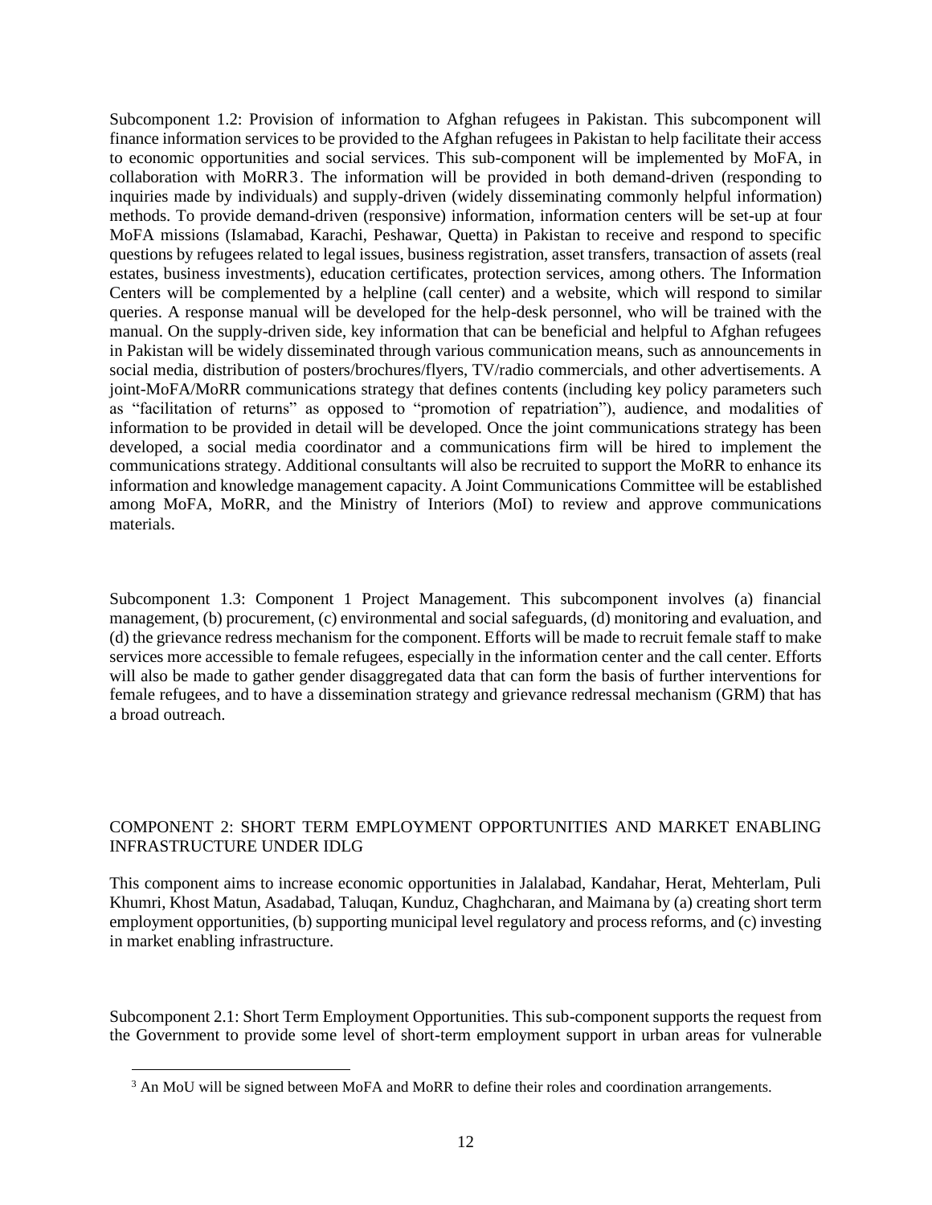Subcomponent 1.2: Provision of information to Afghan refugees in Pakistan. This subcomponent will finance information services to be provided to the Afghan refugees in Pakistan to help facilitate their access to economic opportunities and social services. This sub-component will be implemented by MoFA, in collaboration with MoRR[3]. The information will be provided in both demand-driven (responding to inquiries made by individuals) and supply-driven (widely disseminating commonly helpful information) methods. To provide demand-driven (responsive) information, information centers will be set-up at four MoFA missions (Islamabad, Karachi, Peshawar, Quetta) in Pakistan to receive and respond to specific questions by refugees related to legal issues, business registration, asset transfers, transaction of assets (real estates, business investments), education certificates, protection services, among others. The Information Centers will be complemented by a helpline (call center) and a website, which will respond to similar queries. A response manual will be developed for the help-desk personnel, who will be trained with the manual. On the supply-driven side, key information that can be beneficial and helpful to Afghan refugees in Pakistan will be widely disseminated through various communication means, such as announcements in social media, distribution of posters/brochures/flyers, TV/radio commercials, and other advertisements. A joint-MoFA/MoRR communications strategy that defines contents (including key policy parameters such as "facilitation of returns" as opposed to "promotion of repatriation"), audience, and modalities of information to be provided in detail will be developed. Once the joint communications strategy has been developed, a social media coordinator and a communications firm will be hired to implement the communications strategy. Additional consultants will also be recruited to support the MoRR to enhance its information and knowledge management capacity. A Joint Communications Committee will be established among MoFA, MoRR, and the Ministry of Interiors (MoI) to review and approve communications materials.

Subcomponent 1.3: Component 1 Project Management. This subcomponent involves (a) financial management, (b) procurement, (c) environmental and social safeguards, (d) monitoring and evaluation, and (d) the grievance redress mechanism for the component. Efforts will be made to recruit female staff to make services more accessible to female refugees, especially in the information center and the call center. Efforts will also be made to gather gender disaggregated data that can form the basis of further interventions for female refugees, and to have a dissemination strategy and grievance redressal mechanism (GRM) that has a broad outreach.

## COMPONENT 2: SHORT TERM EMPLOYMENT OPPORTUNITIES AND MARKET ENABLING INFRASTRUCTURE UNDER IDLG

This component aims to increase economic opportunities in Jalalabad, Kandahar, Herat, Mehterlam, Puli Khumri, Khost Matun, Asadabad, Taluqan, Kunduz, Chaghcharan, and Maimana by (a) creating short term employment opportunities, (b) supporting municipal level regulatory and process reforms, and (c) investing in market enabling infrastructure.

Subcomponent 2.1: Short Term Employment Opportunities. This sub-component supports the request from the Government to provide some level of short-term employment support in urban areas for vulnerable

[3] An MoU will be signed between MoFA and MoRR to define their roles and coordination arrangements.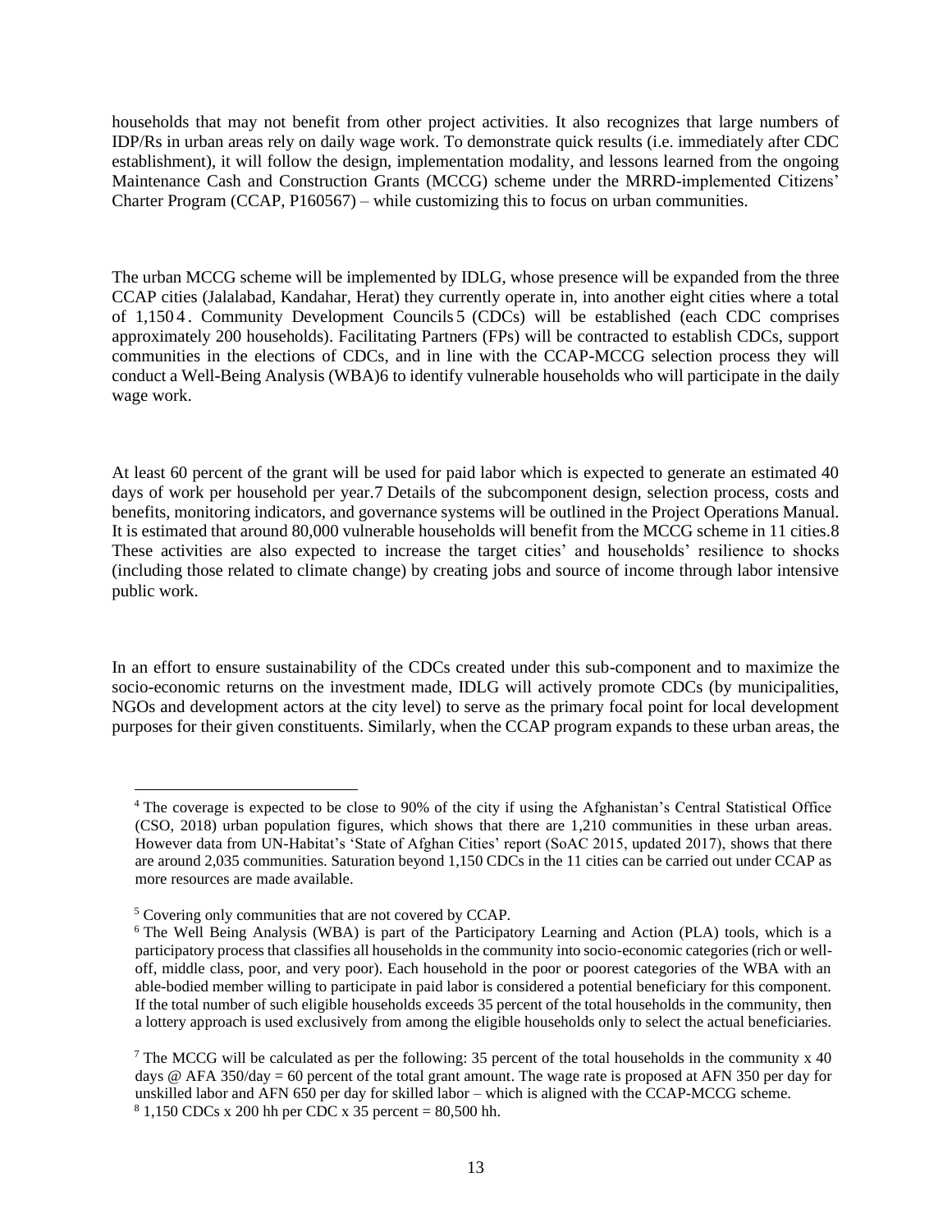households that may not benefit from other project activities. It also recognizes that large numbers of IDP/Rs in urban areas rely on daily wage work. To demonstrate quick results (i.e. immediately after CDC establishment), it will follow the design, implementation modality, and lessons learned from the ongoing Maintenance Cash and Construction Grants (MCCG) scheme under the MRRD-implemented Citizens' Charter Program (CCAP, P160567) – while customizing this to focus on urban communities.

The urban MCCG scheme will be implemented by IDLG, whose presence will be expanded from the three CCAP cities (Jalalabad, Kandahar, Herat) they currently operate in, into another eight cities where a total of 1,150[4]. Community Development Councils[5] (CDCs) will be established (each CDC comprises approximately 200 households). Facilitating Partners (FPs) will be contracted to establish CDCs, support communities in the elections of CDCs, and in line with the CCAP-MCCG selection process they will conduct a Well-Being Analysis (WBA)[6] to identify vulnerable households who will participate in the daily wage work.

At least 60 percent of the grant will be used for paid labor which is expected to generate an estimated 40 days of work per household per year.[7] Details of the subcomponent design, selection process, costs and benefits, monitoring indicators, and governance systems will be outlined in the Project Operations Manual. It is estimated that around 80,000 vulnerable households will benefit from the MCCG scheme in 11 cities.[8] These activities are also expected to increase the target cities' and households' resilience to shocks (including those related to climate change) by creating jobs and source of income through labor intensive public work.

In an effort to ensure sustainability of the CDCs created under this sub-component and to maximize the socio-economic returns on the investment made, IDLG will actively promote CDCs (by municipalities, NGOs and development actors at the city level) to serve as the primary focal point for local development purposes for their given constituents. Similarly, when the CCAP program expands to these urban areas, the

---

[4] The coverage is expected to be close to 90% of the city if using the Afghanistan's Central Statistical Office (CSO, 2018) urban population figures, which shows that there are 1,210 communities in these urban areas. However data from UN-Habitat's 'State of Afghan Cities' report (SoAC 2015, updated 2017), shows that there are around 2,035 communities. Saturation beyond 1,150 CDCs in the 11 cities can be carried out under CCAP as more resources are made available.

[5] Covering only communities that are not covered by CCAP.

[6] The Well Being Analysis (WBA) is part of the Participatory Learning and Action (PLA) tools, which is a participatory process that classifies all households in the community into socio-economic categories (rich or well-off, middle class, poor, and very poor). Each household in the poor or poorest categories of the WBA with an able-bodied member willing to participate in paid labor is considered a potential beneficiary for this component. If the total number of such eligible households exceeds 35 percent of the total households in the community, then a lottery approach is used exclusively from among the eligible households only to select the actual beneficiaries.

[7] The MCCG will be calculated as per the following: 35 percent of the total households in the community x 40 days @ AFA 350/day = 60 percent of the total grant amount. The wage rate is proposed at AFN 350 per day for unskilled labor and AFN 650 per day for skilled labor – which is aligned with the CCAP-MCCG scheme.

[8] 1,150 CDCs x 200 hh per CDC x 35 percent = 80,500 hh.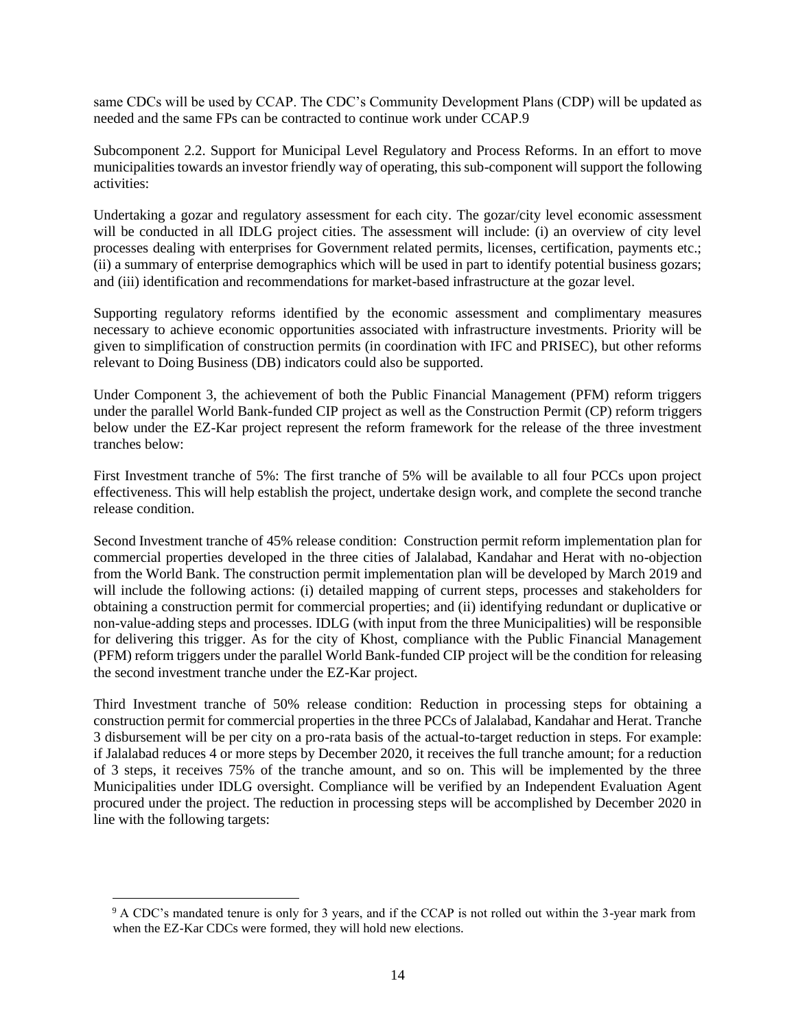same CDCs will be used by CCAP. The CDC's Community Development Plans (CDP) will be updated as needed and the same FPs can be contracted to continue work under CCAP.[9]

Subcomponent 2.2. Support for Municipal Level Regulatory and Process Reforms. In an effort to move municipalities towards an investor friendly way of operating, this sub-component will support the following activities:

Undertaking a gozar and regulatory assessment for each city. The gozar/city level economic assessment will be conducted in all IDLG project cities. The assessment will include: (i) an overview of city level processes dealing with enterprises for Government related permits, licenses, certification, payments etc.; (ii) a summary of enterprise demographics which will be used in part to identify potential business gozars; and (iii) identification and recommendations for market-based infrastructure at the gozar level.

Supporting regulatory reforms identified by the economic assessment and complimentary measures necessary to achieve economic opportunities associated with infrastructure investments. Priority will be given to simplification of construction permits (in coordination with IFC and PRISEC), but other reforms relevant to Doing Business (DB) indicators could also be supported.

Under Component 3, the achievement of both the Public Financial Management (PFM) reform triggers under the parallel World Bank-funded CIP project as well as the Construction Permit (CP) reform triggers below under the EZ-Kar project represent the reform framework for the release of the three investment tranches below:

First Investment tranche of 5%: The first tranche of 5% will be available to all four PCCs upon project effectiveness. This will help establish the project, undertake design work, and complete the second tranche release condition.

Second Investment tranche of 45% release condition: Construction permit reform implementation plan for commercial properties developed in the three cities of Jalalabad, Kandahar and Herat with no-objection from the World Bank. The construction permit implementation plan will be developed by March 2019 and will include the following actions: (i) detailed mapping of current steps, processes and stakeholders for obtaining a construction permit for commercial properties; and (ii) identifying redundant or duplicative or non-value-adding steps and processes. IDLG (with input from the three Municipalities) will be responsible for delivering this trigger. As for the city of Khost, compliance with the Public Financial Management (PFM) reform triggers under the parallel World Bank-funded CIP project will be the condition for releasing the second investment tranche under the EZ-Kar project.

Third Investment tranche of 50% release condition: Reduction in processing steps for obtaining a construction permit for commercial properties in the three PCCs of Jalalabad, Kandahar and Herat. Tranche 3 disbursement will be per city on a pro-rata basis of the actual-to-target reduction in steps. For example: if Jalalabad reduces 4 or more steps by December 2020, it receives the full tranche amount; for a reduction of 3 steps, it receives 75% of the tranche amount, and so on. This will be implemented by the three Municipalities under IDLG oversight. Compliance will be verified by an Independent Evaluation Agent procured under the project. The reduction in processing steps will be accomplished by December 2020 in line with the following targets:

[9] A CDC's mandated tenure is only for 3 years, and if the CCAP is not rolled out within the 3-year mark from when the EZ-Kar CDCs were formed, they will hold new elections.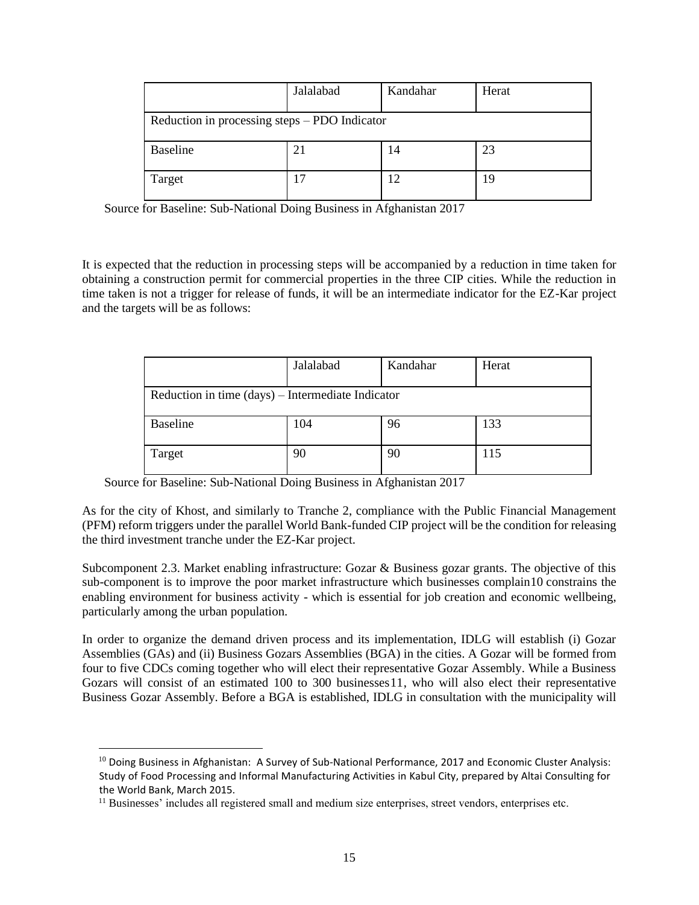| | Jalalabad | Kandahar | Herat |
|---|---|---|---|
| Reduction in processing steps – PDO Indicator | | | |
| Baseline | 21 | 14 | 23 |
| Target | 17 | 12 | 19 |

Source for Baseline: Sub-National Doing Business in Afghanistan 2017

It is expected that the reduction in processing steps will be accompanied by a reduction in time taken for obtaining a construction permit for commercial properties in the three CIP cities. While the reduction in time taken is not a trigger for release of funds, it will be an intermediate indicator for the EZ-Kar project and the targets will be as follows:

| | Jalalabad | Kandahar | Herat |
|---|---|---|---|
| Reduction in time (days) – Intermediate Indicator | | | |
| Baseline | 104 | 96 | 133 |
| Target | 90 | 90 | 115 |

Source for Baseline: Sub-National Doing Business in Afghanistan 2017

As for the city of Khost, and similarly to Tranche 2, compliance with the Public Financial Management (PFM) reform triggers under the parallel World Bank-funded CIP project will be the condition for releasing the third investment tranche under the EZ-Kar project.

Subcomponent 2.3. Market enabling infrastructure: Gozar & Business gozar grants. The objective of this sub-component is to improve the poor market infrastructure which businesses complain[10] constrains the enabling environment for business activity - which is essential for job creation and economic wellbeing, particularly among the urban population.

In order to organize the demand driven process and its implementation, IDLG will establish (i) Gozar Assemblies (GAs) and (ii) Business Gozars Assemblies (BGA) in the cities. A Gozar will be formed from four to five CDCs coming together who will elect their representative Gozar Assembly. While a Business Gozars will consist of an estimated 100 to 300 businesses[11], who will also elect their representative Business Gozar Assembly. Before a BGA is established, IDLG in consultation with the municipality will

[10] Doing Business in Afghanistan: A Survey of Sub-National Performance, 2017 and Economic Cluster Analysis: Study of Food Processing and Informal Manufacturing Activities in Kabul City, prepared by Altai Consulting for the World Bank, March 2015.

[11] Businesses' includes all registered small and medium size enterprises, street vendors, enterprises etc.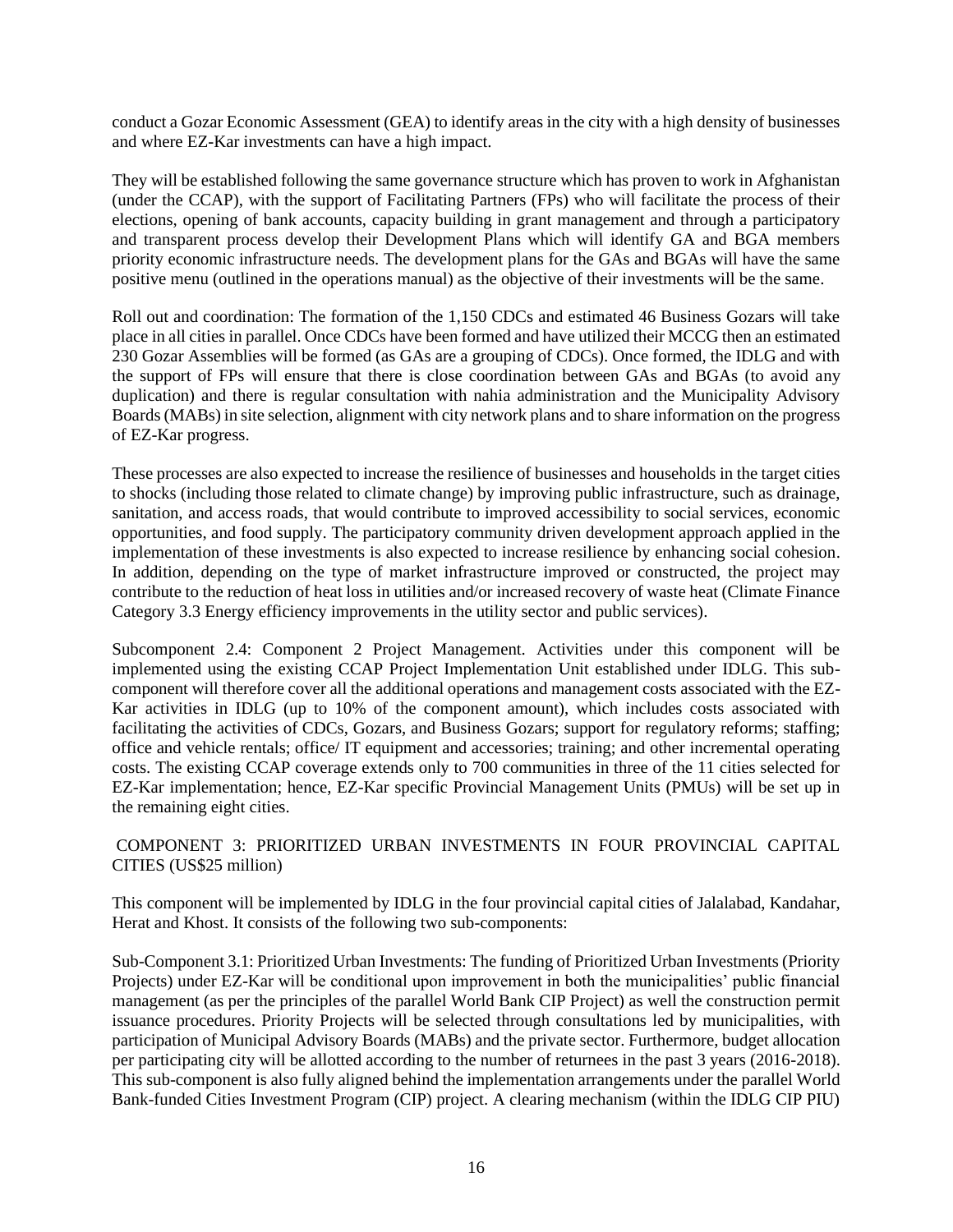conduct a Gozar Economic Assessment (GEA) to identify areas in the city with a high density of businesses and where EZ-Kar investments can have a high impact.

They will be established following the same governance structure which has proven to work in Afghanistan (under the CCAP), with the support of Facilitating Partners (FPs) who will facilitate the process of their elections, opening of bank accounts, capacity building in grant management and through a participatory and transparent process develop their Development Plans which will identify GA and BGA members priority economic infrastructure needs. The development plans for the GAs and BGAs will have the same positive menu (outlined in the operations manual) as the objective of their investments will be the same.

Roll out and coordination: The formation of the 1,150 CDCs and estimated 46 Business Gozars will take place in all cities in parallel. Once CDCs have been formed and have utilized their MCCG then an estimated 230 Gozar Assemblies will be formed (as GAs are a grouping of CDCs). Once formed, the IDLG and with the support of FPs will ensure that there is close coordination between GAs and BGAs (to avoid any duplication) and there is regular consultation with nahia administration and the Municipality Advisory Boards (MABs) in site selection, alignment with city network plans and to share information on the progress of EZ-Kar progress.

These processes are also expected to increase the resilience of businesses and households in the target cities to shocks (including those related to climate change) by improving public infrastructure, such as drainage, sanitation, and access roads, that would contribute to improved accessibility to social services, economic opportunities, and food supply. The participatory community driven development approach applied in the implementation of these investments is also expected to increase resilience by enhancing social cohesion. In addition, depending on the type of market infrastructure improved or constructed, the project may contribute to the reduction of heat loss in utilities and/or increased recovery of waste heat (Climate Finance Category 3.3 Energy efficiency improvements in the utility sector and public services).

Subcomponent 2.4: Component 2 Project Management. Activities under this component will be implemented using the existing CCAP Project Implementation Unit established under IDLG. This sub-component will therefore cover all the additional operations and management costs associated with the EZ-Kar activities in IDLG (up to 10% of the component amount), which includes costs associated with facilitating the activities of CDCs, Gozars, and Business Gozars; support for regulatory reforms; staffing; office and vehicle rentals; office/ IT equipment and accessories; training; and other incremental operating costs. The existing CCAP coverage extends only to 700 communities in three of the 11 cities selected for EZ-Kar implementation; hence, EZ-Kar specific Provincial Management Units (PMUs) will be set up in the remaining eight cities.

## COMPONENT 3: PRIORITIZED URBAN INVESTMENTS IN FOUR PROVINCIAL CAPITAL CITIES (US$25 million)

This component will be implemented by IDLG in the four provincial capital cities of Jalalabad, Kandahar, Herat and Khost. It consists of the following two sub-components:

Sub-Component 3.1: Prioritized Urban Investments: The funding of Prioritized Urban Investments (Priority Projects) under EZ-Kar will be conditional upon improvement in both the municipalities' public financial management (as per the principles of the parallel World Bank CIP Project) as well the construction permit issuance procedures. Priority Projects will be selected through consultations led by municipalities, with participation of Municipal Advisory Boards (MABs) and the private sector. Furthermore, budget allocation per participating city will be allotted according to the number of returnees in the past 3 years (2016-2018). This sub-component is also fully aligned behind the implementation arrangements under the parallel World Bank-funded Cities Investment Program (CIP) project. A clearing mechanism (within the IDLG CIP PIU)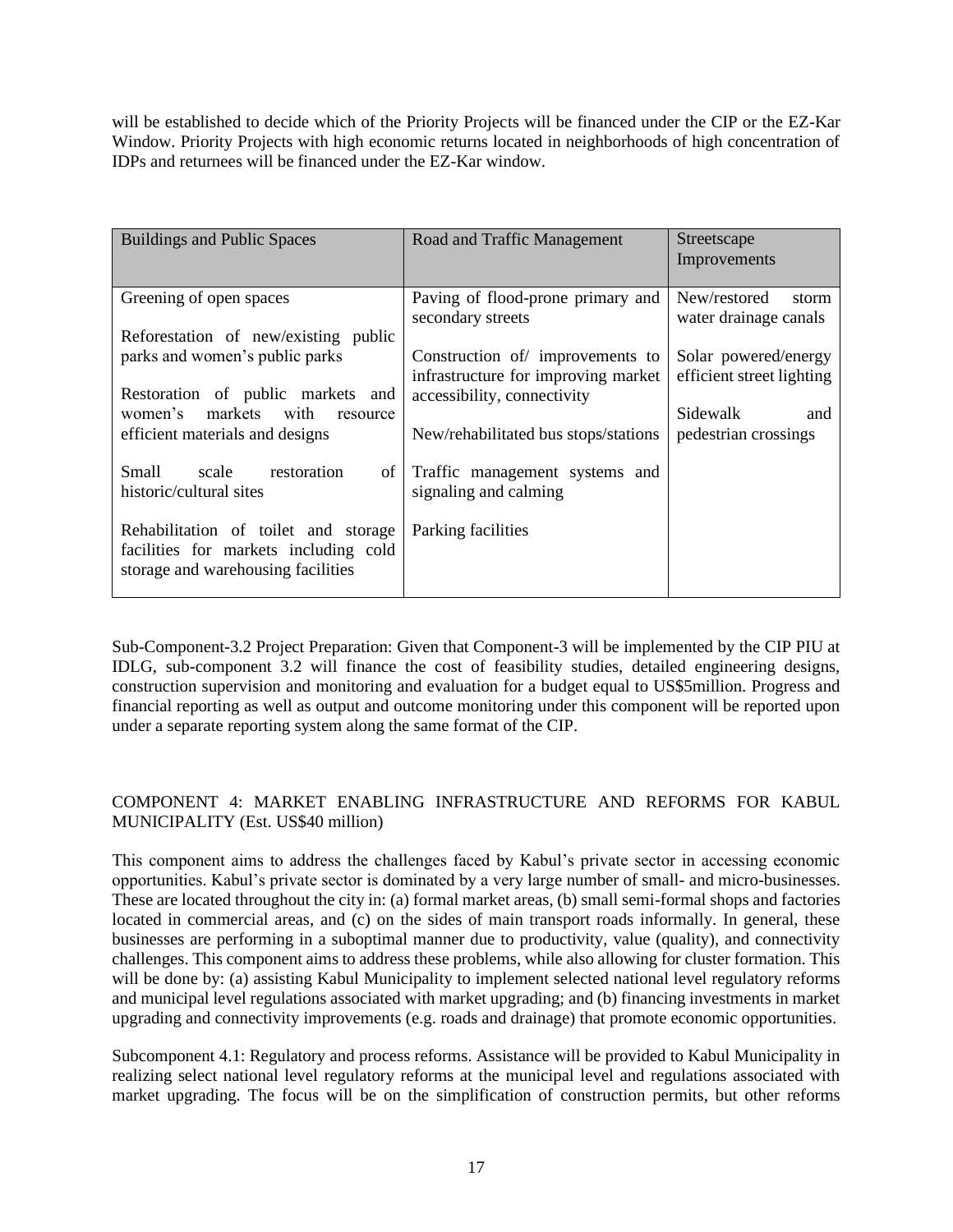will be established to decide which of the Priority Projects will be financed under the CIP or the EZ-Kar Window. Priority Projects with high economic returns located in neighborhoods of high concentration of IDPs and returnees will be financed under the EZ-Kar window.

| Buildings and Public Spaces | Road and Traffic Management | Streetscape Improvements |
|---|---|---|
| Greening of open spaces<br><br>Reforestation of new/existing public parks and women's public parks<br><br>Restoration of public markets and women's markets with resource efficient materials and designs<br><br>Small scale restoration of historic/cultural sites<br><br>Rehabilitation of toilet and storage facilities for markets including cold storage and warehousing facilities | Paving of flood-prone primary and secondary streets<br><br>Construction of/ improvements to infrastructure for improving market accessibility, connectivity<br><br>New/rehabilitated bus stops/stations<br><br>Traffic management systems and signaling and calming<br><br>Parking facilities | New/restored storm water drainage canals<br><br>Solar powered/energy efficient street lighting<br><br>Sidewalk and pedestrian crossings |

Sub-Component-3.2 Project Preparation: Given that Component-3 will be implemented by the CIP PIU at IDLG, sub-component 3.2 will finance the cost of feasibility studies, detailed engineering designs, construction supervision and monitoring and evaluation for a budget equal to US$5million. Progress and financial reporting as well as output and outcome monitoring under this component will be reported upon under a separate reporting system along the same format of the CIP.

## COMPONENT 4: MARKET ENABLING INFRASTRUCTURE AND REFORMS FOR KABUL MUNICIPALITY (Est. US$40 million)

This component aims to address the challenges faced by Kabul's private sector in accessing economic opportunities. Kabul's private sector is dominated by a very large number of small- and micro-businesses. These are located throughout the city in: (a) formal market areas, (b) small semi-formal shops and factories located in commercial areas, and (c) on the sides of main transport roads informally. In general, these businesses are performing in a suboptimal manner due to productivity, value (quality), and connectivity challenges. This component aims to address these problems, while also allowing for cluster formation. This will be done by: (a) assisting Kabul Municipality to implement selected national level regulatory reforms and municipal level regulations associated with market upgrading; and (b) financing investments in market upgrading and connectivity improvements (e.g. roads and drainage) that promote economic opportunities.

Subcomponent 4.1: Regulatory and process reforms. Assistance will be provided to Kabul Municipality in realizing select national level regulatory reforms at the municipal level and regulations associated with market upgrading. The focus will be on the simplification of construction permits, but other reforms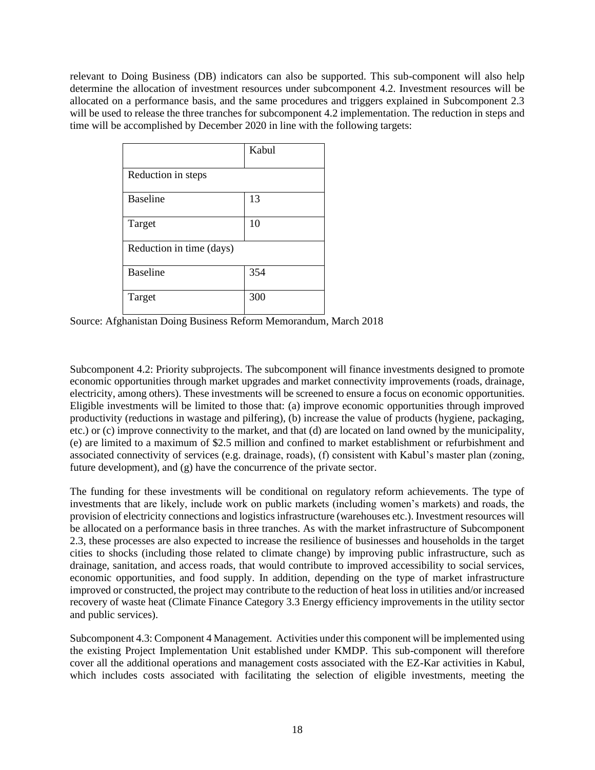relevant to Doing Business (DB) indicators can also be supported. This sub-component will also help determine the allocation of investment resources under subcomponent 4.2. Investment resources will be allocated on a performance basis, and the same procedures and triggers explained in Subcomponent 2.3 will be used to release the three tranches for subcomponent 4.2 implementation. The reduction in steps and time will be accomplished by December 2020 in line with the following targets:

| | Kabul |
|---|---|
| Reduction in steps | |
| Baseline | 13 |
| Target | 10 |
| Reduction in time (days) | |
| Baseline | 354 |
| Target | 300 |

Source: Afghanistan Doing Business Reform Memorandum, March 2018

Subcomponent 4.2: Priority subprojects. The subcomponent will finance investments designed to promote economic opportunities through market upgrades and market connectivity improvements (roads, drainage, electricity, among others). These investments will be screened to ensure a focus on economic opportunities. Eligible investments will be limited to those that: (a) improve economic opportunities through improved productivity (reductions in wastage and pilfering), (b) increase the value of products (hygiene, packaging, etc.) or (c) improve connectivity to the market, and that (d) are located on land owned by the municipality, (e) are limited to a maximum of $2.5 million and confined to market establishment or refurbishment and associated connectivity of services (e.g. drainage, roads), (f) consistent with Kabul's master plan (zoning, future development), and (g) have the concurrence of the private sector.

The funding for these investments will be conditional on regulatory reform achievements. The type of investments that are likely, include work on public markets (including women's markets) and roads, the provision of electricity connections and logistics infrastructure (warehouses etc.). Investment resources will be allocated on a performance basis in three tranches. As with the market infrastructure of Subcomponent 2.3, these processes are also expected to increase the resilience of businesses and households in the target cities to shocks (including those related to climate change) by improving public infrastructure, such as drainage, sanitation, and access roads, that would contribute to improved accessibility to social services, economic opportunities, and food supply. In addition, depending on the type of market infrastructure improved or constructed, the project may contribute to the reduction of heat loss in utilities and/or increased recovery of waste heat (Climate Finance Category 3.3 Energy efficiency improvements in the utility sector and public services).

Subcomponent 4.3: Component 4 Management. Activities under this component will be implemented using the existing Project Implementation Unit established under KMDP. This sub-component will therefore cover all the additional operations and management costs associated with the EZ-Kar activities in Kabul, which includes costs associated with facilitating the selection of eligible investments, meeting the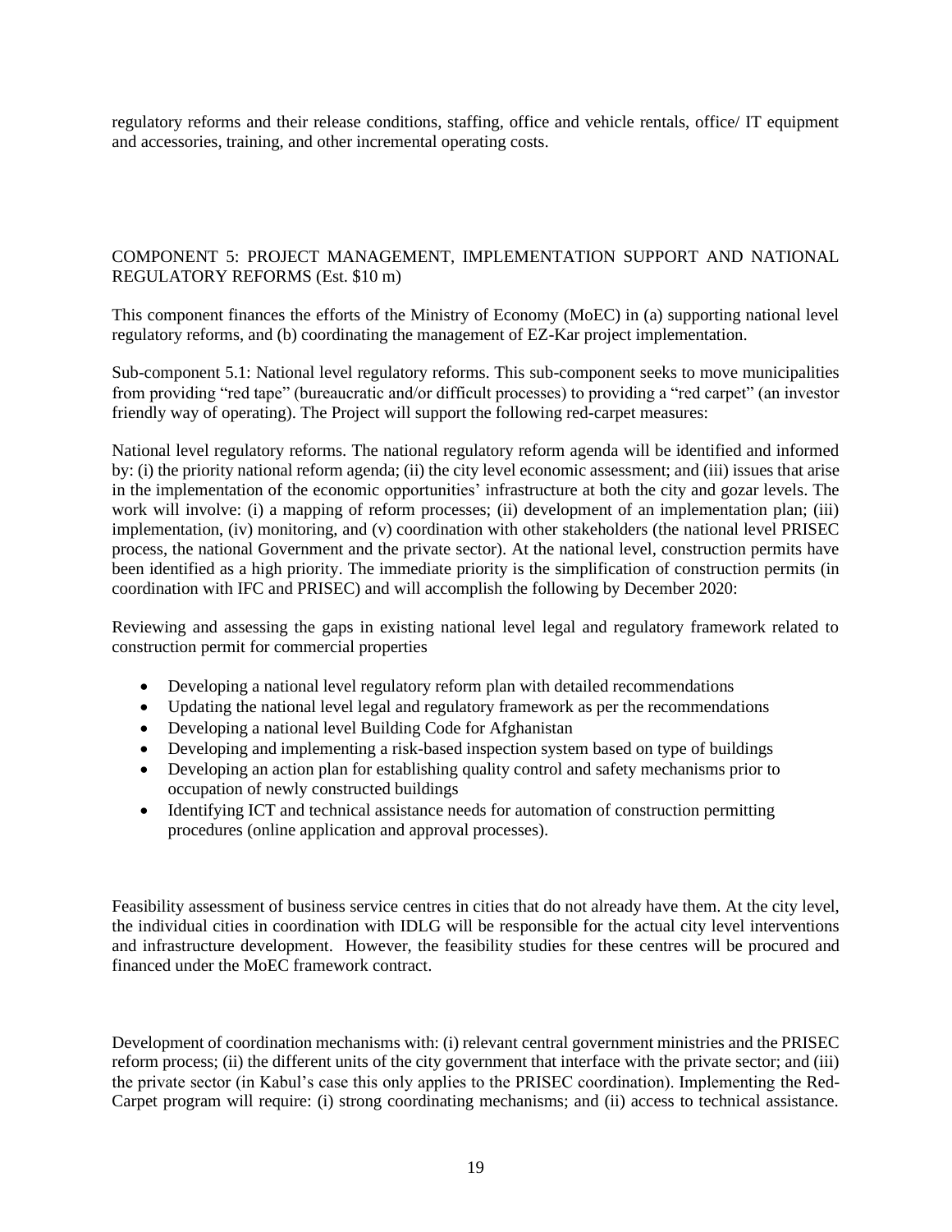regulatory reforms and their release conditions, staffing, office and vehicle rentals, office/ IT equipment and accessories, training, and other incremental operating costs.

## COMPONENT 5: PROJECT MANAGEMENT, IMPLEMENTATION SUPPORT AND NATIONAL REGULATORY REFORMS (Est. $10 m)

This component finances the efforts of the Ministry of Economy (MoEC) in (a) supporting national level regulatory reforms, and (b) coordinating the management of EZ-Kar project implementation.

Sub-component 5.1: National level regulatory reforms. This sub-component seeks to move municipalities from providing "red tape" (bureaucratic and/or difficult processes) to providing a "red carpet" (an investor friendly way of operating). The Project will support the following red-carpet measures:

National level regulatory reforms. The national regulatory reform agenda will be identified and informed by: (i) the priority national reform agenda; (ii) the city level economic assessment; and (iii) issues that arise in the implementation of the economic opportunities' infrastructure at both the city and gozar levels. The work will involve: (i) a mapping of reform processes; (ii) development of an implementation plan; (iii) implementation, (iv) monitoring, and (v) coordination with other stakeholders (the national level PRISEC process, the national Government and the private sector). At the national level, construction permits have been identified as a high priority. The immediate priority is the simplification of construction permits (in coordination with IFC and PRISEC) and will accomplish the following by December 2020:

Reviewing and assessing the gaps in existing national level legal and regulatory framework related to construction permit for commercial properties

- Developing a national level regulatory reform plan with detailed recommendations
- Updating the national level legal and regulatory framework as per the recommendations
- Developing a national level Building Code for Afghanistan
- Developing and implementing a risk-based inspection system based on type of buildings
- Developing an action plan for establishing quality control and safety mechanisms prior to occupation of newly constructed buildings
- Identifying ICT and technical assistance needs for automation of construction permitting procedures (online application and approval processes).

Feasibility assessment of business service centres in cities that do not already have them. At the city level, the individual cities in coordination with IDLG will be responsible for the actual city level interventions and infrastructure development. However, the feasibility studies for these centres will be procured and financed under the MoEC framework contract.

Development of coordination mechanisms with: (i) relevant central government ministries and the PRISEC reform process; (ii) the different units of the city government that interface with the private sector; and (iii) the private sector (in Kabul's case this only applies to the PRISEC coordination). Implementing the Red-Carpet program will require: (i) strong coordinating mechanisms; and (ii) access to technical assistance.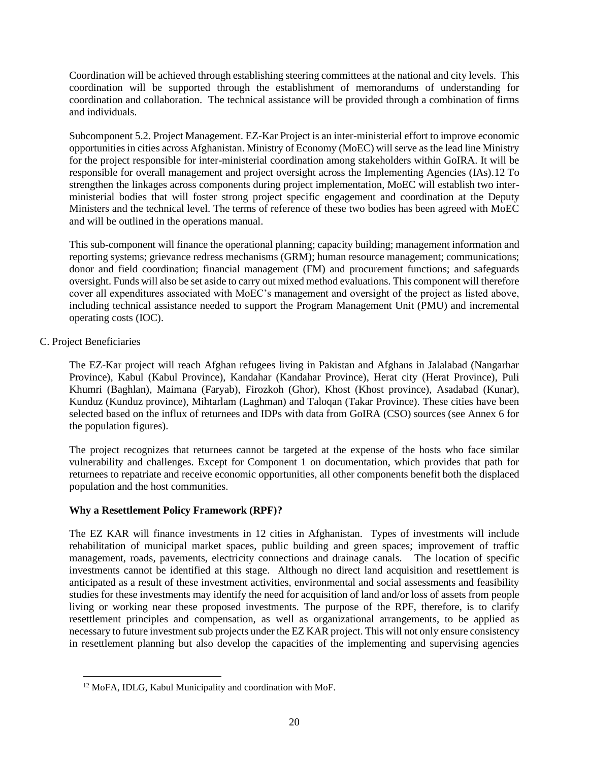Coordination will be achieved through establishing steering committees at the national and city levels. This coordination will be supported through the establishment of memorandums of understanding for coordination and collaboration. The technical assistance will be provided through a combination of firms and individuals.

Subcomponent 5.2. Project Management. EZ-Kar Project is an inter-ministerial effort to improve economic opportunities in cities across Afghanistan. Ministry of Economy (MoEC) will serve as the lead line Ministry for the project responsible for inter-ministerial coordination among stakeholders within GoIRA. It will be responsible for overall management and project oversight across the Implementing Agencies (IAs).[12] To strengthen the linkages across components during project implementation, MoEC will establish two inter-ministerial bodies that will foster strong project specific engagement and coordination at the Deputy Ministers and the technical level. The terms of reference of these two bodies has been agreed with MoEC and will be outlined in the operations manual.

This sub-component will finance the operational planning; capacity building; management information and reporting systems; grievance redress mechanisms (GRM); human resource management; communications; donor and field coordination; financial management (FM) and procurement functions; and safeguards oversight. Funds will also be set aside to carry out mixed method evaluations. This component will therefore cover all expenditures associated with MoEC's management and oversight of the project as listed above, including technical assistance needed to support the Program Management Unit (PMU) and incremental operating costs (IOC).

C. Project Beneficiaries

The EZ-Kar project will reach Afghan refugees living in Pakistan and Afghans in Jalalabad (Nangarhar Province), Kabul (Kabul Province), Kandahar (Kandahar Province), Herat city (Herat Province), Puli Khumri (Baghlan), Maimana (Faryab), Firozkoh (Ghor), Khost (Khost province), Asadabad (Kunar), Kunduz (Kunduz province), Mihtarlam (Laghman) and Taloqan (Takar Province). These cities have been selected based on the influx of returnees and IDPs with data from GoIRA (CSO) sources (see Annex 6 for the population figures).

The project recognizes that returnees cannot be targeted at the expense of the hosts who face similar vulnerability and challenges. Except for Component 1 on documentation, which provides that path for returnees to repatriate and receive economic opportunities, all other components benefit both the displaced population and the host communities.

**Why a Resettlement Policy Framework (RPF)?**

The EZ KAR will finance investments in 12 cities in Afghanistan. Types of investments will include rehabilitation of municipal market spaces, public building and green spaces; improvement of traffic management, roads, pavements, electricity connections and drainage canals. The location of specific investments cannot be identified at this stage. Although no direct land acquisition and resettlement is anticipated as a result of these investment activities, environmental and social assessments and feasibility studies for these investments may identify the need for acquisition of land and/or loss of assets from people living or working near these proposed investments. The purpose of the RPF, therefore, is to clarify resettlement principles and compensation, as well as organizational arrangements, to be applied as necessary to future investment sub projects under the EZ KAR project. This will not only ensure consistency in resettlement planning but also develop the capacities of the implementing and supervising agencies

[12] MoFA, IDLG, Kabul Municipality and coordination with MoF.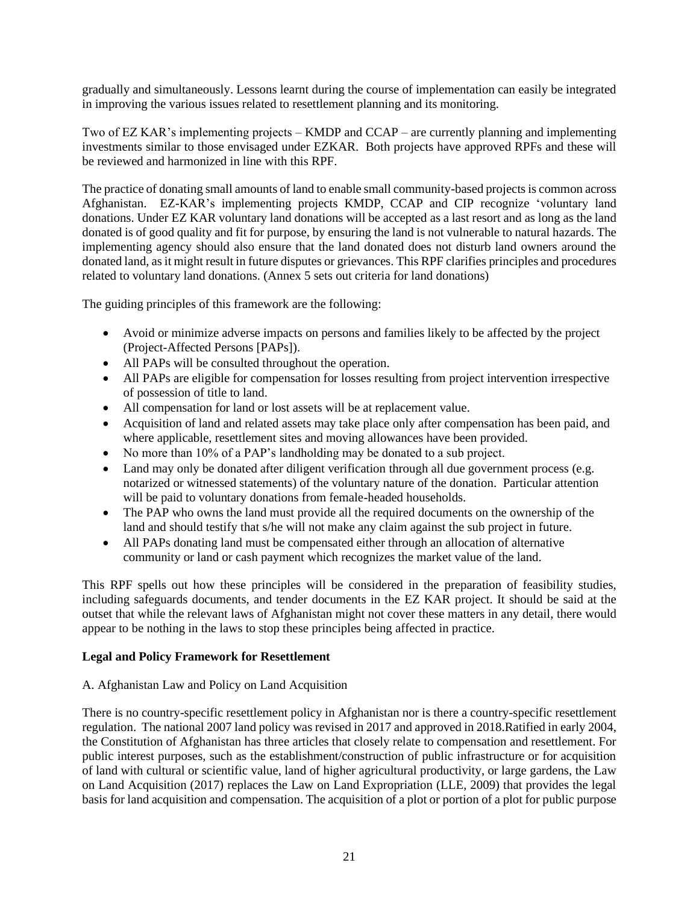gradually and simultaneously. Lessons learnt during the course of implementation can easily be integrated in improving the various issues related to resettlement planning and its monitoring.

Two of EZ KAR's implementing projects – KMDP and CCAP – are currently planning and implementing investments similar to those envisaged under EZKAR. Both projects have approved RPFs and these will be reviewed and harmonized in line with this RPF.

The practice of donating small amounts of land to enable small community-based projects is common across Afghanistan. EZ-KAR's implementing projects KMDP, CCAP and CIP recognize 'voluntary land donations. Under EZ KAR voluntary land donations will be accepted as a last resort and as long as the land donated is of good quality and fit for purpose, by ensuring the land is not vulnerable to natural hazards. The implementing agency should also ensure that the land donated does not disturb land owners around the donated land, as it might result in future disputes or grievances. This RPF clarifies principles and procedures related to voluntary land donations. (Annex 5 sets out criteria for land donations)

The guiding principles of this framework are the following:

- Avoid or minimize adverse impacts on persons and families likely to be affected by the project (Project-Affected Persons [PAPs]).
- All PAPs will be consulted throughout the operation.
- All PAPs are eligible for compensation for losses resulting from project intervention irrespective of possession of title to land.
- All compensation for land or lost assets will be at replacement value.
- Acquisition of land and related assets may take place only after compensation has been paid, and where applicable, resettlement sites and moving allowances have been provided.
- No more than 10% of a PAP's landholding may be donated to a sub project.
- Land may only be donated after diligent verification through all due government process (e.g. notarized or witnessed statements) of the voluntary nature of the donation. Particular attention will be paid to voluntary donations from female-headed households.
- The PAP who owns the land must provide all the required documents on the ownership of the land and should testify that s/he will not make any claim against the sub project in future.
- All PAPs donating land must be compensated either through an allocation of alternative community or land or cash payment which recognizes the market value of the land.

This RPF spells out how these principles will be considered in the preparation of feasibility studies, including safeguards documents, and tender documents in the EZ KAR project. It should be said at the outset that while the relevant laws of Afghanistan might not cover these matters in any detail, there would appear to be nothing in the laws to stop these principles being affected in practice.

**Legal and Policy Framework for Resettlement**

A. Afghanistan Law and Policy on Land Acquisition

There is no country-specific resettlement policy in Afghanistan nor is there a country-specific resettlement regulation. The national 2007 land policy was revised in 2017 and approved in 2018.Ratified in early 2004, the Constitution of Afghanistan has three articles that closely relate to compensation and resettlement. For public interest purposes, such as the establishment/construction of public infrastructure or for acquisition of land with cultural or scientific value, land of higher agricultural productivity, or large gardens, the Law on Land Acquisition (2017) replaces the Law on Land Expropriation (LLE, 2009) that provides the legal basis for land acquisition and compensation. The acquisition of a plot or portion of a plot for public purpose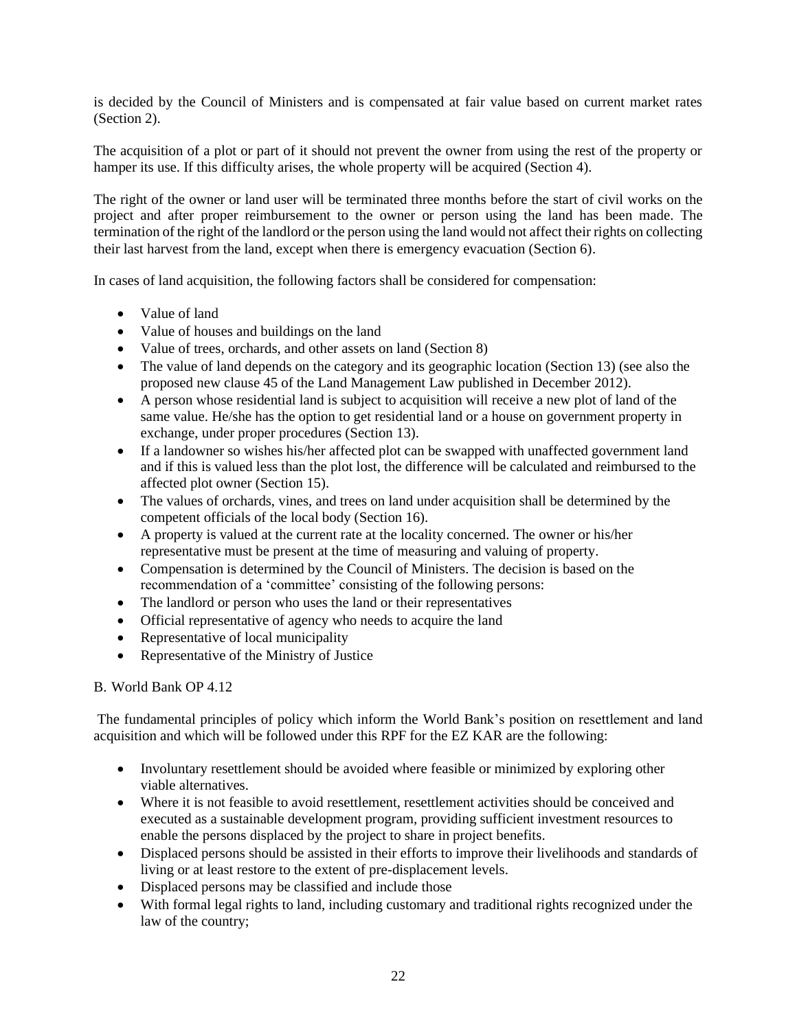is decided by the Council of Ministers and is compensated at fair value based on current market rates (Section 2).

The acquisition of a plot or part of it should not prevent the owner from using the rest of the property or hamper its use. If this difficulty arises, the whole property will be acquired (Section 4).

The right of the owner or land user will be terminated three months before the start of civil works on the project and after proper reimbursement to the owner or person using the land has been made. The termination of the right of the landlord or the person using the land would not affect their rights on collecting their last harvest from the land, except when there is emergency evacuation (Section 6).

In cases of land acquisition, the following factors shall be considered for compensation:

- Value of land
- Value of houses and buildings on the land
- Value of trees, orchards, and other assets on land (Section 8)
- The value of land depends on the category and its geographic location (Section 13) (see also the proposed new clause 45 of the Land Management Law published in December 2012).
- A person whose residential land is subject to acquisition will receive a new plot of land of the same value. He/she has the option to get residential land or a house on government property in exchange, under proper procedures (Section 13).
- If a landowner so wishes his/her affected plot can be swapped with unaffected government land and if this is valued less than the plot lost, the difference will be calculated and reimbursed to the affected plot owner (Section 15).
- The values of orchards, vines, and trees on land under acquisition shall be determined by the competent officials of the local body (Section 16).
- A property is valued at the current rate at the locality concerned. The owner or his/her representative must be present at the time of measuring and valuing of property.
- Compensation is determined by the Council of Ministers. The decision is based on the recommendation of a 'committee' consisting of the following persons:
- The landlord or person who uses the land or their representatives
- Official representative of agency who needs to acquire the land
- Representative of local municipality
- Representative of the Ministry of Justice

B. World Bank OP 4.12

The fundamental principles of policy which inform the World Bank's position on resettlement and land acquisition and which will be followed under this RPF for the EZ KAR are the following:

- Involuntary resettlement should be avoided where feasible or minimized by exploring other viable alternatives.
- Where it is not feasible to avoid resettlement, resettlement activities should be conceived and executed as a sustainable development program, providing sufficient investment resources to enable the persons displaced by the project to share in project benefits.
- Displaced persons should be assisted in their efforts to improve their livelihoods and standards of living or at least restore to the extent of pre-displacement levels.
- Displaced persons may be classified and include those
- With formal legal rights to land, including customary and traditional rights recognized under the law of the country;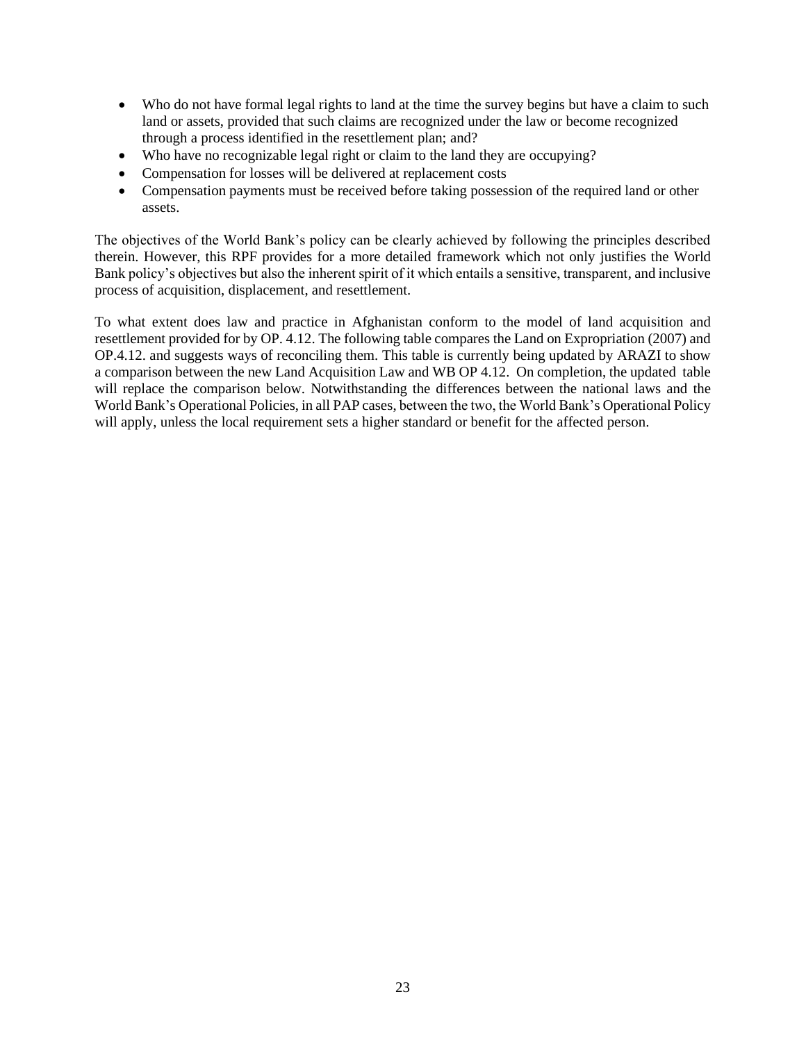- Who do not have formal legal rights to land at the time the survey begins but have a claim to such land or assets, provided that such claims are recognized under the law or become recognized through a process identified in the resettlement plan; and?
- Who have no recognizable legal right or claim to the land they are occupying?
- Compensation for losses will be delivered at replacement costs
- Compensation payments must be received before taking possession of the required land or other assets.

The objectives of the World Bank's policy can be clearly achieved by following the principles described therein. However, this RPF provides for a more detailed framework which not only justifies the World Bank policy's objectives but also the inherent spirit of it which entails a sensitive, transparent, and inclusive process of acquisition, displacement, and resettlement.

To what extent does law and practice in Afghanistan conform to the model of land acquisition and resettlement provided for by OP. 4.12. The following table compares the Land on Expropriation (2007) and OP.4.12. and suggests ways of reconciling them. This table is currently being updated by ARAZI to show a comparison between the new Land Acquisition Law and WB OP 4.12. On completion, the updated table will replace the comparison below. Notwithstanding the differences between the national laws and the World Bank's Operational Policies, in all PAP cases, between the two, the World Bank's Operational Policy will apply, unless the local requirement sets a higher standard or benefit for the affected person.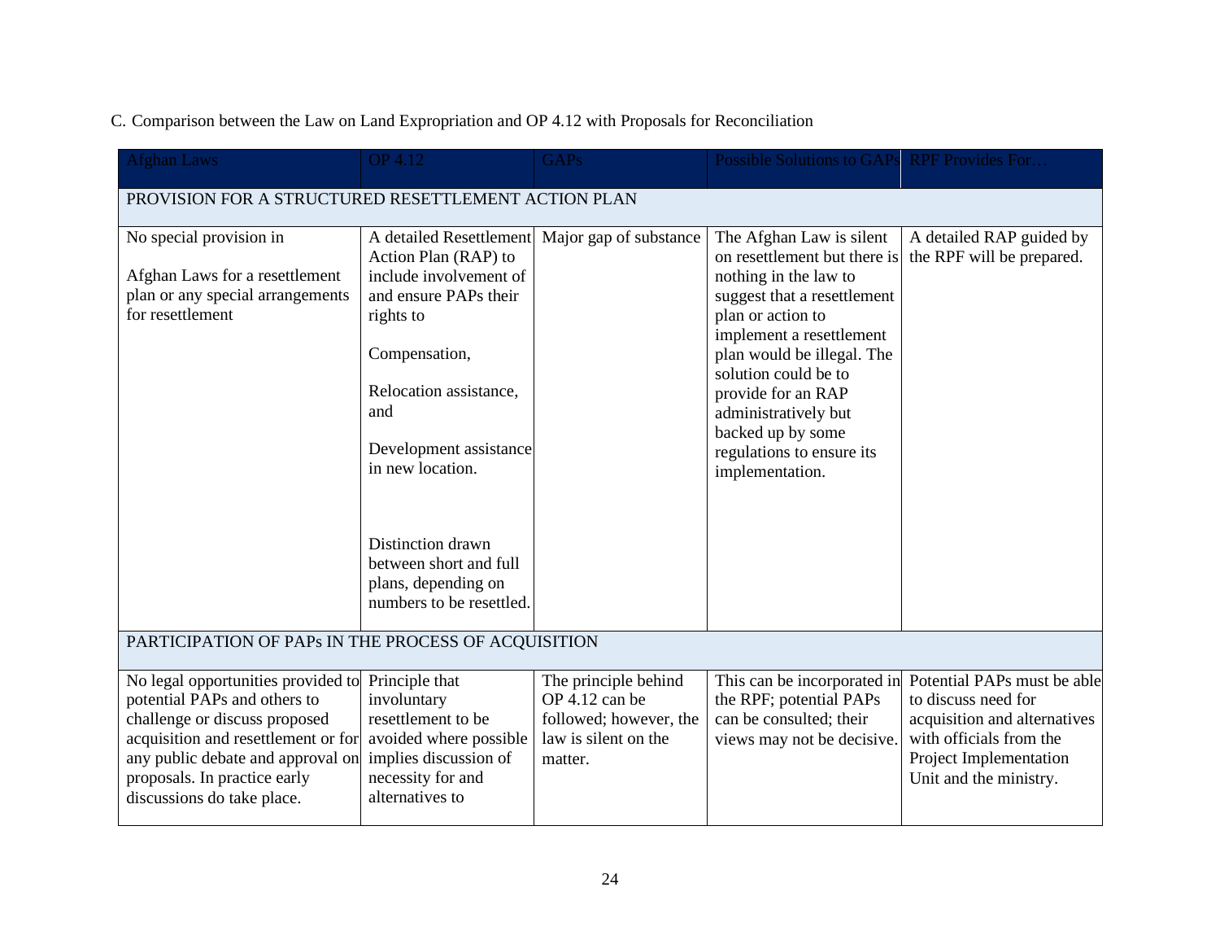C. Comparison between the Law on Land Expropriation and OP 4.12 with Proposals for Reconciliation

| Afghan Laws | OP 4.12 | GAPs | Possible Solutions to GAPs | RPF Provides For… |
|---|---|---|---|---|
| PROVISION FOR A STRUCTURED RESETTLEMENT ACTION PLAN | | | | |
| No special provision in<br><br>Afghan Laws for a resettlement plan or any special arrangements for resettlement | A detailed Resettlement Action Plan (RAP) to include involvement of and ensure PAPs their rights to<br><br>Compensation,<br><br>Relocation assistance, and<br><br>Development assistance in new location.<br><br>Distinction drawn between short and full plans, depending on numbers to be resettled. | Major gap of substance | The Afghan Law is silent on resettlement but there is nothing in the law to suggest that a resettlement plan or action to implement a resettlement plan would be illegal. The solution could be to provide for an RAP administratively but backed up by some regulations to ensure its implementation. | A detailed RAP guided by the RPF will be prepared. |
| PARTICIPATION OF PAPs IN THE PROCESS OF ACQUISITION | | | | |
| No legal opportunities provided to potential PAPs and others to challenge or discuss proposed acquisition and resettlement or for any public debate and approval on proposals. In practice early discussions do take place. | Principle that involuntary resettlement to be avoided where possible implies discussion of necessity for and alternatives to | The principle behind OP 4.12 can be followed; however, the law is silent on the matter. | This can be incorporated in the RPF; potential PAPs can be consulted; their views may not be decisive. | Potential PAPs must be able to discuss need for acquisition and alternatives with officials from the Project Implementation Unit and the ministry. |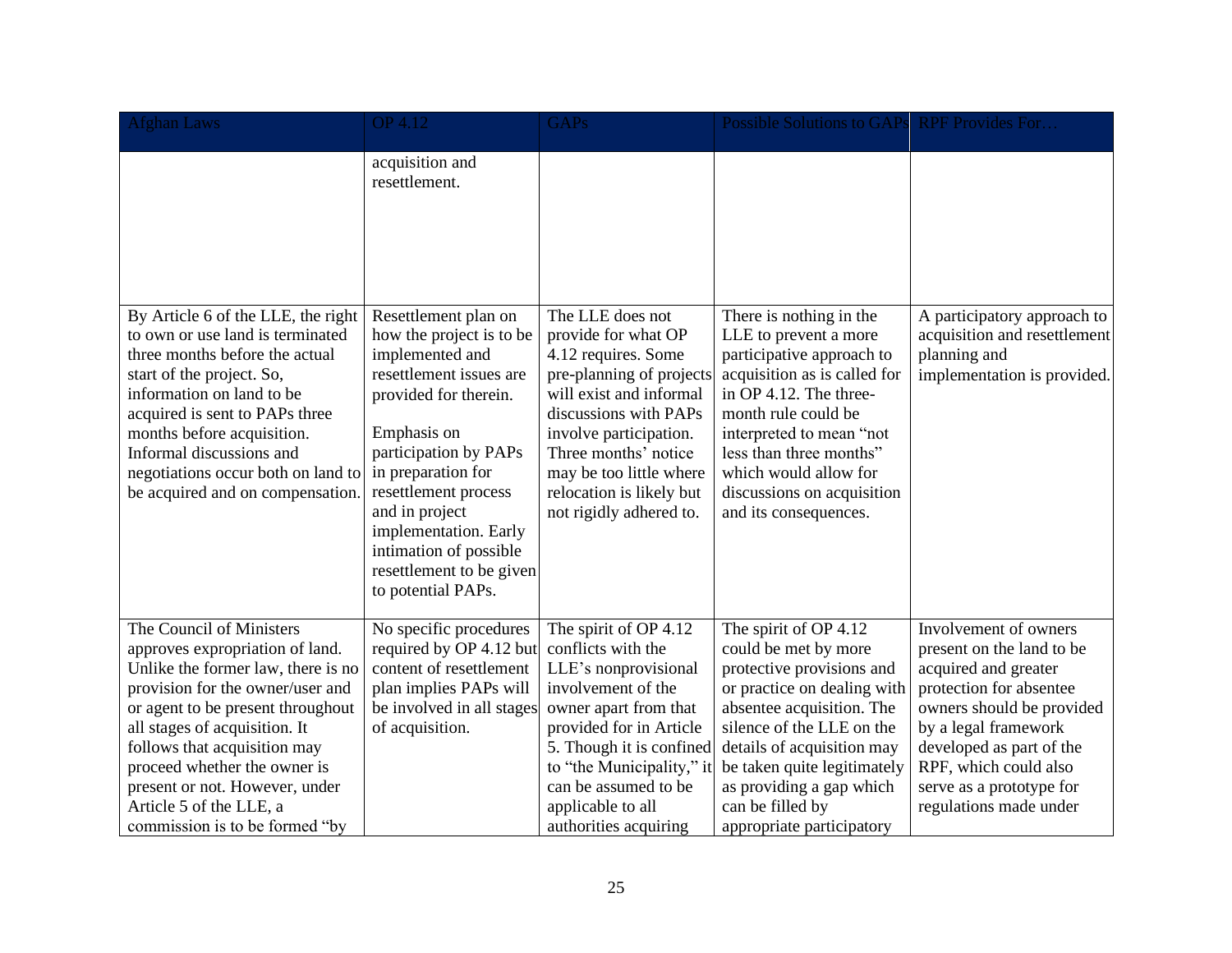| Afghan Laws | OP 4.12 | GAPs | Possible Solutions to GAPs | RPF Provides For… |
|---|---|---|---|---|
| | acquisition and resettlement. | | | |
| By Article 6 of the LLE, the right to own or use land is terminated three months before the actual start of the project. So, information on land to be acquired is sent to PAPs three months before acquisition. Informal discussions and negotiations occur both on land to be acquired and on compensation. | Resettlement plan on how the project is to be implemented and resettlement issues are provided for therein.<br><br>Emphasis on participation by PAPs in preparation for resettlement process and in project implementation. Early intimation of possible resettlement to be given to potential PAPs. | The LLE does not provide for what OP 4.12 requires. Some pre-planning of projects will exist and informal discussions with PAPs involve participation. Three months' notice may be too little where relocation is likely but not rigidly adhered to. | There is nothing in the LLE to prevent a more participative approach to acquisition as is called for in OP 4.12. The three-month rule could be interpreted to mean "not less than three months" which would allow for discussions on acquisition and its consequences. | A participatory approach to acquisition and resettlement planning and implementation is provided. |
| The Council of Ministers approves expropriation of land. Unlike the former law, there is no provision for the owner/user and or agent to be present throughout all stages of acquisition. It follows that acquisition may proceed whether the owner is present or not. However, under Article 5 of the LLE, a commission is to be formed "by | No specific procedures required by OP 4.12 but content of resettlement plan implies PAPs will be involved in all stages of acquisition. | The spirit of OP 4.12 conflicts with the LLE's nonprovisional involvement of the owner apart from that provided for in Article 5. Though it is confined to "the Municipality," it can be assumed to be applicable to all authorities acquiring | The spirit of OP 4.12 could be met by more protective provisions and or practice on dealing with absentee acquisition. The silence of the LLE on the details of acquisition may be taken quite legitimately as providing a gap which can be filled by appropriate participatory | Involvement of owners present on the land to be acquired and greater protection for absentee owners should be provided by a legal framework developed as part of the RPF, which could also serve as a prototype for regulations made under |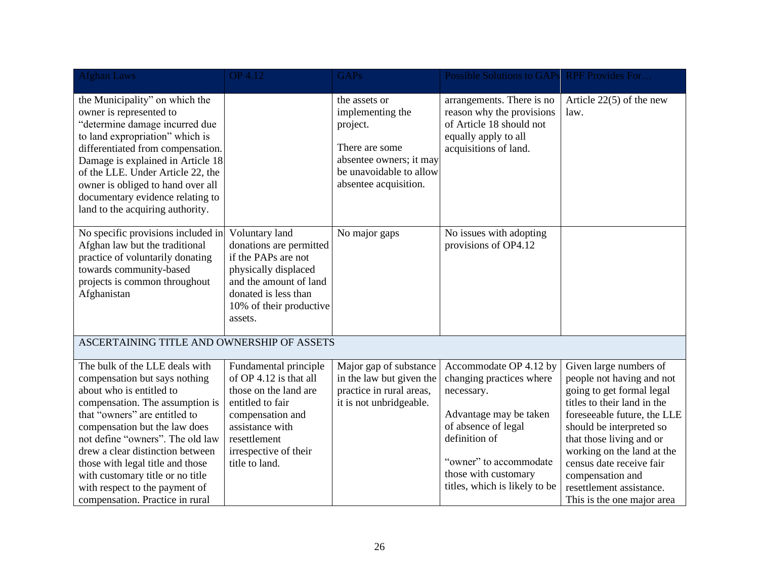| Afghan Laws | OP 4.12 | GAPs | Possible Solutions to GAPs | RPF Provides For… |
|---|---|---|---|---|
| the Municipality" on which the owner is represented to "determine damage incurred due to land expropriation" which is differentiated from compensation. Damage is explained in Article 18 of the LLE. Under Article 22, the owner is obliged to hand over all documentary evidence relating to land to the acquiring authority. | | the assets or implementing the project.<br><br>There are some absentee owners; it may be unavoidable to allow absentee acquisition. | arrangements. There is no reason why the provisions of Article 18 should not equally apply to all acquisitions of land. | Article 22(5) of the new law. |
| No specific provisions included in Afghan law but the traditional practice of voluntarily donating towards community-based projects is common throughout Afghanistan | Voluntary land donations are permitted if the PAPs are not physically displaced and the amount of land donated is less than 10% of their productive assets. | No major gaps | No issues with adopting provisions of OP4.12 | |
| ASCERTAINING TITLE AND OWNERSHIP OF ASSETS | | | | |
| The bulk of the LLE deals with compensation but says nothing about who is entitled to compensation. The assumption is that "owners" are entitled to compensation but the law does not define "owners". The old law drew a clear distinction between those with legal title and those with customary title or no title with respect to the payment of compensation. Practice in rural | Fundamental principle of OP 4.12 is that all those on the land are entitled to fair compensation and assistance with resettlement irrespective of their title to land. | Major gap of substance in the law but given the practice in rural areas, it is not unbridgeable. | Accommodate OP 4.12 by changing practices where necessary.<br><br>Advantage may be taken of absence of legal definition of<br><br>"owner" to accommodate those with customary titles, which is likely to be | Given large numbers of people not having and not going to get formal legal titles to their land in the foreseeable future, the LLE should be interpreted so that those living and or working on the land at the census date receive fair compensation and resettlement assistance. This is the one major area |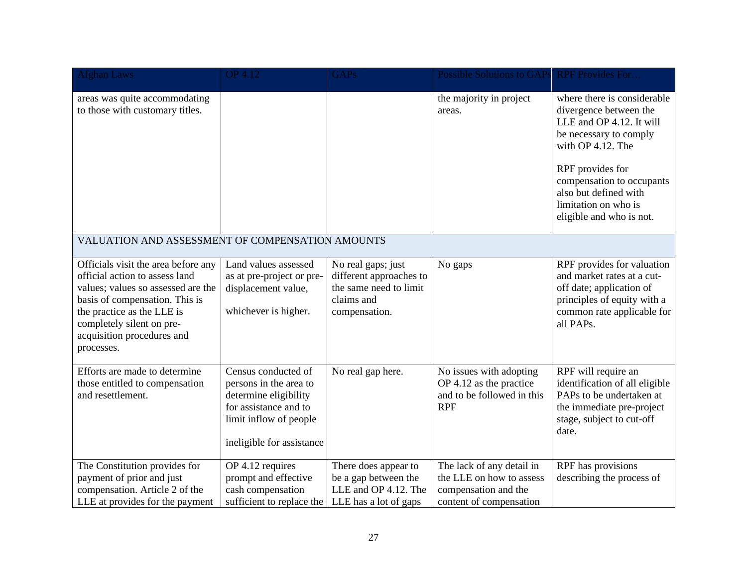| Afghan Laws | OP 4.12 | GAPs | Possible Solutions to GAPs | RPF Provides For… |
|---|---|---|---|---|
| areas was quite accommodating to those with customary titles. | | | the majority in project areas. | where there is considerable divergence between the LLE and OP 4.12. It will be necessary to comply with OP 4.12. The<br><br>RPF provides for compensation to occupants also but defined with limitation on who is eligible and who is not. |
| VALUATION AND ASSESSMENT OF COMPENSATION AMOUNTS | | | | |
| Officials visit the area before any official action to assess land values; values so assessed are the basis of compensation. This is the practice as the LLE is completely silent on pre-acquisition procedures and processes. | Land values assessed as at pre-project or pre-displacement value,<br><br>whichever is higher. | No real gaps; just different approaches to the same need to limit claims and compensation. | No gaps | RPF provides for valuation and market rates at a cut-off date; application of principles of equity with a common rate applicable for all PAPs. |
| Efforts are made to determine those entitled to compensation and resettlement. | Census conducted of persons in the area to determine eligibility for assistance and to limit inflow of people<br><br>ineligible for assistance | No real gap here. | No issues with adopting OP 4.12 as the practice and to be followed in this RPF | RPF will require an identification of all eligible PAPs to be undertaken at the immediate pre-project stage, subject to cut-off date. |
| The Constitution provides for payment of prior and just compensation. Article 2 of the LLE at provides for the payment | OP 4.12 requires prompt and effective cash compensation sufficient to replace the | There does appear to be a gap between the LLE and OP 4.12. The LLE has a lot of gaps | The lack of any detail in the LLE on how to assess compensation and the content of compensation | RPF has provisions describing the process of |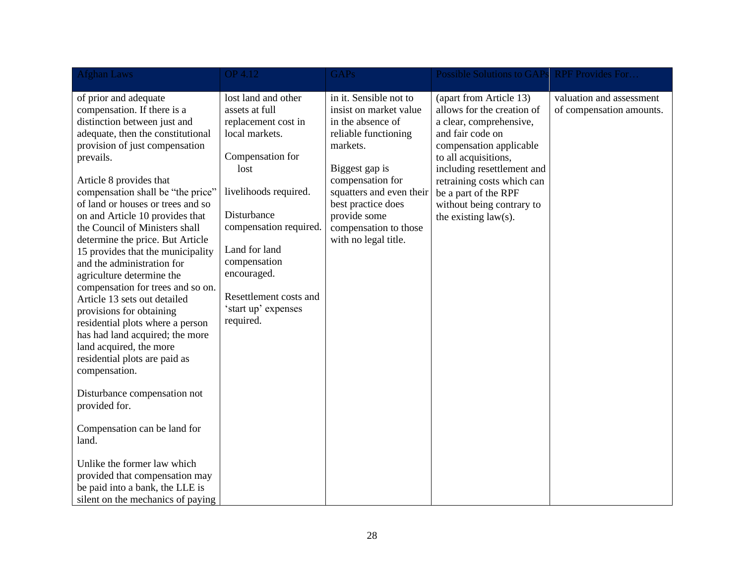| Afghan Laws | OP 4.12 | GAPs | Possible Solutions to GAPs | RPF Provides For… |
|---|---|---|---|---|
| of prior and adequate compensation. If there is a distinction between just and adequate, then the constitutional provision of just compensation prevails.<br><br>Article 8 provides that compensation shall be "the price" of land or houses or trees and so on and Article 10 provides that the Council of Ministers shall determine the price. But Article 15 provides that the municipality and the administration for agriculture determine the compensation for trees and so on. Article 13 sets out detailed provisions for obtaining residential plots where a person has had land acquired; the more land acquired, the more residential plots are paid as compensation.<br><br>Disturbance compensation not provided for.<br><br>Compensation can be land for land.<br><br>Unlike the former law which provided that compensation may be paid into a bank, the LLE is silent on the mechanics of paying | lost land and other assets at full replacement cost in local markets.<br><br>Compensation for lost livelihoods required.<br><br>Disturbance compensation required.<br><br>Land for land compensation encouraged.<br><br>Resettlement costs and 'start up' expenses required. | in it. Sensible not to insist on market value in the absence of reliable functioning markets.<br><br>Biggest gap is compensation for squatters and even their best practice does provide some compensation to those with no legal title. | (apart from Article 13) allows for the creation of a clear, comprehensive, and fair code on compensation applicable to all acquisitions, including resettlement and retraining costs which can be a part of the RPF without being contrary to the existing law(s). | valuation and assessment of compensation amounts. |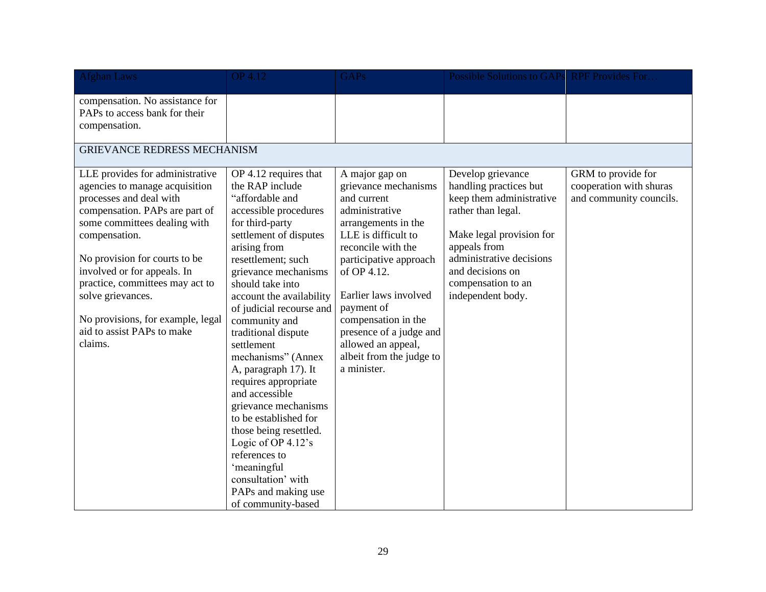| Afghan Laws | OP 4.12 | GAPs | Possible Solutions to GAPs | RPF Provides For… |
|---|---|---|---|---|
| compensation. No assistance for PAPs to access bank for their compensation. | | | | |
| GRIEVANCE REDRESS MECHANISM | | | | |
| LLE provides for administrative agencies to manage acquisition processes and deal with compensation. PAPs are part of some committees dealing with compensation.<br><br>No provision for courts to be involved or for appeals. In practice, committees may act to solve grievances.<br><br>No provisions, for example, legal aid to assist PAPs to make claims. | OP 4.12 requires that the RAP include "affordable and accessible procedures for third-party settlement of disputes arising from resettlement; such grievance mechanisms should take into account the availability of judicial recourse and community and traditional dispute settlement mechanisms" (Annex A, paragraph 17). It requires appropriate and accessible grievance mechanisms to be established for those being resettled. Logic of OP 4.12's references to 'meaningful consultation' with PAPs and making use of community-based | A major gap on grievance mechanisms and current administrative arrangements in the LLE is difficult to reconcile with the participative approach of OP 4.12.<br><br>Earlier laws involved payment of compensation in the presence of a judge and allowed an appeal, albeit from the judge to a minister. | Develop grievance handling practices but keep them administrative rather than legal.<br><br>Make legal provision for appeals from administrative decisions and decisions on compensation to an independent body. | GRM to provide for cooperation with shuras and community councils. |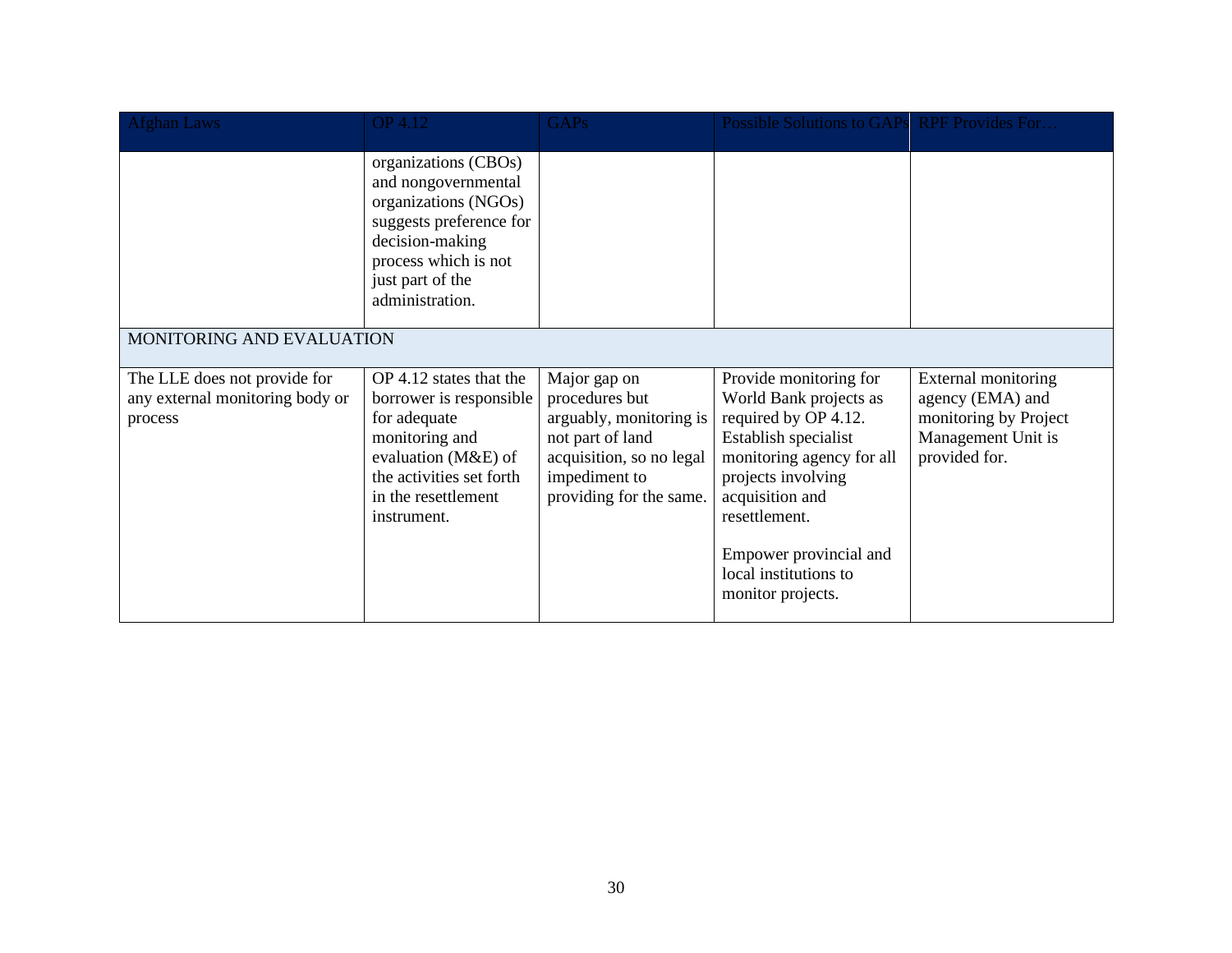| Afghan Laws | OP 4.12 | GAPs | Possible Solutions to GAPs | RPF Provides For… |
|---|---|---|---|---|
| | organizations (CBOs) and nongovernmental organizations (NGOs) suggests preference for decision-making process which is not just part of the administration. | | | |
| MONITORING AND EVALUATION | | | | |
| The LLE does not provide for any external monitoring body or process | OP 4.12 states that the borrower is responsible for adequate monitoring and evaluation (M&E) of the activities set forth in the resettlement instrument. | Major gap on procedures but arguably, monitoring is not part of land acquisition, so no legal impediment to providing for the same. | Provide monitoring for World Bank projects as required by OP 4.12. Establish specialist monitoring agency for all projects involving acquisition and resettlement.<br><br>Empower provincial and local institutions to monitor projects. | External monitoring agency (EMA) and monitoring by Project Management Unit is provided for. |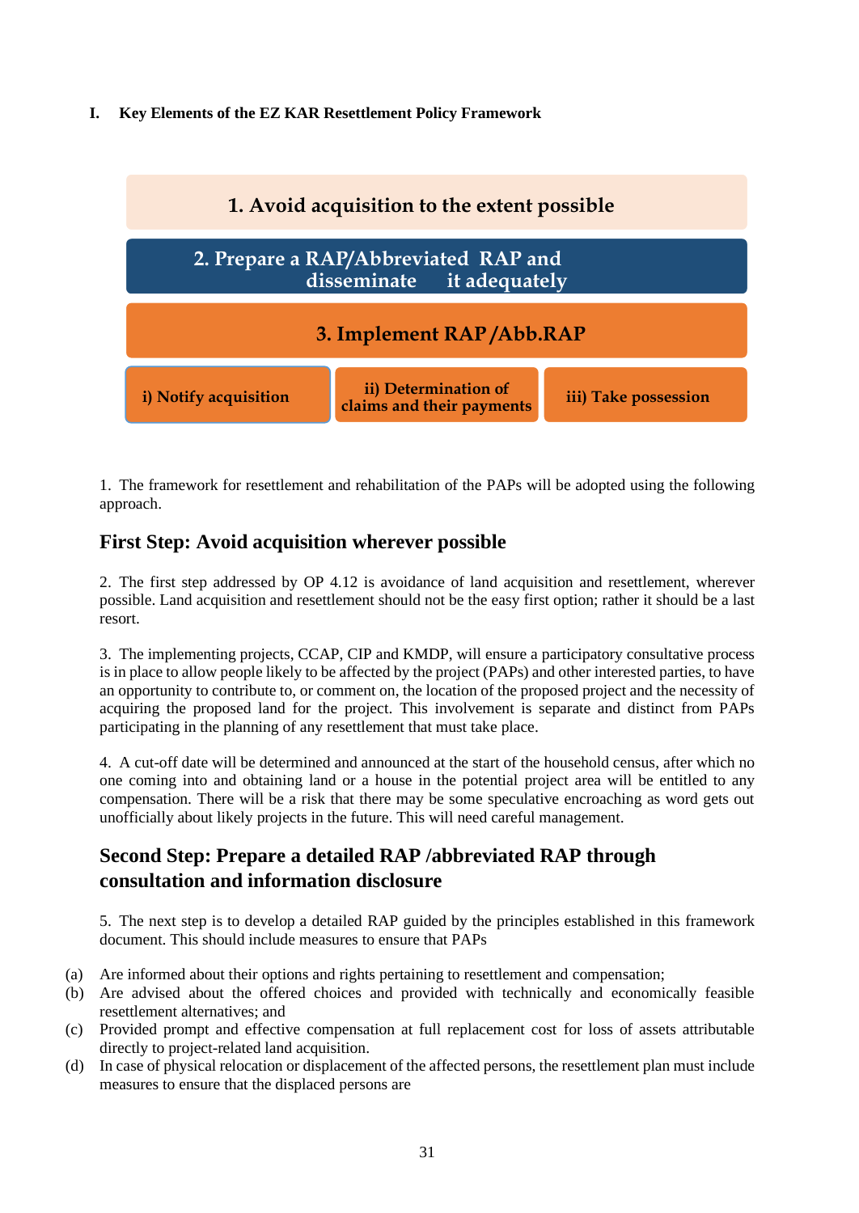**I. Key Elements of the EZ KAR Resettlement Policy Framework**

**1. Avoid acquisition to the extent possible**

**2. Prepare a RAP/Abbreviated RAP and disseminate it adequately**

**3. Implement RAP /Abb.RAP**

**i) Notify acquisition** | **ii) Determination of claims and their payments** | **iii) Take possession**

1. The framework for resettlement and rehabilitation of the PAPs will be adopted using the following approach.

## First Step: Avoid acquisition wherever possible

2. The first step addressed by OP 4.12 is avoidance of land acquisition and resettlement, wherever possible. Land acquisition and resettlement should not be the easy first option; rather it should be a last resort.

3. The implementing projects, CCAP, CIP and KMDP, will ensure a participatory consultative process is in place to allow people likely to be affected by the project (PAPs) and other interested parties, to have an opportunity to contribute to, or comment on, the location of the proposed project and the necessity of acquiring the proposed land for the project. This involvement is separate and distinct from PAPs participating in the planning of any resettlement that must take place.

4. A cut-off date will be determined and announced at the start of the household census, after which no one coming into and obtaining land or a house in the potential project area will be entitled to any compensation. There will be a risk that there may be some speculative encroaching as word gets out unofficially about likely projects in the future. This will need careful management.

## Second Step: Prepare a detailed RAP /abbreviated RAP through consultation and information disclosure

5. The next step is to develop a detailed RAP guided by the principles established in this framework document. This should include measures to ensure that PAPs

(a) Are informed about their options and rights pertaining to resettlement and compensation;
(b) Are advised about the offered choices and provided with technically and economically feasible resettlement alternatives; and
(c) Provided prompt and effective compensation at full replacement cost for loss of assets attributable directly to project-related land acquisition.
(d) In case of physical relocation or displacement of the affected persons, the resettlement plan must include measures to ensure that the displaced persons are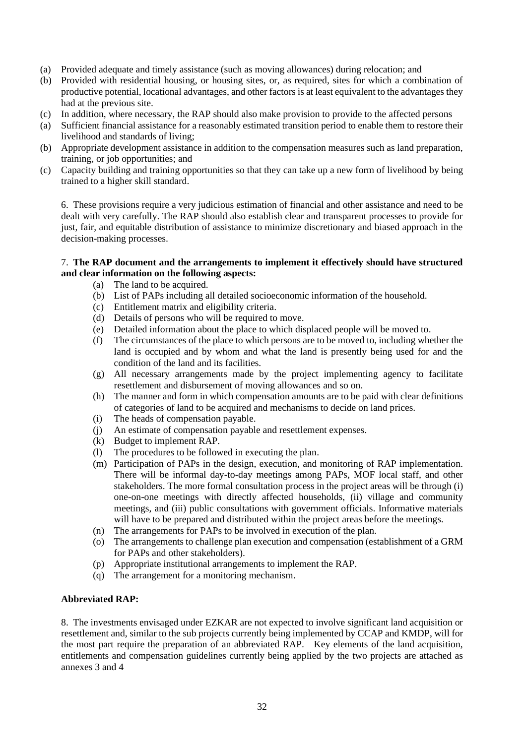(a) Provided adequate and timely assistance (such as moving allowances) during relocation; and
(b) Provided with residential housing, or housing sites, or, as required, sites for which a combination of productive potential, locational advantages, and other factors is at least equivalent to the advantages they had at the previous site.
(c) In addition, where necessary, the RAP should also make provision to provide to the affected persons
(a) Sufficient financial assistance for a reasonably estimated transition period to enable them to restore their livelihood and standards of living;
(b) Appropriate development assistance in addition to the compensation measures such as land preparation, training, or job opportunities; and
(c) Capacity building and training opportunities so that they can take up a new form of livelihood by being trained to a higher skill standard.

6. These provisions require a very judicious estimation of financial and other assistance and need to be dealt with very carefully. The RAP should also establish clear and transparent processes to provide for just, fair, and equitable distribution of assistance to minimize discretionary and biased approach in the decision-making processes.

7. **The RAP document and the arrangements to implement it effectively should have structured and clear information on the following aspects:**

(a) The land to be acquired.
(b) List of PAPs including all detailed socioeconomic information of the household.
(c) Entitlement matrix and eligibility criteria.
(d) Details of persons who will be required to move.
(e) Detailed information about the place to which displaced people will be moved to.
(f) The circumstances of the place to which persons are to be moved to, including whether the land is occupied and by whom and what the land is presently being used for and the condition of the land and its facilities.
(g) All necessary arrangements made by the project implementing agency to facilitate resettlement and disbursement of moving allowances and so on.
(h) The manner and form in which compensation amounts are to be paid with clear definitions of categories of land to be acquired and mechanisms to decide on land prices.
(i) The heads of compensation payable.
(j) An estimate of compensation payable and resettlement expenses.
(k) Budget to implement RAP.
(l) The procedures to be followed in executing the plan.
(m) Participation of PAPs in the design, execution, and monitoring of RAP implementation. There will be informal day-to-day meetings among PAPs, MOF local staff, and other stakeholders. The more formal consultation process in the project areas will be through (i) one-on-one meetings with directly affected households, (ii) village and community meetings, and (iii) public consultations with government officials. Informative materials will have to be prepared and distributed within the project areas before the meetings.
(n) The arrangements for PAPs to be involved in execution of the plan.
(o) The arrangements to challenge plan execution and compensation (establishment of a GRM for PAPs and other stakeholders).
(p) Appropriate institutional arrangements to implement the RAP.
(q) The arrangement for a monitoring mechanism.

**Abbreviated RAP:**

8. The investments envisaged under EZKAR are not expected to involve significant land acquisition or resettlement and, similar to the sub projects currently being implemented by CCAP and KMDP, will for the most part require the preparation of an abbreviated RAP. Key elements of the land acquisition, entitlements and compensation guidelines currently being applied by the two projects are attached as annexes 3 and 4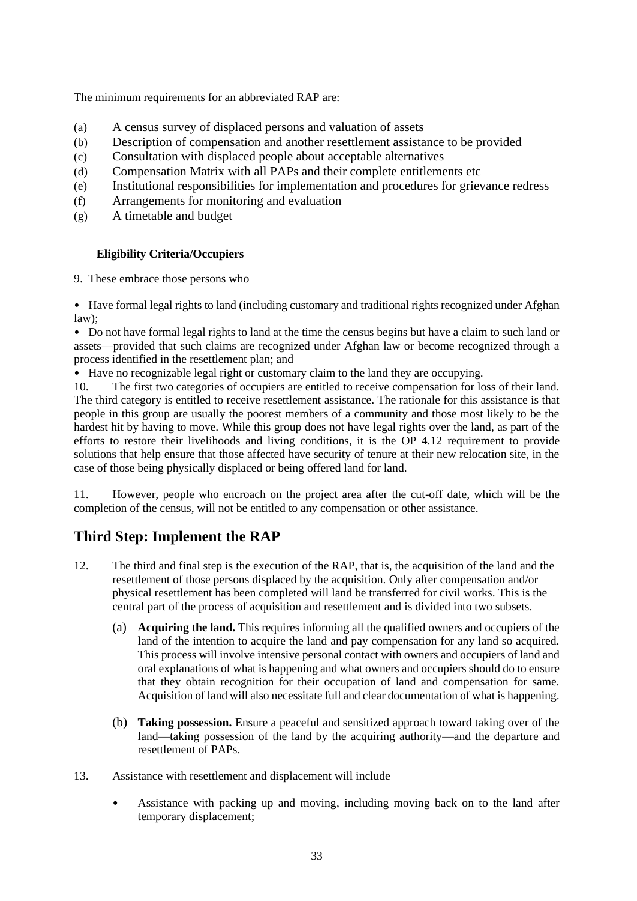The minimum requirements for an abbreviated RAP are:

(a) A census survey of displaced persons and valuation of assets
(b) Description of compensation and another resettlement assistance to be provided
(c) Consultation with displaced people about acceptable alternatives
(d) Compensation Matrix with all PAPs and their complete entitlements etc
(e) Institutional responsibilities for implementation and procedures for grievance redress
(f) Arrangements for monitoring and evaluation
(g) A timetable and budget

**Eligibility Criteria/Occupiers**

9. These embrace those persons who

- Have formal legal rights to land (including customary and traditional rights recognized under Afghan law);
- Do not have formal legal rights to land at the time the census begins but have a claim to such land or assets—provided that such claims are recognized under Afghan law or become recognized through a process identified in the resettlement plan; and
- Have no recognizable legal right or customary claim to the land they are occupying.

10. The first two categories of occupiers are entitled to receive compensation for loss of their land. The third category is entitled to receive resettlement assistance. The rationale for this assistance is that people in this group are usually the poorest members of a community and those most likely to be the hardest hit by having to move. While this group does not have legal rights over the land, as part of the efforts to restore their livelihoods and living conditions, it is the OP 4.12 requirement to provide solutions that help ensure that those affected have security of tenure at their new relocation site, in the case of those being physically displaced or being offered land for land.

11. However, people who encroach on the project area after the cut-off date, which will be the completion of the census, will not be entitled to any compensation or other assistance.

## Third Step: Implement the RAP

12. The third and final step is the execution of the RAP, that is, the acquisition of the land and the resettlement of those persons displaced by the acquisition. Only after compensation and/or physical resettlement has been completed will land be transferred for civil works. This is the central part of the process of acquisition and resettlement and is divided into two subsets.

   (a) **Acquiring the land.** This requires informing all the qualified owners and occupiers of the land of the intention to acquire the land and pay compensation for any land so acquired. This process will involve intensive personal contact with owners and occupiers of land and oral explanations of what is happening and what owners and occupiers should do to ensure that they obtain recognition for their occupation of land and compensation for same. Acquisition of land will also necessitate full and clear documentation of what is happening.

   (b) **Taking possession.** Ensure a peaceful and sensitized approach toward taking over of the land—taking possession of the land by the acquiring authority—and the departure and resettlement of PAPs.

13. Assistance with resettlement and displacement will include

- Assistance with packing up and moving, including moving back on to the land after temporary displacement;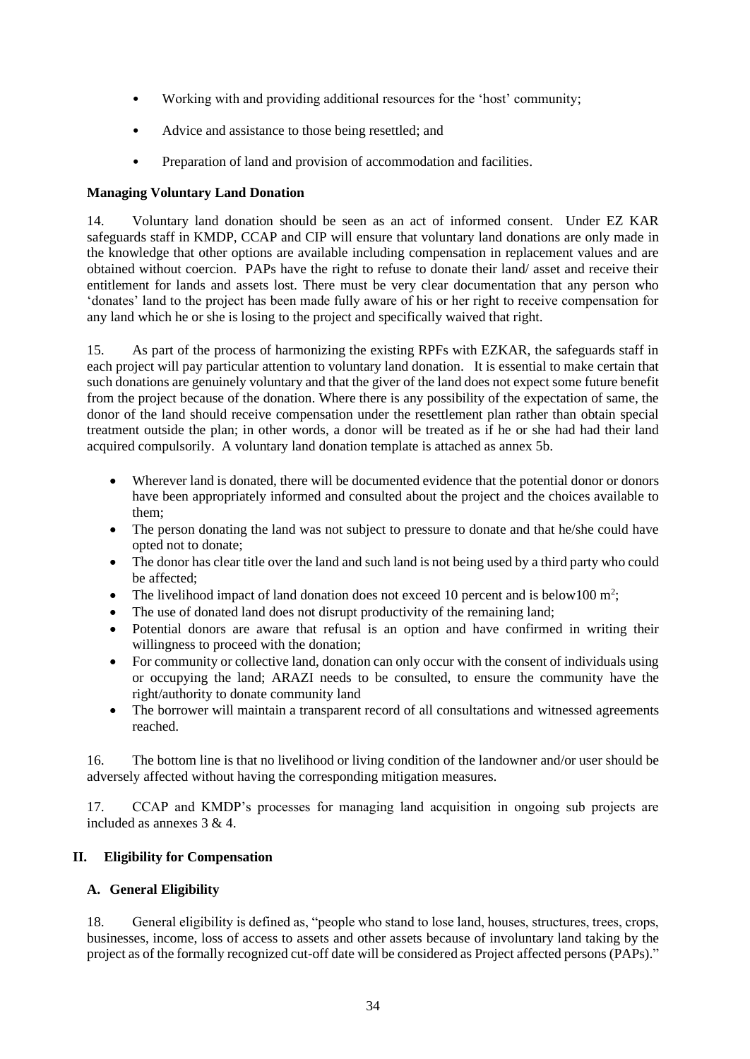- Working with and providing additional resources for the 'host' community;
- Advice and assistance to those being resettled; and
- Preparation of land and provision of accommodation and facilities.

**Managing Voluntary Land Donation**

14. Voluntary land donation should be seen as an act of informed consent. Under EZ KAR safeguards staff in KMDP, CCAP and CIP will ensure that voluntary land donations are only made in the knowledge that other options are available including compensation in replacement values and are obtained without coercion. PAPs have the right to refuse to donate their land/ asset and receive their entitlement for lands and assets lost. There must be very clear documentation that any person who 'donates' land to the project has been made fully aware of his or her right to receive compensation for any land which he or she is losing to the project and specifically waived that right.

15. As part of the process of harmonizing the existing RPFs with EZKAR, the safeguards staff in each project will pay particular attention to voluntary land donation. It is essential to make certain that such donations are genuinely voluntary and that the giver of the land does not expect some future benefit from the project because of the donation. Where there is any possibility of the expectation of same, the donor of the land should receive compensation under the resettlement plan rather than obtain special treatment outside the plan; in other words, a donor will be treated as if he or she had had their land acquired compulsorily. A voluntary land donation template is attached as annex 5b.

- Wherever land is donated, there will be documented evidence that the potential donor or donors have been appropriately informed and consulted about the project and the choices available to them;
- The person donating the land was not subject to pressure to donate and that he/she could have opted not to donate;
- The donor has clear title over the land and such land is not being used by a third party who could be affected;
- The livelihood impact of land donation does not exceed 10 percent and is below100 $m^2$;
- The use of donated land does not disrupt productivity of the remaining land;
- Potential donors are aware that refusal is an option and have confirmed in writing their willingness to proceed with the donation;
- For community or collective land, donation can only occur with the consent of individuals using or occupying the land; ARAZI needs to be consulted, to ensure the community have the right/authority to donate community land
- The borrower will maintain a transparent record of all consultations and witnessed agreements reached.

16. The bottom line is that no livelihood or living condition of the landowner and/or user should be adversely affected without having the corresponding mitigation measures.

17. CCAP and KMDP's processes for managing land acquisition in ongoing sub projects are included as annexes 3 & 4.

## II. Eligibility for Compensation

### A. General Eligibility

18. General eligibility is defined as, "people who stand to lose land, houses, structures, trees, crops, businesses, income, loss of access to assets and other assets because of involuntary land taking by the project as of the formally recognized cut-off date will be considered as Project affected persons (PAPs)."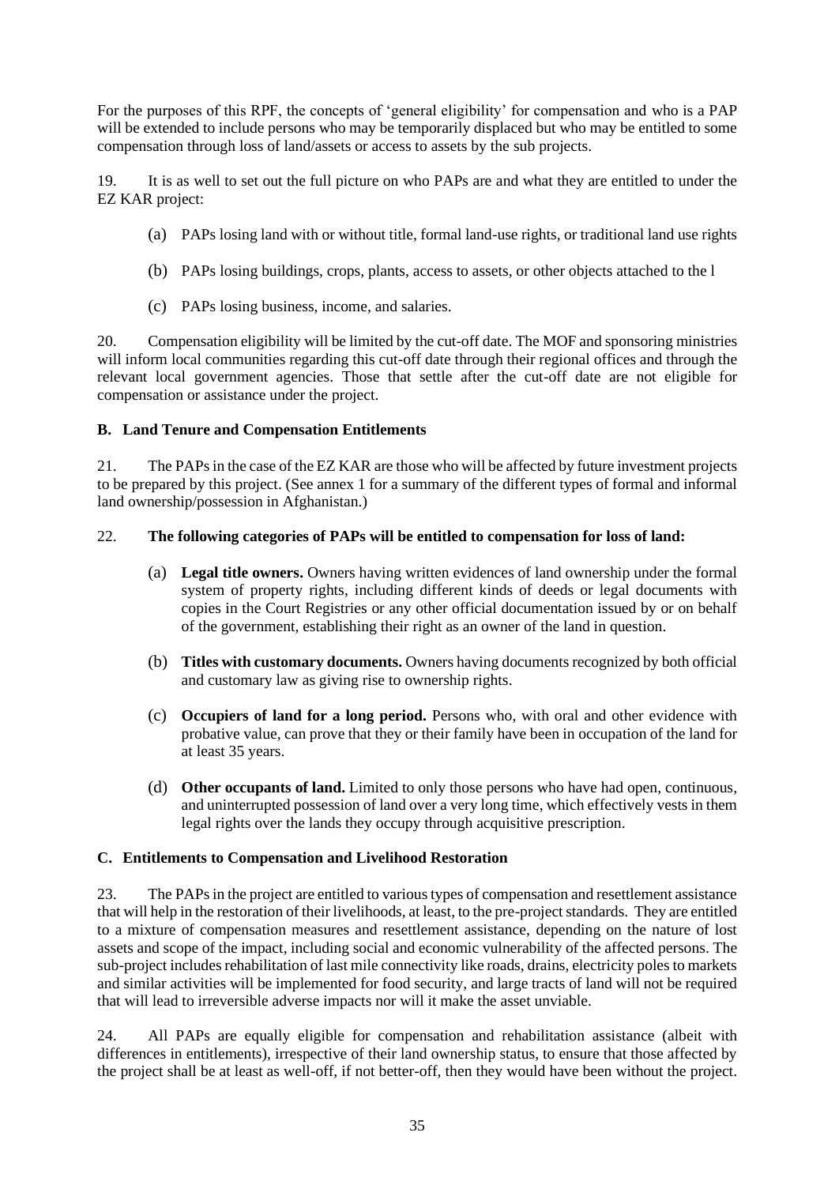For the purposes of this RPF, the concepts of 'general eligibility' for compensation and who is a PAP will be extended to include persons who may be temporarily displaced but who may be entitled to some compensation through loss of land/assets or access to assets by the sub projects.

19. It is as well to set out the full picture on who PAPs are and what they are entitled to under the EZ KAR project:

(a) PAPs losing land with or without title, formal land-use rights, or traditional land use rights

(b) PAPs losing buildings, crops, plants, access to assets, or other objects attached to the l

(c) PAPs losing business, income, and salaries.

20. Compensation eligibility will be limited by the cut-off date. The MOF and sponsoring ministries will inform local communities regarding this cut-off date through their regional offices and through the relevant local government agencies. Those that settle after the cut-off date are not eligible for compensation or assistance under the project.

### B. Land Tenure and Compensation Entitlements

21. The PAPs in the case of the EZ KAR are those who will be affected by future investment projects to be prepared by this project. (See annex 1 for a summary of the different types of formal and informal land ownership/possession in Afghanistan.)

22. **The following categories of PAPs will be entitled to compensation for loss of land:**

(a) **Legal title owners.** Owners having written evidences of land ownership under the formal system of property rights, including different kinds of deeds or legal documents with copies in the Court Registries or any other official documentation issued by or on behalf of the government, establishing their right as an owner of the land in question.

(b) **Titles with customary documents.** Owners having documents recognized by both official and customary law as giving rise to ownership rights.

(c) **Occupiers of land for a long period.** Persons who, with oral and other evidence with probative value, can prove that they or their family have been in occupation of the land for at least 35 years.

(d) **Other occupants of land.** Limited to only those persons who have had open, continuous, and uninterrupted possession of land over a very long time, which effectively vests in them legal rights over the lands they occupy through acquisitive prescription.

### C. Entitlements to Compensation and Livelihood Restoration

23. The PAPs in the project are entitled to various types of compensation and resettlement assistance that will help in the restoration of their livelihoods, at least, to the pre-project standards. They are entitled to a mixture of compensation measures and resettlement assistance, depending on the nature of lost assets and scope of the impact, including social and economic vulnerability of the affected persons. The sub-project includes rehabilitation of last mile connectivity like roads, drains, electricity poles to markets and similar activities will be implemented for food security, and large tracts of land will not be required that will lead to irreversible adverse impacts nor will it make the asset unviable.

24. All PAPs are equally eligible for compensation and rehabilitation assistance (albeit with differences in entitlements), irrespective of their land ownership status, to ensure that those affected by the project shall be at least as well-off, if not better-off, then they would have been without the project.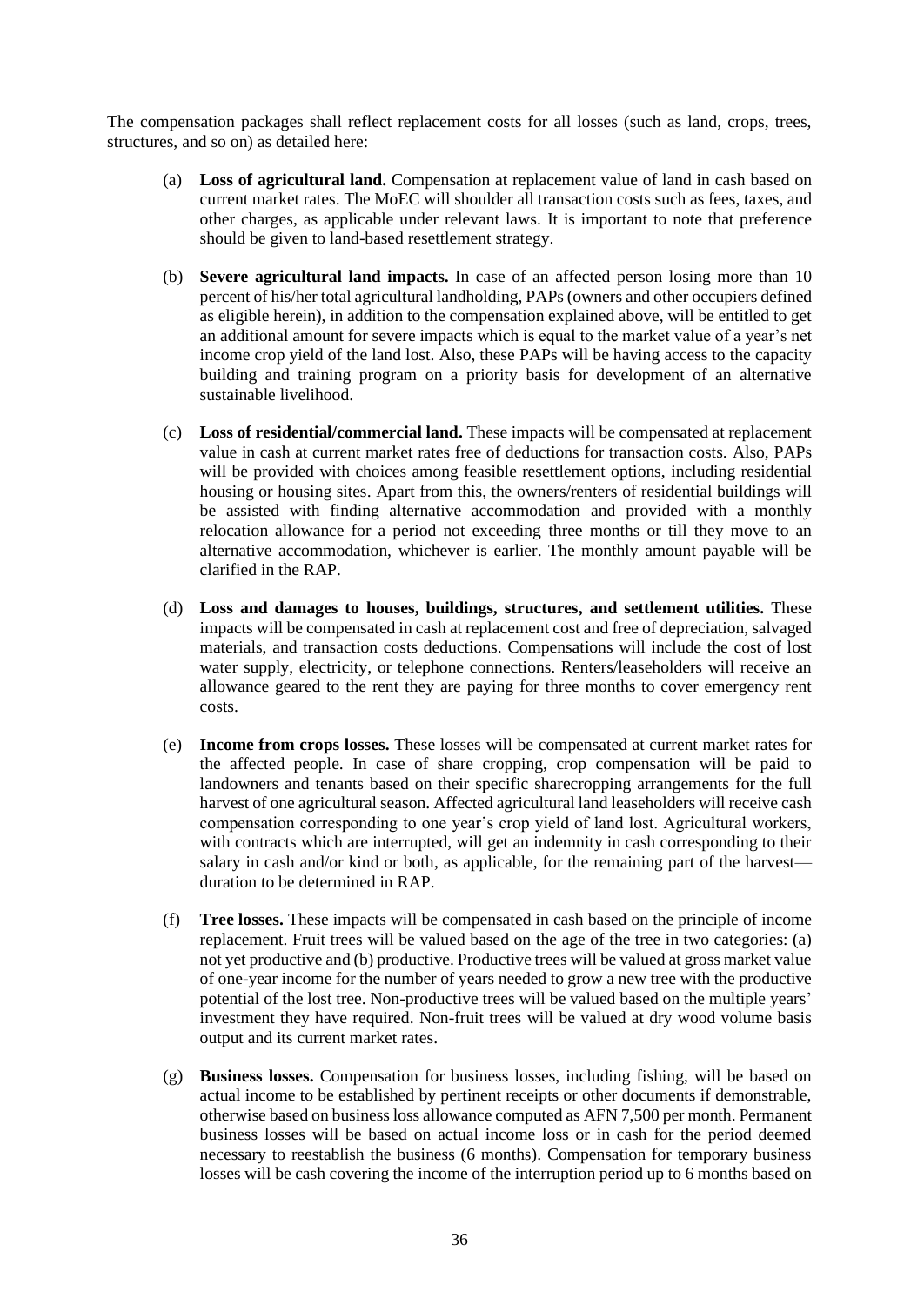The compensation packages shall reflect replacement costs for all losses (such as land, crops, trees, structures, and so on) as detailed here:

(a) **Loss of agricultural land.** Compensation at replacement value of land in cash based on current market rates. The MoEC will shoulder all transaction costs such as fees, taxes, and other charges, as applicable under relevant laws. It is important to note that preference should be given to land-based resettlement strategy.

(b) **Severe agricultural land impacts.** In case of an affected person losing more than 10 percent of his/her total agricultural landholding, PAPs (owners and other occupiers defined as eligible herein), in addition to the compensation explained above, will be entitled to get an additional amount for severe impacts which is equal to the market value of a year's net income crop yield of the land lost. Also, these PAPs will be having access to the capacity building and training program on a priority basis for development of an alternative sustainable livelihood.

(c) **Loss of residential/commercial land.** These impacts will be compensated at replacement value in cash at current market rates free of deductions for transaction costs. Also, PAPs will be provided with choices among feasible resettlement options, including residential housing or housing sites. Apart from this, the owners/renters of residential buildings will be assisted with finding alternative accommodation and provided with a monthly relocation allowance for a period not exceeding three months or till they move to an alternative accommodation, whichever is earlier. The monthly amount payable will be clarified in the RAP.

(d) **Loss and damages to houses, buildings, structures, and settlement utilities.** These impacts will be compensated in cash at replacement cost and free of depreciation, salvaged materials, and transaction costs deductions. Compensations will include the cost of lost water supply, electricity, or telephone connections. Renters/leaseholders will receive an allowance geared to the rent they are paying for three months to cover emergency rent costs.

(e) **Income from crops losses.** These losses will be compensated at current market rates for the affected people. In case of share cropping, crop compensation will be paid to landowners and tenants based on their specific sharecropping arrangements for the full harvest of one agricultural season. Affected agricultural land leaseholders will receive cash compensation corresponding to one year's crop yield of land lost. Agricultural workers, with contracts which are interrupted, will get an indemnity in cash corresponding to their salary in cash and/or kind or both, as applicable, for the remaining part of the harvest—duration to be determined in RAP.

(f) **Tree losses.** These impacts will be compensated in cash based on the principle of income replacement. Fruit trees will be valued based on the age of the tree in two categories: (a) not yet productive and (b) productive. Productive trees will be valued at gross market value of one-year income for the number of years needed to grow a new tree with the productive potential of the lost tree. Non-productive trees will be valued based on the multiple years' investment they have required. Non-fruit trees will be valued at dry wood volume basis output and its current market rates.

(g) **Business losses.** Compensation for business losses, including fishing, will be based on actual income to be established by pertinent receipts or other documents if demonstrable, otherwise based on business loss allowance computed as AFN 7,500 per month. Permanent business losses will be based on actual income loss or in cash for the period deemed necessary to reestablish the business (6 months). Compensation for temporary business losses will be cash covering the income of the interruption period up to 6 months based on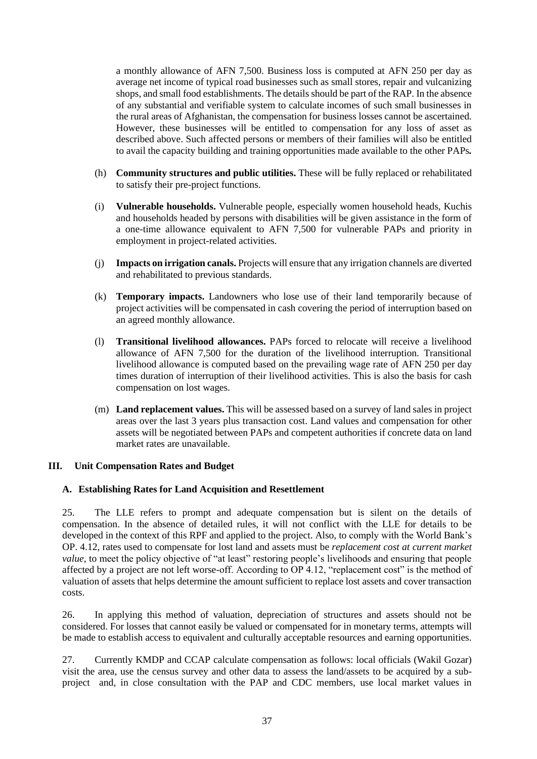a monthly allowance of AFN 7,500. Business loss is computed at AFN 250 per day as average net income of typical road businesses such as small stores, repair and vulcanizing shops, and small food establishments. The details should be part of the RAP. In the absence of any substantial and verifiable system to calculate incomes of such small businesses in the rural areas of Afghanistan, the compensation for business losses cannot be ascertained. However, these businesses will be entitled to compensation for any loss of asset as described above. Such affected persons or members of their families will also be entitled to avail the capacity building and training opportunities made available to the other PAPs**.**

(h) **Community structures and public utilities.** These will be fully replaced or rehabilitated to satisfy their pre-project functions.

(i) **Vulnerable households.** Vulnerable people, especially women household heads, Kuchis and households headed by persons with disabilities will be given assistance in the form of a one-time allowance equivalent to AFN 7,500 for vulnerable PAPs and priority in employment in project-related activities.

(j) **Impacts on irrigation canals.** Projects will ensure that any irrigation channels are diverted and rehabilitated to previous standards.

(k) **Temporary impacts.** Landowners who lose use of their land temporarily because of project activities will be compensated in cash covering the period of interruption based on an agreed monthly allowance.

(l) **Transitional livelihood allowances.** PAPs forced to relocate will receive a livelihood allowance of AFN 7,500 for the duration of the livelihood interruption. Transitional livelihood allowance is computed based on the prevailing wage rate of AFN 250 per day times duration of interruption of their livelihood activities. This is also the basis for cash compensation on lost wages.

(m) **Land replacement values.** This will be assessed based on a survey of land sales in project areas over the last 3 years plus transaction cost. Land values and compensation for other assets will be negotiated between PAPs and competent authorities if concrete data on land market rates are unavailable.

## III. Unit Compensation Rates and Budget

### A. Establishing Rates for Land Acquisition and Resettlement

25. The LLE refers to prompt and adequate compensation but is silent on the details of compensation. In the absence of detailed rules, it will not conflict with the LLE for details to be developed in the context of this RPF and applied to the project. Also, to comply with the World Bank's OP. 4.12, rates used to compensate for lost land and assets must be *replacement cost at current market value*, to meet the policy objective of "at least" restoring people's livelihoods and ensuring that people affected by a project are not left worse-off. According to OP 4.12, "replacement cost" is the method of valuation of assets that helps determine the amount sufficient to replace lost assets and cover transaction costs.

26. In applying this method of valuation, depreciation of structures and assets should not be considered. For losses that cannot easily be valued or compensated for in monetary terms, attempts will be made to establish access to equivalent and culturally acceptable resources and earning opportunities.

27. Currently KMDP and CCAP calculate compensation as follows: local officials (Wakil Gozar) visit the area, use the census survey and other data to assess the land/assets to be acquired by a sub-project and, in close consultation with the PAP and CDC members, use local market values in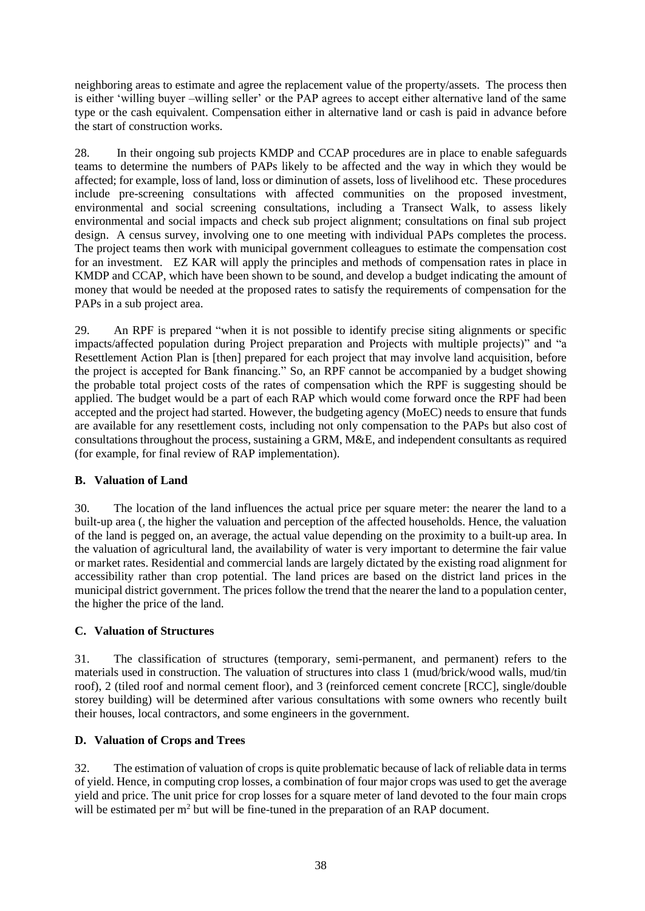neighboring areas to estimate and agree the replacement value of the property/assets. The process then is either 'willing buyer –willing seller' or the PAP agrees to accept either alternative land of the same type or the cash equivalent. Compensation either in alternative land or cash is paid in advance before the start of construction works.

28. In their ongoing sub projects KMDP and CCAP procedures are in place to enable safeguards teams to determine the numbers of PAPs likely to be affected and the way in which they would be affected; for example, loss of land, loss or diminution of assets, loss of livelihood etc. These procedures include pre-screening consultations with affected communities on the proposed investment, environmental and social screening consultations, including a Transect Walk, to assess likely environmental and social impacts and check sub project alignment; consultations on final sub project design. A census survey, involving one to one meeting with individual PAPs completes the process. The project teams then work with municipal government colleagues to estimate the compensation cost for an investment. EZ KAR will apply the principles and methods of compensation rates in place in KMDP and CCAP, which have been shown to be sound, and develop a budget indicating the amount of money that would be needed at the proposed rates to satisfy the requirements of compensation for the PAPs in a sub project area.

29. An RPF is prepared "when it is not possible to identify precise siting alignments or specific impacts/affected population during Project preparation and Projects with multiple projects)" and "a Resettlement Action Plan is [then] prepared for each project that may involve land acquisition, before the project is accepted for Bank financing." So, an RPF cannot be accompanied by a budget showing the probable total project costs of the rates of compensation which the RPF is suggesting should be applied. The budget would be a part of each RAP which would come forward once the RPF had been accepted and the project had started. However, the budgeting agency (MoEC) needs to ensure that funds are available for any resettlement costs, including not only compensation to the PAPs but also cost of consultations throughout the process, sustaining a GRM, M&E, and independent consultants as required (for example, for final review of RAP implementation).

### B. Valuation of Land

30. The location of the land influences the actual price per square meter: the nearer the land to a built-up area (, the higher the valuation and perception of the affected households. Hence, the valuation of the land is pegged on, an average, the actual value depending on the proximity to a built-up area. In the valuation of agricultural land, the availability of water is very important to determine the fair value or market rates. Residential and commercial lands are largely dictated by the existing road alignment for accessibility rather than crop potential. The land prices are based on the district land prices in the municipal district government. The prices follow the trend that the nearer the land to a population center, the higher the price of the land.

### C. Valuation of Structures

31. The classification of structures (temporary, semi-permanent, and permanent) refers to the materials used in construction. The valuation of structures into class 1 (mud/brick/wood walls, mud/tin roof), 2 (tiled roof and normal cement floor), and 3 (reinforced cement concrete [RCC], single/double storey building) will be determined after various consultations with some owners who recently built their houses, local contractors, and some engineers in the government.

### D. Valuation of Crops and Trees

32. The estimation of valuation of crops is quite problematic because of lack of reliable data in terms of yield. Hence, in computing crop losses, a combination of four major crops was used to get the average yield and price. The unit price for crop losses for a square meter of land devoted to the four main crops will be estimated per $m^2$ but will be fine-tuned in the preparation of an RAP document.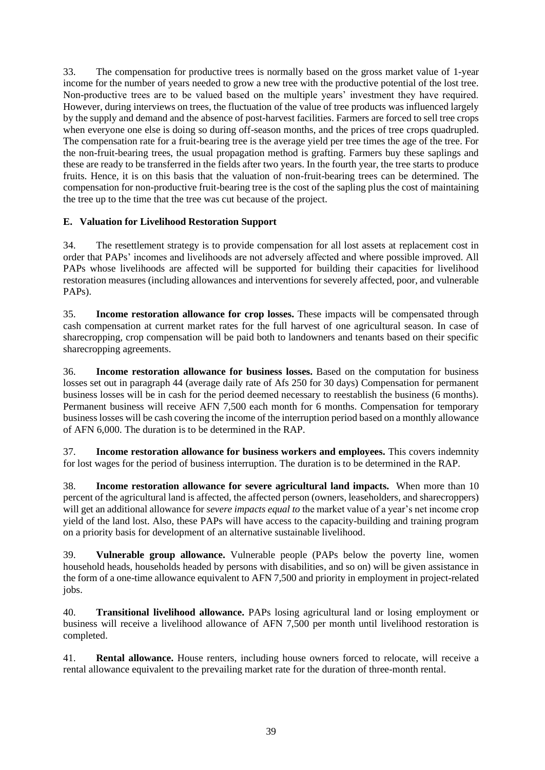33. The compensation for productive trees is normally based on the gross market value of 1-year income for the number of years needed to grow a new tree with the productive potential of the lost tree. Non-productive trees are to be valued based on the multiple years' investment they have required. However, during interviews on trees, the fluctuation of the value of tree products was influenced largely by the supply and demand and the absence of post-harvest facilities. Farmers are forced to sell tree crops when everyone one else is doing so during off-season months, and the prices of tree crops quadrupled. The compensation rate for a fruit-bearing tree is the average yield per tree times the age of the tree. For the non-fruit-bearing trees, the usual propagation method is grafting. Farmers buy these saplings and these are ready to be transferred in the fields after two years. In the fourth year, the tree starts to produce fruits. Hence, it is on this basis that the valuation of non-fruit-bearing trees can be determined. The compensation for non-productive fruit-bearing tree is the cost of the sapling plus the cost of maintaining the tree up to the time that the tree was cut because of the project.

### E. Valuation for Livelihood Restoration Support

34. The resettlement strategy is to provide compensation for all lost assets at replacement cost in order that PAPs' incomes and livelihoods are not adversely affected and where possible improved. All PAPs whose livelihoods are affected will be supported for building their capacities for livelihood restoration measures (including allowances and interventions for severely affected, poor, and vulnerable PAPs).

35. **Income restoration allowance for crop losses.** These impacts will be compensated through cash compensation at current market rates for the full harvest of one agricultural season. In case of sharecropping, crop compensation will be paid both to landowners and tenants based on their specific sharecropping agreements.

36. **Income restoration allowance for business losses.** Based on the computation for business losses set out in paragraph 44 (average daily rate of Afs 250 for 30 days) Compensation for permanent business losses will be in cash for the period deemed necessary to reestablish the business (6 months). Permanent business will receive AFN 7,500 each month for 6 months. Compensation for temporary business losses will be cash covering the income of the interruption period based on a monthly allowance of AFN 6,000. The duration is to be determined in the RAP.

37. **Income restoration allowance for business workers and employees.** This covers indemnity for lost wages for the period of business interruption. The duration is to be determined in the RAP.

38. **Income restoration allowance for severe agricultural land impacts.** When more than 10 percent of the agricultural land is affected, the affected person (owners, leaseholders, and sharecroppers) will get an additional allowance for *severe impacts equal to* the market value of a year's net income crop yield of the land lost. Also, these PAPs will have access to the capacity-building and training program on a priority basis for development of an alternative sustainable livelihood.

39. **Vulnerable group allowance.** Vulnerable people (PAPs below the poverty line, women household heads, households headed by persons with disabilities, and so on) will be given assistance in the form of a one-time allowance equivalent to AFN 7,500 and priority in employment in project-related jobs.

40. **Transitional livelihood allowance.** PAPs losing agricultural land or losing employment or business will receive a livelihood allowance of AFN 7,500 per month until livelihood restoration is completed.

41. **Rental allowance.** House renters, including house owners forced to relocate, will receive a rental allowance equivalent to the prevailing market rate for the duration of three-month rental.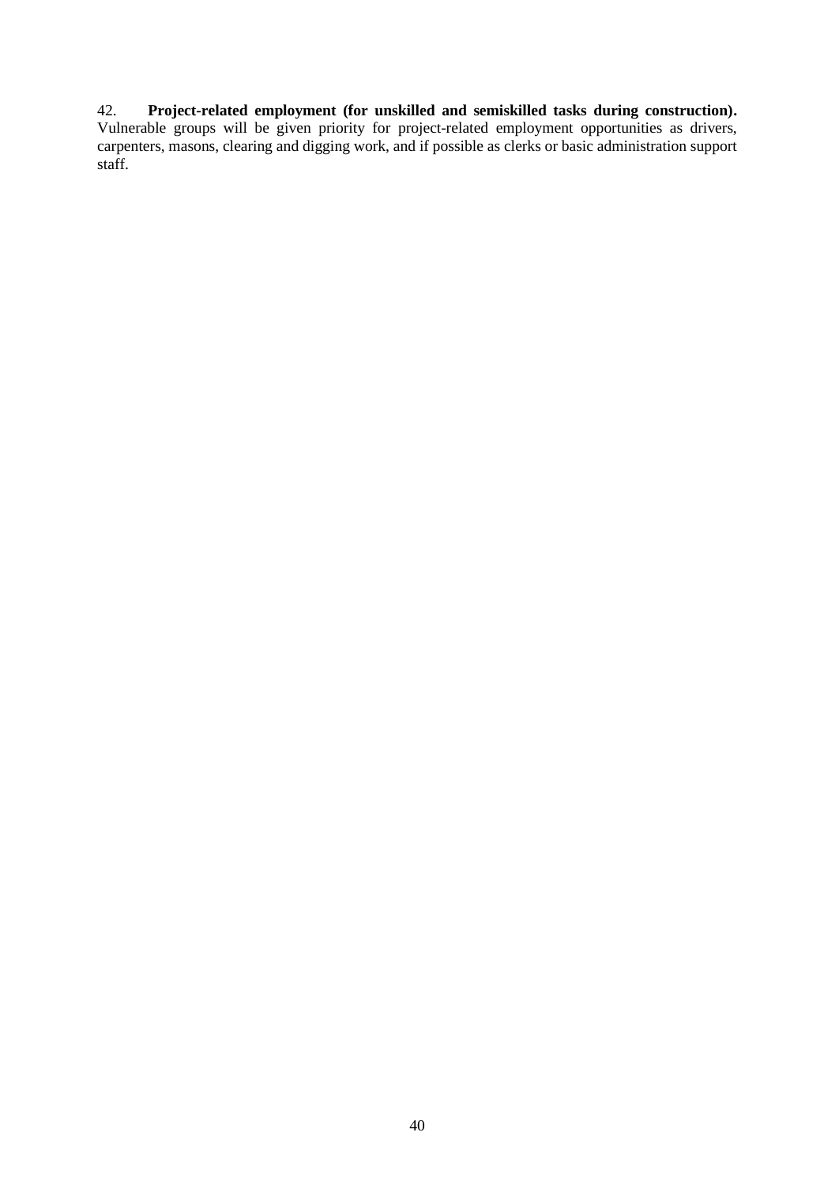42. **Project-related employment (for unskilled and semiskilled tasks during construction).** Vulnerable groups will be given priority for project-related employment opportunities as drivers, carpenters, masons, clearing and digging work, and if possible as clerks or basic administration support staff.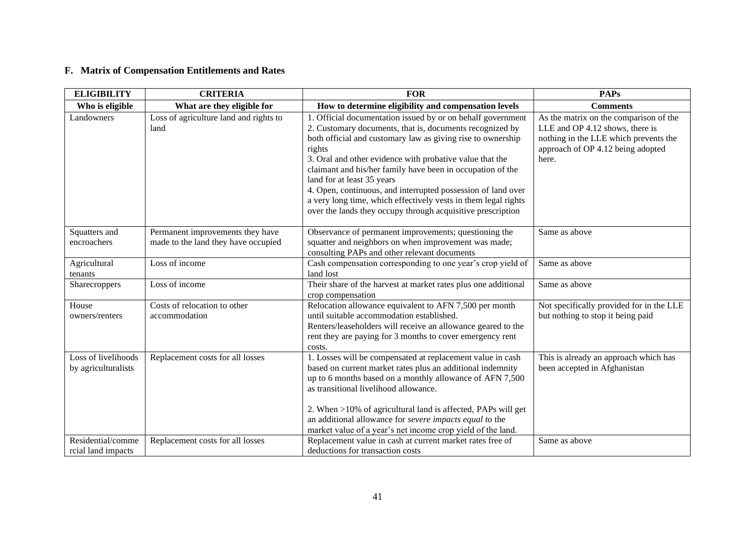## F. Matrix of Compensation Entitlements and Rates

| ELIGIBILITY | CRITERIA | FOR | PAPs |
|---|---|---|---|
| **Who is eligible** | **What are they eligible for** | **How to determine eligibility and compensation levels** | **Comments** |
| Landowners | Loss of agriculture land and rights to land | 1. Official documentation issued by or on behalf government<br>2. Customary documents, that is, documents recognized by both official and customary law as giving rise to ownership rights<br>3. Oral and other evidence with probative value that the claimant and his/her family have been in occupation of the land for at least 35 years<br>4. Open, continuous, and interrupted possession of land over a very long time, which effectively vests in them legal rights over the lands they occupy through acquisitive prescription | As the matrix on the comparison of the LLE and OP 4.12 shows, there is nothing in the LLE which prevents the approach of OP 4.12 being adopted here. |
| Squatters and encroachers | Permanent improvements they have made to the land they have occupied | Observance of permanent improvements; questioning the squatter and neighbors on when improvement was made; consulting PAPs and other relevant documents | Same as above |
| Agricultural tenants | Loss of income | Cash compensation corresponding to one year's crop yield of land lost | Same as above |
| Sharecroppers | Loss of income | Their share of the harvest at market rates plus one additional crop compensation | Same as above |
| House owners/renters | Costs of relocation to other accommodation | Relocation allowance equivalent to AFN 7,500 per month until suitable accommodation established.<br>Renters/leaseholders will receive an allowance geared to the rent they are paying for 3 months to cover emergency rent costs. | Not specifically provided for in the LLE but nothing to stop it being paid |
| Loss of livelihoods by agriculturalists | Replacement costs for all losses | 1. Losses will be compensated at replacement value in cash based on current market rates plus an additional indemnity up to 6 months based on a monthly allowance of AFN 7,500 as transitional livelihood allowance.<br><br>2. When >10% of agricultural land is affected, PAPs will get an additional allowance for *severe impacts equal to* the market value of a year's net income crop yield of the land. | This is already an approach which has been accepted in Afghanistan |
| Residential/commercial land impacts | Replacement costs for all losses | Replacement value in cash at current market rates free of deductions for transaction costs | Same as above |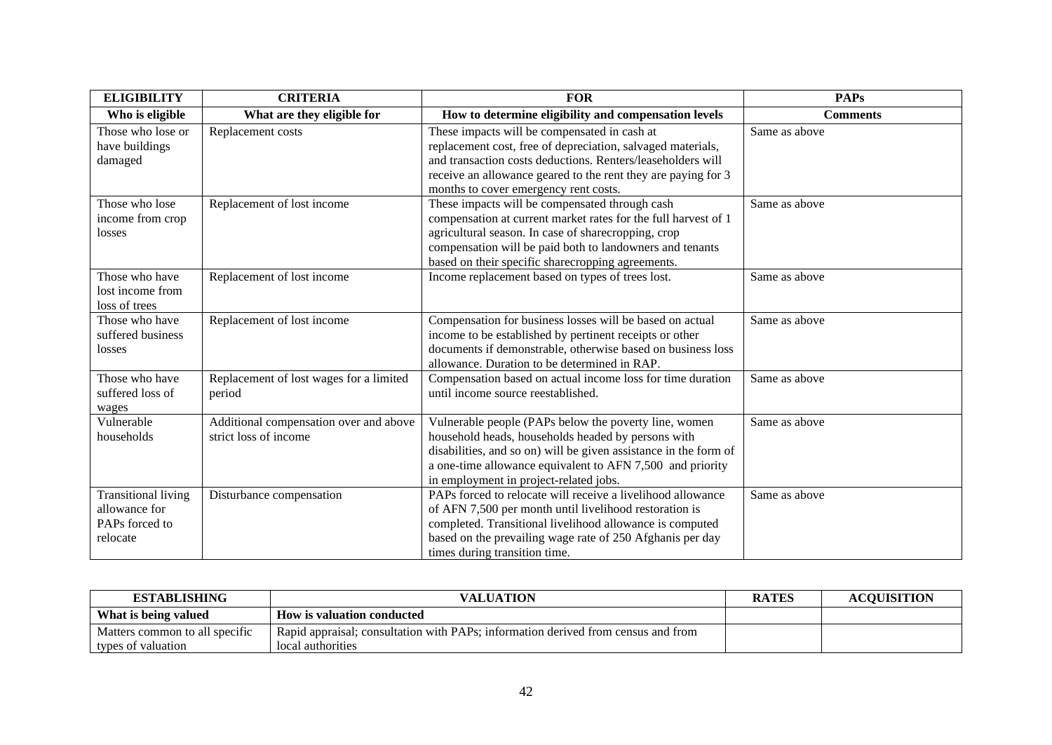| ELIGIBILITY | CRITERIA | FOR | PAPs |
|---|---|---|---|
| **Who is eligible** | **What are they eligible for** | **How to determine eligibility and compensation levels** | **Comments** |
| Those who lose or have buildings damaged | Replacement costs | These impacts will be compensated in cash at replacement cost, free of depreciation, salvaged materials, and transaction costs deductions. Renters/leaseholders will receive an allowance geared to the rent they are paying for 3 months to cover emergency rent costs. | Same as above |
| Those who lose income from crop losses | Replacement of lost income | These impacts will be compensated through cash compensation at current market rates for the full harvest of 1 agricultural season. In case of sharecropping, crop compensation will be paid both to landowners and tenants based on their specific sharecropping agreements. | Same as above |
| Those who have lost income from loss of trees | Replacement of lost income | Income replacement based on types of trees lost. | Same as above |
| Those who have suffered business losses | Replacement of lost income | Compensation for business losses will be based on actual income to be established by pertinent receipts or other documents if demonstrable, otherwise based on business loss allowance. Duration to be determined in RAP. | Same as above |
| Those who have suffered loss of wages | Replacement of lost wages for a limited period | Compensation based on actual income loss for time duration until income source reestablished. | Same as above |
| Vulnerable households | Additional compensation over and above strict loss of income | Vulnerable people (PAPs below the poverty line, women household heads, households headed by persons with disabilities, and so on) will be given assistance in the form of a one-time allowance equivalent to AFN 7,500 and priority in employment in project-related jobs. | Same as above |
| Transitional living allowance for PAPs forced to relocate | Disturbance compensation | PAPs forced to relocate will receive a livelihood allowance of AFN 7,500 per month until livelihood restoration is completed. Transitional livelihood allowance is computed based on the prevailing wage rate of 250 Afghanis per day times during transition time. | Same as above |

| ESTABLISHING | VALUATION | RATES | ACQUISITION |
|---|---|---|---|
| **What is being valued** | **How is valuation conducted** | | |
| Matters common to all specific types of valuation | Rapid appraisal; consultation with PAPs; information derived from census and from local authorities | | |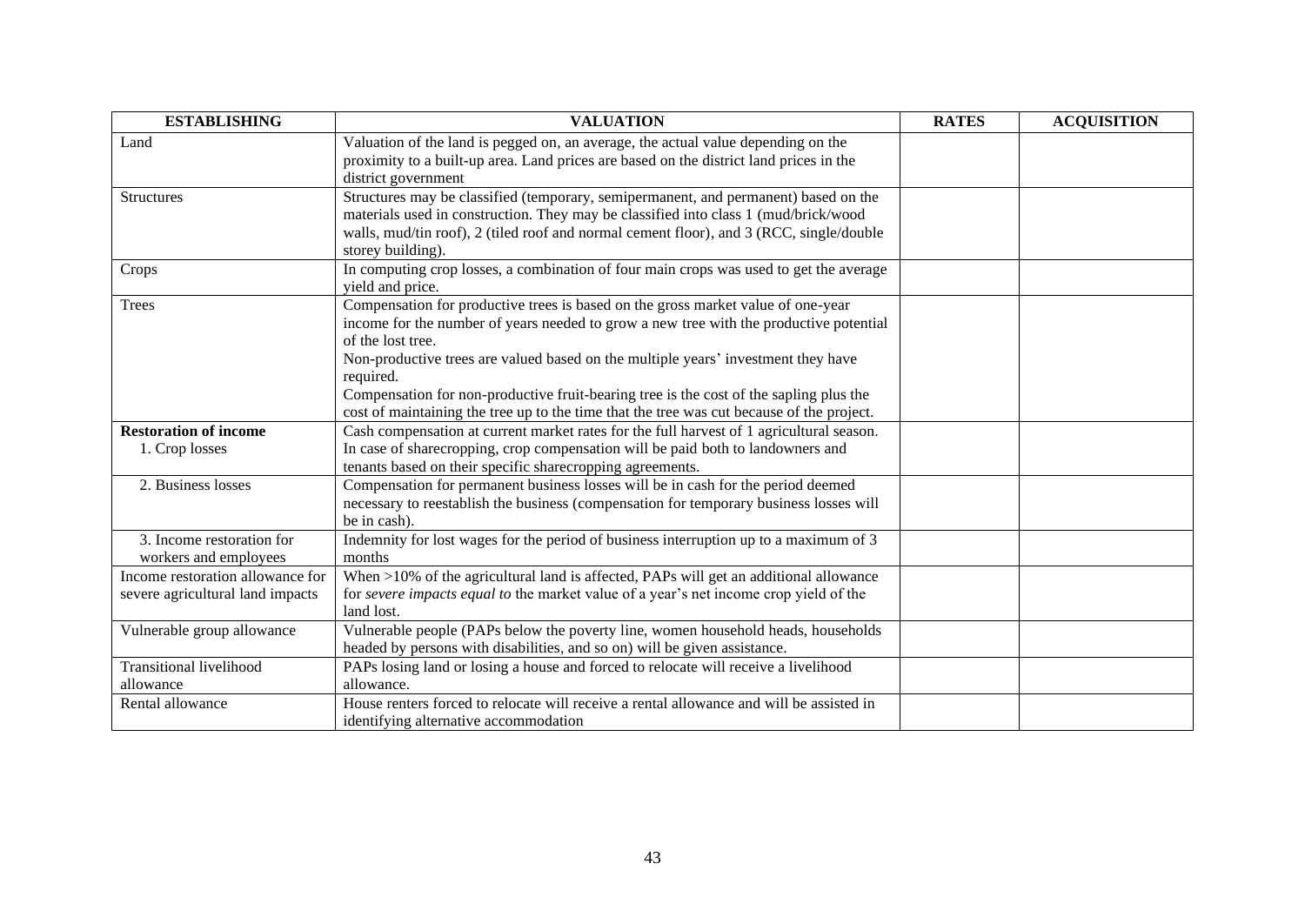| ESTABLISHING | VALUATION | RATES | ACQUISITION |
|---|---|---|---|
| Land | Valuation of the land is pegged on, an average, the actual value depending on the proximity to a built-up area. Land prices are based on the district land prices in the district government | | |
| Structures | Structures may be classified (temporary, semipermanent, and permanent) based on the materials used in construction. They may be classified into class 1 (mud/brick/wood walls, mud/tin roof), 2 (tiled roof and normal cement floor), and 3 (RCC, single/double storey building). | | |
| Crops | In computing crop losses, a combination of four main crops was used to get the average yield and price. | | |
| Trees | Compensation for productive trees is based on the gross market value of one-year income for the number of years needed to grow a new tree with the productive potential of the lost tree.<br>Non-productive trees are valued based on the multiple years' investment they have required.<br>Compensation for non-productive fruit-bearing tree is the cost of the sapling plus the cost of maintaining the tree up to the time that the tree was cut because of the project. | | |
| **Restoration of income**<br>1. Crop losses | Cash compensation at current market rates for the full harvest of 1 agricultural season. In case of sharecropping, crop compensation will be paid both to landowners and tenants based on their specific sharecropping agreements. | | |
| 2. Business losses | Compensation for permanent business losses will be in cash for the period deemed necessary to reestablish the business (compensation for temporary business losses will be in cash). | | |
| 3. Income restoration for workers and employees | Indemnity for lost wages for the period of business interruption up to a maximum of 3 months | | |
| Income restoration allowance for severe agricultural land impacts | When >10% of the agricultural land is affected, PAPs will get an additional allowance for *severe impacts equal to* the market value of a year's net income crop yield of the land lost. | | |
| Vulnerable group allowance | Vulnerable people (PAPs below the poverty line, women household heads, households headed by persons with disabilities, and so on) will be given assistance. | | |
| Transitional livelihood allowance | PAPs losing land or losing a house and forced to relocate will receive a livelihood allowance. | | |
| Rental allowance | House renters forced to relocate will receive a rental allowance and will be assisted in identifying alternative accommodation | | |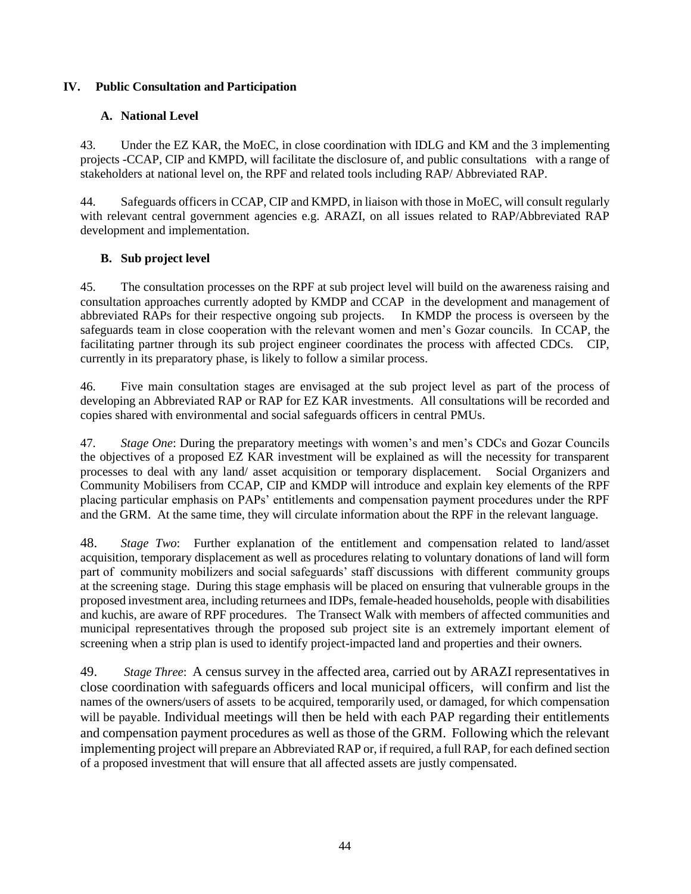## IV. Public Consultation and Participation

### A. National Level

43. Under the EZ KAR, the MoEC, in close coordination with IDLG and KM and the 3 implementing projects -CCAP, CIP and KMPD, will facilitate the disclosure of, and public consultations with a range of stakeholders at national level on, the RPF and related tools including RAP/ Abbreviated RAP.

44. Safeguards officers in CCAP, CIP and KMPD, in liaison with those in MoEC, will consult regularly with relevant central government agencies e.g. ARAZI, on all issues related to RAP/Abbreviated RAP development and implementation.

### B. Sub project level

45. The consultation processes on the RPF at sub project level will build on the awareness raising and consultation approaches currently adopted by KMDP and CCAP in the development and management of abbreviated RAPs for their respective ongoing sub projects. In KMDP the process is overseen by the safeguards team in close cooperation with the relevant women and men's Gozar councils. In CCAP, the facilitating partner through its sub project engineer coordinates the process with affected CDCs. CIP, currently in its preparatory phase, is likely to follow a similar process.

46. Five main consultation stages are envisaged at the sub project level as part of the process of developing an Abbreviated RAP or RAP for EZ KAR investments. All consultations will be recorded and copies shared with environmental and social safeguards officers in central PMUs.

47. *Stage One*: During the preparatory meetings with women's and men's CDCs and Gozar Councils the objectives of a proposed EZ KAR investment will be explained as will the necessity for transparent processes to deal with any land/ asset acquisition or temporary displacement. Social Organizers and Community Mobilisers from CCAP, CIP and KMDP will introduce and explain key elements of the RPF placing particular emphasis on PAPs' entitlements and compensation payment procedures under the RPF and the GRM. At the same time, they will circulate information about the RPF in the relevant language.

48. *Stage Two*: Further explanation of the entitlement and compensation related to land/asset acquisition, temporary displacement as well as procedures relating to voluntary donations of land will form part of community mobilizers and social safeguards' staff discussions with different community groups at the screening stage. During this stage emphasis will be placed on ensuring that vulnerable groups in the proposed investment area, including returnees and IDPs, female-headed households, people with disabilities and kuchis, are aware of RPF procedures. The Transect Walk with members of affected communities and municipal representatives through the proposed sub project site is an extremely important element of screening when a strip plan is used to identify project-impacted land and properties and their owners.

49. *Stage Three*: A census survey in the affected area, carried out by ARAZI representatives in close coordination with safeguards officers and local municipal officers, will confirm and list the names of the owners/users of assets to be acquired, temporarily used, or damaged, for which compensation will be payable. Individual meetings will then be held with each PAP regarding their entitlements and compensation payment procedures as well as those of the GRM. Following which the relevant implementing project will prepare an Abbreviated RAP or, if required, a full RAP, for each defined section of a proposed investment that will ensure that all affected assets are justly compensated.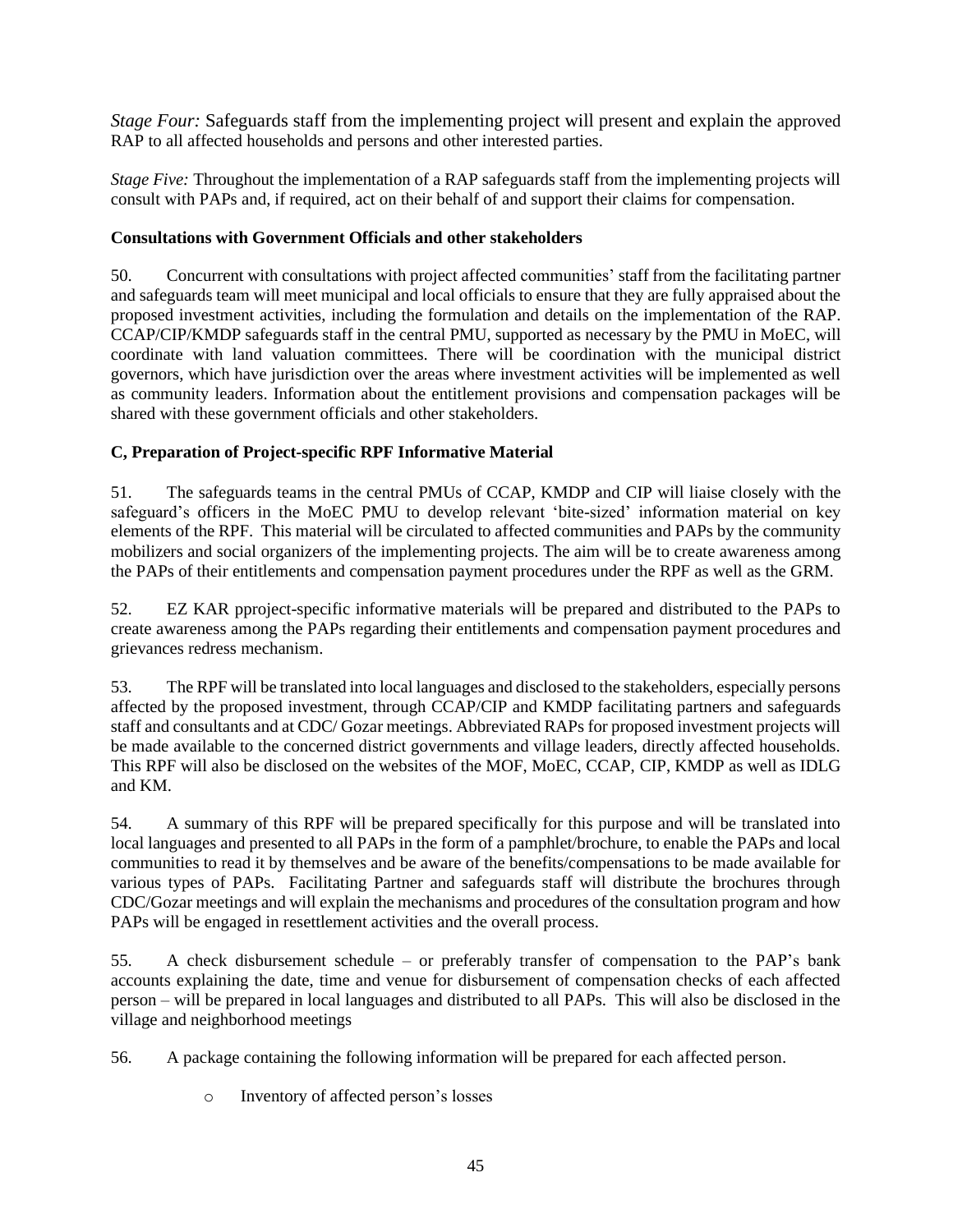*Stage Four:* Safeguards staff from the implementing project will present and explain the approved RAP to all affected households and persons and other interested parties.

*Stage Five:* Throughout the implementation of a RAP safeguards staff from the implementing projects will consult with PAPs and, if required, act on their behalf of and support their claims for compensation.

**Consultations with Government Officials and other stakeholders**

50. Concurrent with consultations with project affected communities' staff from the facilitating partner and safeguards team will meet municipal and local officials to ensure that they are fully appraised about the proposed investment activities, including the formulation and details on the implementation of the RAP. CCAP/CIP/KMDP safeguards staff in the central PMU, supported as necessary by the PMU in MoEC, will coordinate with land valuation committees. There will be coordination with the municipal district governors, which have jurisdiction over the areas where investment activities will be implemented as well as community leaders. Information about the entitlement provisions and compensation packages will be shared with these government officials and other stakeholders.

**C, Preparation of Project-specific RPF Informative Material**

51. The safeguards teams in the central PMUs of CCAP, KMDP and CIP will liaise closely with the safeguard's officers in the MoEC PMU to develop relevant 'bite-sized' information material on key elements of the RPF. This material will be circulated to affected communities and PAPs by the community mobilizers and social organizers of the implementing projects. The aim will be to create awareness among the PAPs of their entitlements and compensation payment procedures under the RPF as well as the GRM.

52. EZ KAR pproject-specific informative materials will be prepared and distributed to the PAPs to create awareness among the PAPs regarding their entitlements and compensation payment procedures and grievances redress mechanism.

53. The RPF will be translated into local languages and disclosed to the stakeholders, especially persons affected by the proposed investment, through CCAP/CIP and KMDP facilitating partners and safeguards staff and consultants and at CDC/ Gozar meetings. Abbreviated RAPs for proposed investment projects will be made available to the concerned district governments and village leaders, directly affected households. This RPF will also be disclosed on the websites of the MOF, MoEC, CCAP, CIP, KMDP as well as IDLG and KM.

54. A summary of this RPF will be prepared specifically for this purpose and will be translated into local languages and presented to all PAPs in the form of a pamphlet/brochure, to enable the PAPs and local communities to read it by themselves and be aware of the benefits/compensations to be made available for various types of PAPs. Facilitating Partner and safeguards staff will distribute the brochures through CDC/Gozar meetings and will explain the mechanisms and procedures of the consultation program and how PAPs will be engaged in resettlement activities and the overall process.

55. A check disbursement schedule – or preferably transfer of compensation to the PAP's bank accounts explaining the date, time and venue for disbursement of compensation checks of each affected person – will be prepared in local languages and distributed to all PAPs. This will also be disclosed in the village and neighborhood meetings

56. A package containing the following information will be prepared for each affected person.

- Inventory of affected person's losses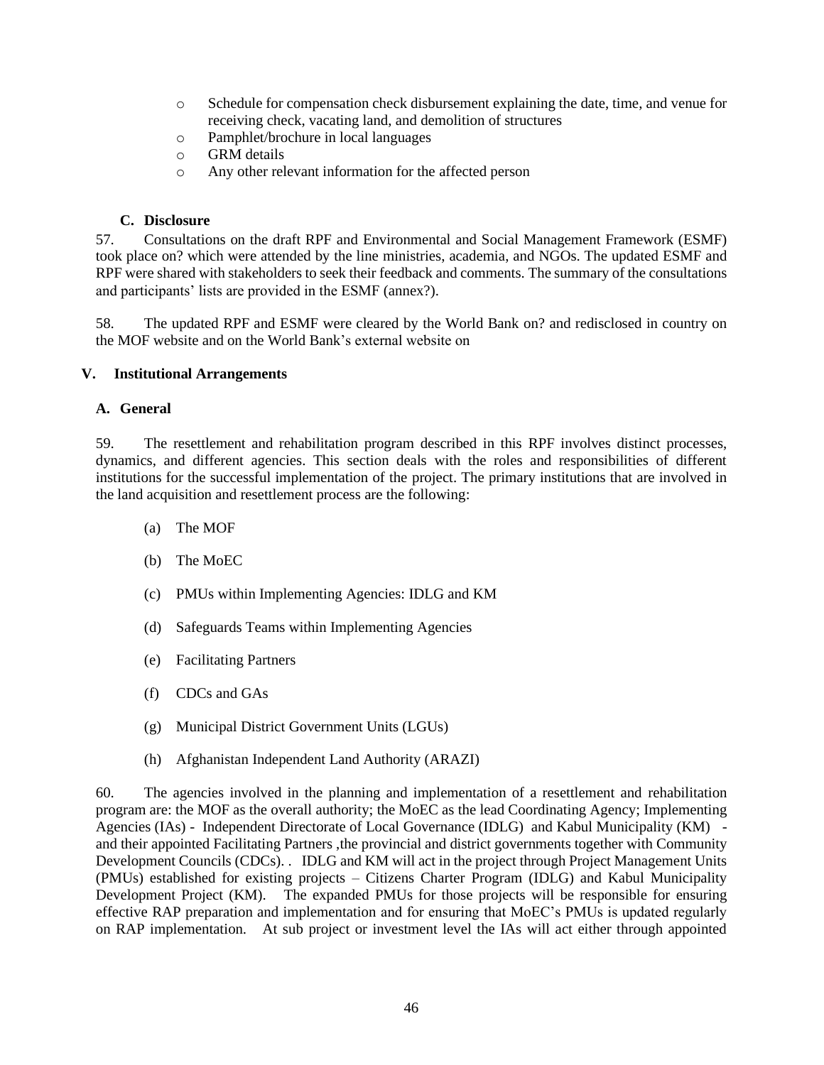- Schedule for compensation check disbursement explaining the date, time, and venue for receiving check, vacating land, and demolition of structures
- Pamphlet/brochure in local languages
- GRM details
- Any other relevant information for the affected person

### C. Disclosure

57. Consultations on the draft RPF and Environmental and Social Management Framework (ESMF) took place on? which were attended by the line ministries, academia, and NGOs. The updated ESMF and RPF were shared with stakeholders to seek their feedback and comments. The summary of the consultations and participants' lists are provided in the ESMF (annex?).

58. The updated RPF and ESMF were cleared by the World Bank on? and redisclosed in country on the MOF website and on the World Bank's external website on

## V. Institutional Arrangements

### A. General

59. The resettlement and rehabilitation program described in this RPF involves distinct processes, dynamics, and different agencies. This section deals with the roles and responsibilities of different institutions for the successful implementation of the project. The primary institutions that are involved in the land acquisition and resettlement process are the following:

(a) The MOF

(b) The MoEC

(c) PMUs within Implementing Agencies: IDLG and KM

(d) Safeguards Teams within Implementing Agencies

(e) Facilitating Partners

(f) CDCs and GAs

(g) Municipal District Government Units (LGUs)

(h) Afghanistan Independent Land Authority (ARAZI)

60. The agencies involved in the planning and implementation of a resettlement and rehabilitation program are: the MOF as the overall authority; the MoEC as the lead Coordinating Agency; Implementing Agencies (IAs) - Independent Directorate of Local Governance (IDLG) and Kabul Municipality (KM) - and their appointed Facilitating Partners ,the provincial and district governments together with Community Development Councils (CDCs). . IDLG and KM will act in the project through Project Management Units (PMUs) established for existing projects – Citizens Charter Program (IDLG) and Kabul Municipality Development Project (KM). The expanded PMUs for those projects will be responsible for ensuring effective RAP preparation and implementation and for ensuring that MoEC's PMUs is updated regularly on RAP implementation. At sub project or investment level the IAs will act either through appointed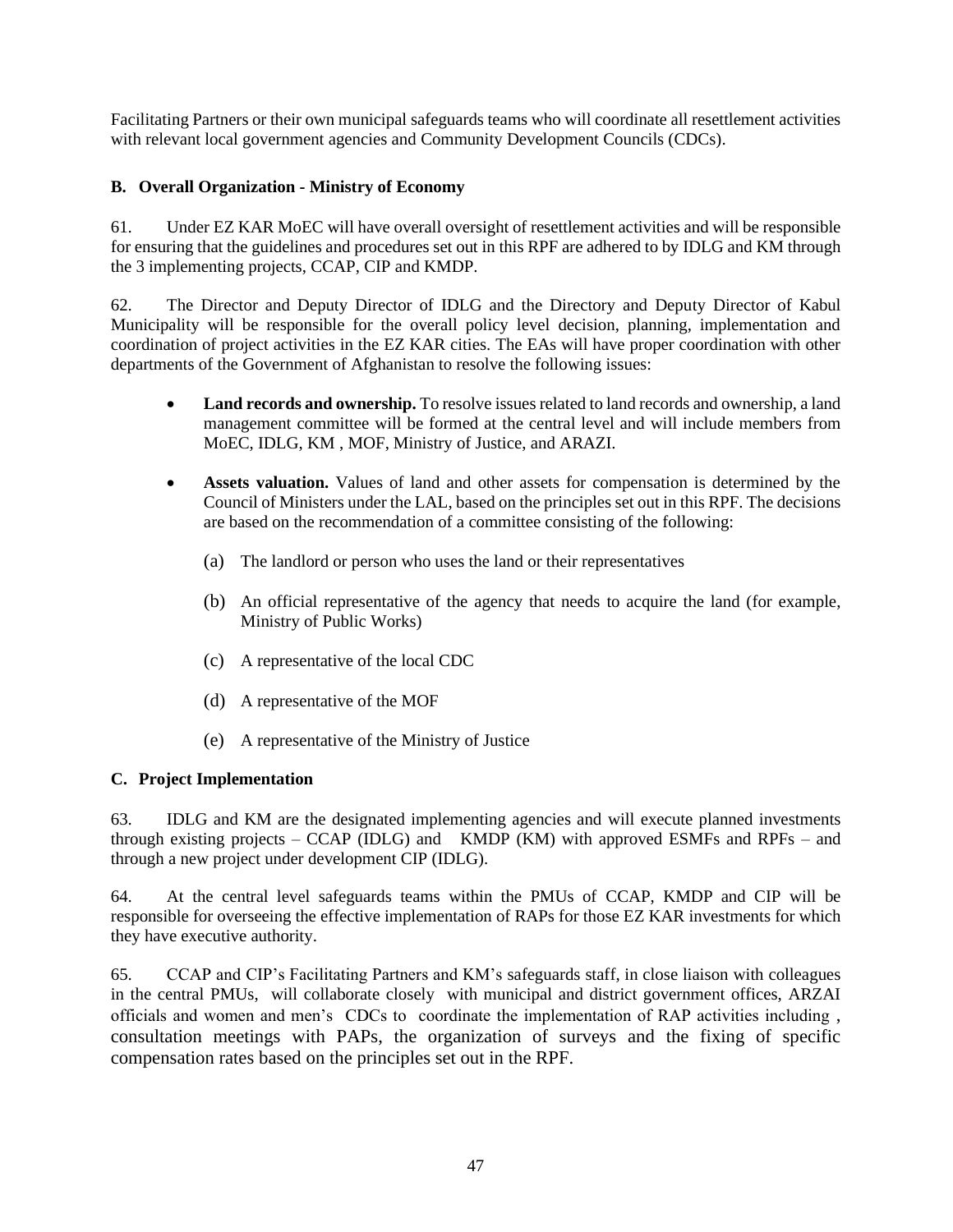Facilitating Partners or their own municipal safeguards teams who will coordinate all resettlement activities with relevant local government agencies and Community Development Councils (CDCs).

### B. Overall Organization - Ministry of Economy

61. Under EZ KAR MoEC will have overall oversight of resettlement activities and will be responsible for ensuring that the guidelines and procedures set out in this RPF are adhered to by IDLG and KM through the 3 implementing projects, CCAP, CIP and KMDP.

62. The Director and Deputy Director of IDLG and the Directory and Deputy Director of Kabul Municipality will be responsible for the overall policy level decision, planning, implementation and coordination of project activities in the EZ KAR cities. The EAs will have proper coordination with other departments of the Government of Afghanistan to resolve the following issues:

- **Land records and ownership.** To resolve issues related to land records and ownership, a land management committee will be formed at the central level and will include members from MoEC, IDLG, KM , MOF, Ministry of Justice, and ARAZI.
- **Assets valuation.** Values of land and other assets for compensation is determined by the Council of Ministers under the LAL, based on the principles set out in this RPF. The decisions are based on the recommendation of a committee consisting of the following:
  - (a) The landlord or person who uses the land or their representatives
  - (b) An official representative of the agency that needs to acquire the land (for example, Ministry of Public Works)
  - (c) A representative of the local CDC
  - (d) A representative of the MOF
  - (e) A representative of the Ministry of Justice

### C. Project Implementation

63. IDLG and KM are the designated implementing agencies and will execute planned investments through existing projects – CCAP (IDLG) and KMDP (KM) with approved ESMFs and RPFs – and through a new project under development CIP (IDLG).

64. At the central level safeguards teams within the PMUs of CCAP, KMDP and CIP will be responsible for overseeing the effective implementation of RAPs for those EZ KAR investments for which they have executive authority.

65. CCAP and CIP's Facilitating Partners and KM's safeguards staff, in close liaison with colleagues in the central PMUs, will collaborate closely with municipal and district government offices, ARZAI officials and women and men's CDCs to coordinate the implementation of RAP activities including , consultation meetings with PAPs, the organization of surveys and the fixing of specific compensation rates based on the principles set out in the RPF.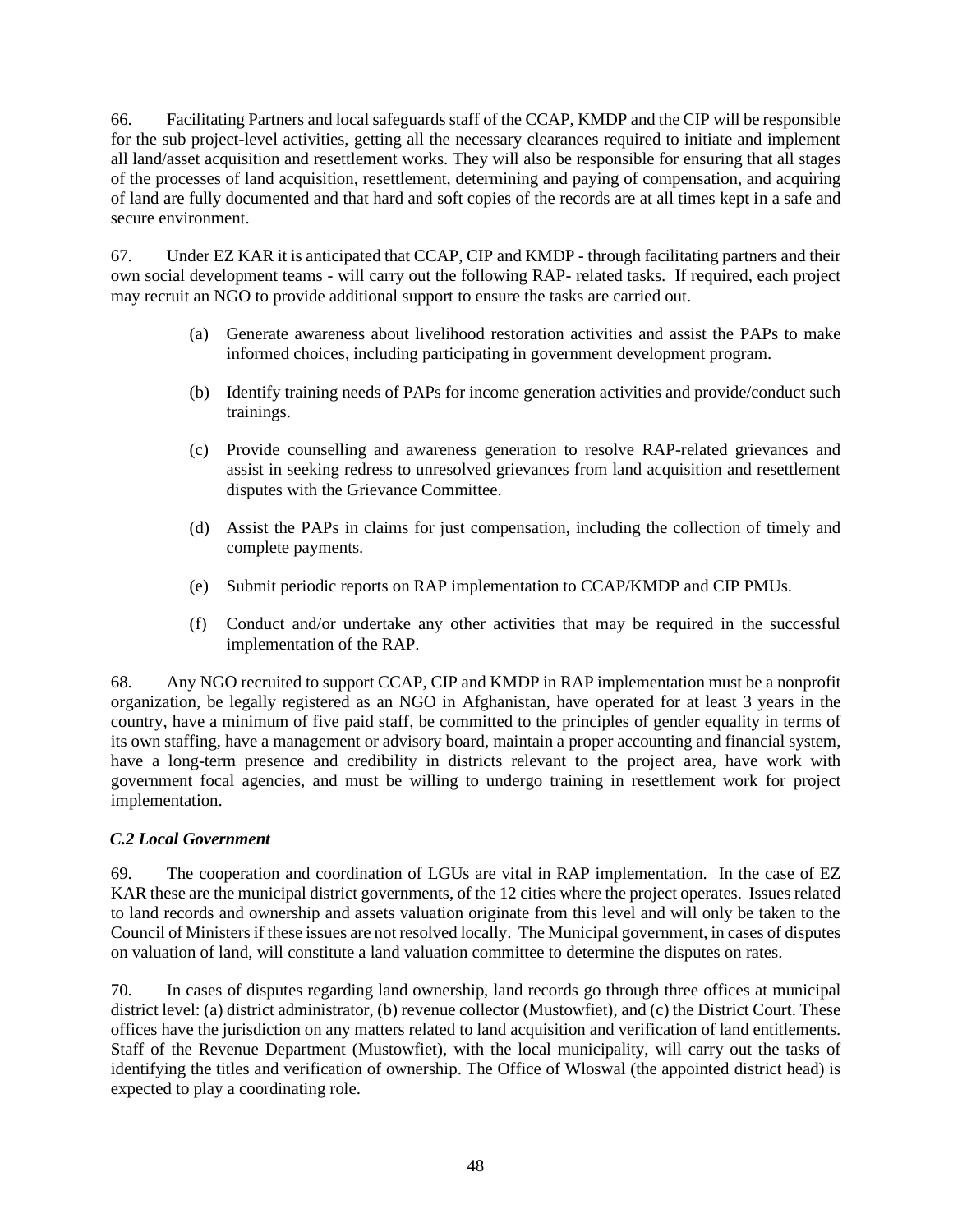66. Facilitating Partners and local safeguards staff of the CCAP, KMDP and the CIP will be responsible for the sub project-level activities, getting all the necessary clearances required to initiate and implement all land/asset acquisition and resettlement works. They will also be responsible for ensuring that all stages of the processes of land acquisition, resettlement, determining and paying of compensation, and acquiring of land are fully documented and that hard and soft copies of the records are at all times kept in a safe and secure environment.

67. Under EZ KAR it is anticipated that CCAP, CIP and KMDP - through facilitating partners and their own social development teams - will carry out the following RAP- related tasks. If required, each project may recruit an NGO to provide additional support to ensure the tasks are carried out.

(a) Generate awareness about livelihood restoration activities and assist the PAPs to make informed choices, including participating in government development program.

(b) Identify training needs of PAPs for income generation activities and provide/conduct such trainings.

(c) Provide counselling and awareness generation to resolve RAP-related grievances and assist in seeking redress to unresolved grievances from land acquisition and resettlement disputes with the Grievance Committee.

(d) Assist the PAPs in claims for just compensation, including the collection of timely and complete payments.

(e) Submit periodic reports on RAP implementation to CCAP/KMDP and CIP PMUs.

(f) Conduct and/or undertake any other activities that may be required in the successful implementation of the RAP.

68. Any NGO recruited to support CCAP, CIP and KMDP in RAP implementation must be a nonprofit organization, be legally registered as an NGO in Afghanistan, have operated for at least 3 years in the country, have a minimum of five paid staff, be committed to the principles of gender equality in terms of its own staffing, have a management or advisory board, maintain a proper accounting and financial system, have a long-term presence and credibility in districts relevant to the project area, have work with government focal agencies, and must be willing to undergo training in resettlement work for project implementation.

### *C.2 Local Government*

69. The cooperation and coordination of LGUs are vital in RAP implementation. In the case of EZ KAR these are the municipal district governments, of the 12 cities where the project operates. Issues related to land records and ownership and assets valuation originate from this level and will only be taken to the Council of Ministers if these issues are not resolved locally. The Municipal government, in cases of disputes on valuation of land, will constitute a land valuation committee to determine the disputes on rates.

70. In cases of disputes regarding land ownership, land records go through three offices at municipal district level: (a) district administrator, (b) revenue collector (Mustowfiet), and (c) the District Court. These offices have the jurisdiction on any matters related to land acquisition and verification of land entitlements. Staff of the Revenue Department (Mustowfiet), with the local municipality, will carry out the tasks of identifying the titles and verification of ownership. The Office of Wloswal (the appointed district head) is expected to play a coordinating role.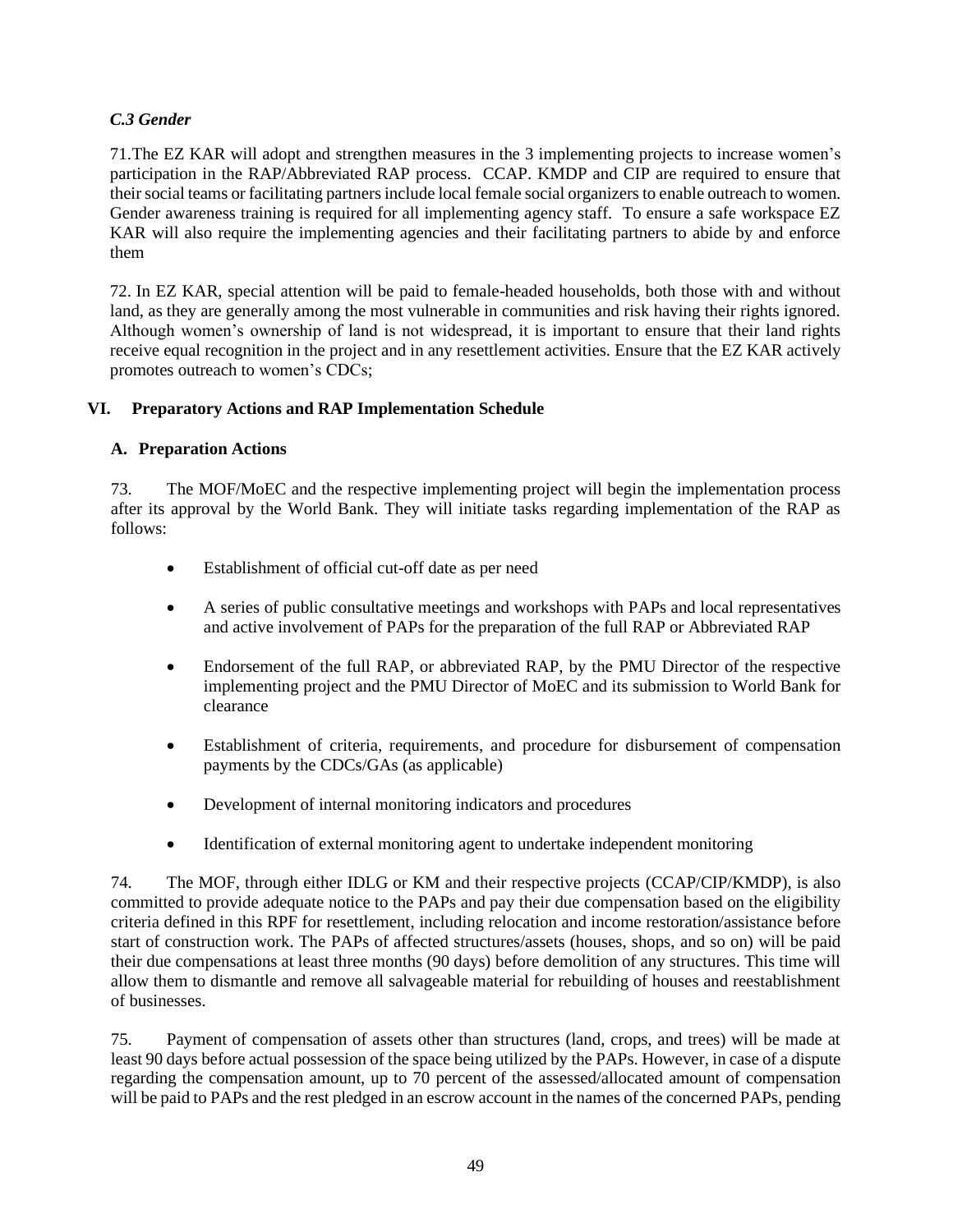### *C.3 Gender*

71.The EZ KAR will adopt and strengthen measures in the 3 implementing projects to increase women's participation in the RAP/Abbreviated RAP process. CCAP. KMDP and CIP are required to ensure that their social teams or facilitating partners include local female social organizers to enable outreach to women. Gender awareness training is required for all implementing agency staff. To ensure a safe workspace EZ KAR will also require the implementing agencies and their facilitating partners to abide by and enforce them

72. In EZ KAR, special attention will be paid to female-headed households, both those with and without land, as they are generally among the most vulnerable in communities and risk having their rights ignored. Although women's ownership of land is not widespread, it is important to ensure that their land rights receive equal recognition in the project and in any resettlement activities. Ensure that the EZ KAR actively promotes outreach to women's CDCs;

## VI. Preparatory Actions and RAP Implementation Schedule

### A. Preparation Actions

73. The MOF/MoEC and the respective implementing project will begin the implementation process after its approval by the World Bank. They will initiate tasks regarding implementation of the RAP as follows:

- Establishment of official cut-off date as per need
- A series of public consultative meetings and workshops with PAPs and local representatives and active involvement of PAPs for the preparation of the full RAP or Abbreviated RAP
- Endorsement of the full RAP, or abbreviated RAP, by the PMU Director of the respective implementing project and the PMU Director of MoEC and its submission to World Bank for clearance
- Establishment of criteria, requirements, and procedure for disbursement of compensation payments by the CDCs/GAs (as applicable)
- Development of internal monitoring indicators and procedures
- Identification of external monitoring agent to undertake independent monitoring

74. The MOF, through either IDLG or KM and their respective projects (CCAP/CIP/KMDP), is also committed to provide adequate notice to the PAPs and pay their due compensation based on the eligibility criteria defined in this RPF for resettlement, including relocation and income restoration/assistance before start of construction work. The PAPs of affected structures/assets (houses, shops, and so on) will be paid their due compensations at least three months (90 days) before demolition of any structures. This time will allow them to dismantle and remove all salvageable material for rebuilding of houses and reestablishment of businesses.

75. Payment of compensation of assets other than structures (land, crops, and trees) will be made at least 90 days before actual possession of the space being utilized by the PAPs. However, in case of a dispute regarding the compensation amount, up to 70 percent of the assessed/allocated amount of compensation will be paid to PAPs and the rest pledged in an escrow account in the names of the concerned PAPs, pending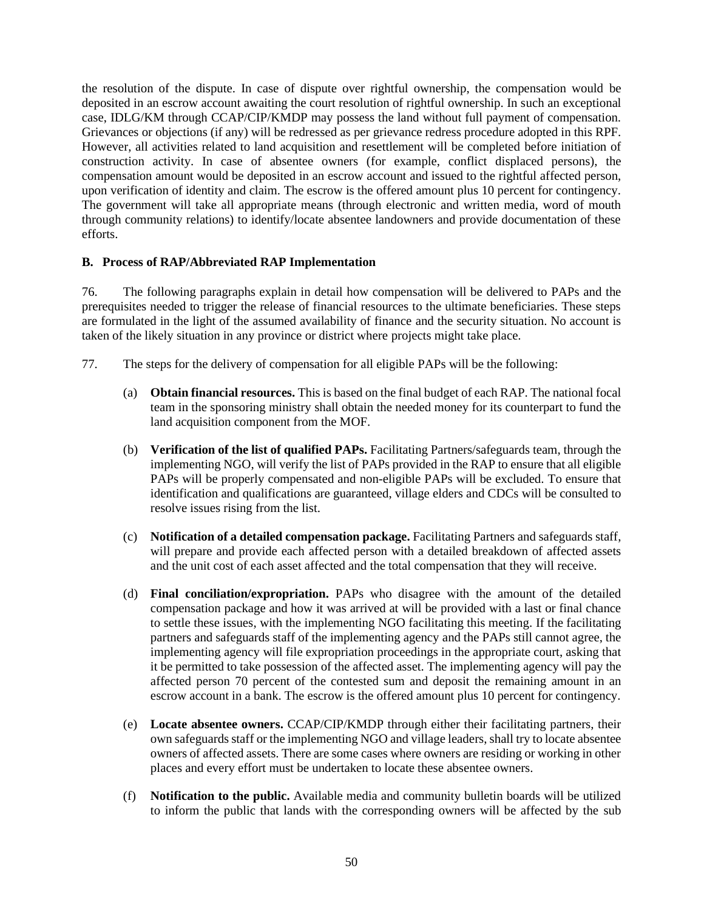the resolution of the dispute. In case of dispute over rightful ownership, the compensation would be deposited in an escrow account awaiting the court resolution of rightful ownership. In such an exceptional case, IDLG/KM through CCAP/CIP/KMDP may possess the land without full payment of compensation. Grievances or objections (if any) will be redressed as per grievance redress procedure adopted in this RPF. However, all activities related to land acquisition and resettlement will be completed before initiation of construction activity. In case of absentee owners (for example, conflict displaced persons), the compensation amount would be deposited in an escrow account and issued to the rightful affected person, upon verification of identity and claim. The escrow is the offered amount plus 10 percent for contingency. The government will take all appropriate means (through electronic and written media, word of mouth through community relations) to identify/locate absentee landowners and provide documentation of these efforts.

### B. Process of RAP/Abbreviated RAP Implementation

76. The following paragraphs explain in detail how compensation will be delivered to PAPs and the prerequisites needed to trigger the release of financial resources to the ultimate beneficiaries. These steps are formulated in the light of the assumed availability of finance and the security situation. No account is taken of the likely situation in any province or district where projects might take place.

77. The steps for the delivery of compensation for all eligible PAPs will be the following:

(a) **Obtain financial resources.** This is based on the final budget of each RAP. The national focal team in the sponsoring ministry shall obtain the needed money for its counterpart to fund the land acquisition component from the MOF.

(b) **Verification of the list of qualified PAPs.** Facilitating Partners/safeguards team, through the implementing NGO, will verify the list of PAPs provided in the RAP to ensure that all eligible PAPs will be properly compensated and non-eligible PAPs will be excluded. To ensure that identification and qualifications are guaranteed, village elders and CDCs will be consulted to resolve issues rising from the list.

(c) **Notification of a detailed compensation package.** Facilitating Partners and safeguards staff, will prepare and provide each affected person with a detailed breakdown of affected assets and the unit cost of each asset affected and the total compensation that they will receive.

(d) **Final conciliation/expropriation.** PAPs who disagree with the amount of the detailed compensation package and how it was arrived at will be provided with a last or final chance to settle these issues, with the implementing NGO facilitating this meeting. If the facilitating partners and safeguards staff of the implementing agency and the PAPs still cannot agree, the implementing agency will file expropriation proceedings in the appropriate court, asking that it be permitted to take possession of the affected asset. The implementing agency will pay the affected person 70 percent of the contested sum and deposit the remaining amount in an escrow account in a bank. The escrow is the offered amount plus 10 percent for contingency.

(e) **Locate absentee owners.** CCAP/CIP/KMDP through either their facilitating partners, their own safeguards staff or the implementing NGO and village leaders, shall try to locate absentee owners of affected assets. There are some cases where owners are residing or working in other places and every effort must be undertaken to locate these absentee owners.

(f) **Notification to the public.** Available media and community bulletin boards will be utilized to inform the public that lands with the corresponding owners will be affected by the sub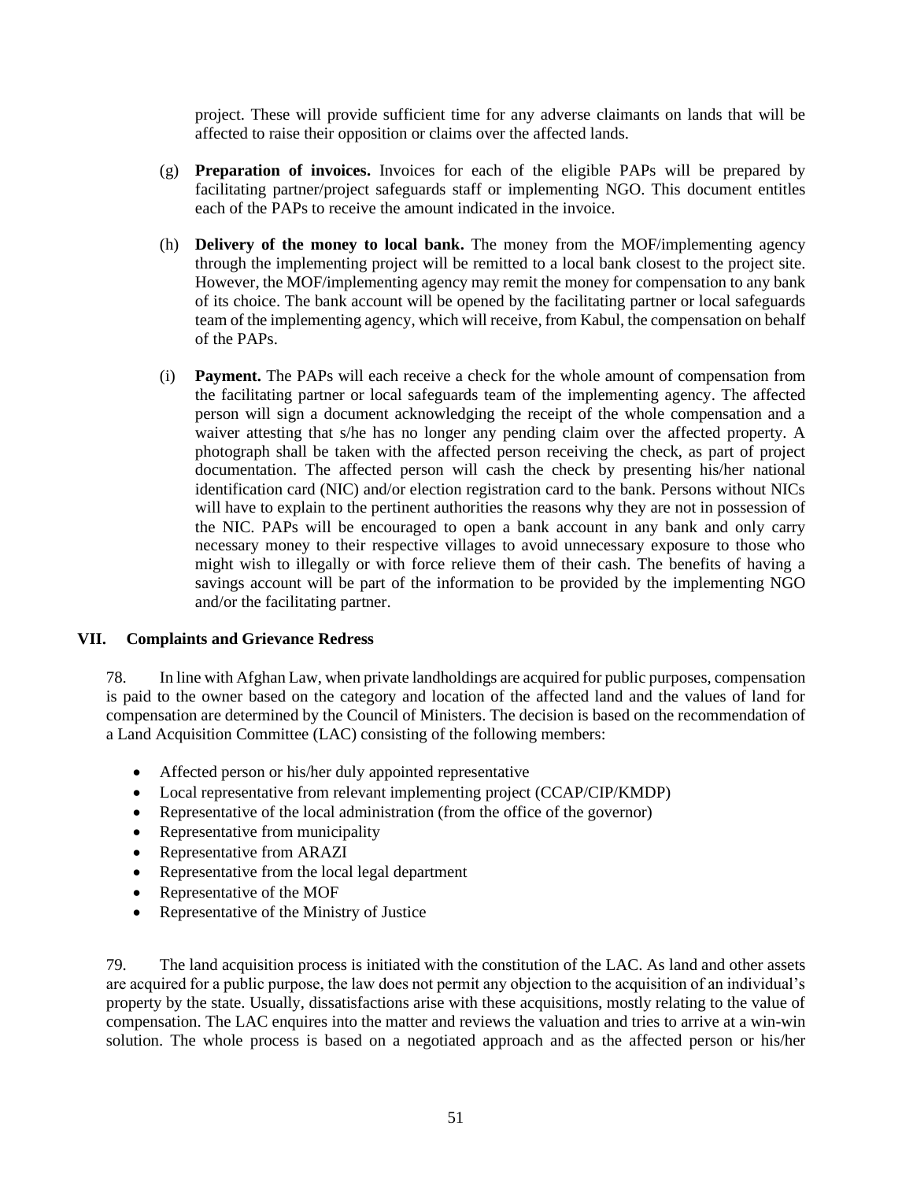project. These will provide sufficient time for any adverse claimants on lands that will be affected to raise their opposition or claims over the affected lands.

(g) **Preparation of invoices.** Invoices for each of the eligible PAPs will be prepared by facilitating partner/project safeguards staff or implementing NGO. This document entitles each of the PAPs to receive the amount indicated in the invoice.

(h) **Delivery of the money to local bank.** The money from the MOF/implementing agency through the implementing project will be remitted to a local bank closest to the project site. However, the MOF/implementing agency may remit the money for compensation to any bank of its choice. The bank account will be opened by the facilitating partner or local safeguards team of the implementing agency, which will receive, from Kabul, the compensation on behalf of the PAPs.

(i) **Payment.** The PAPs will each receive a check for the whole amount of compensation from the facilitating partner or local safeguards team of the implementing agency. The affected person will sign a document acknowledging the receipt of the whole compensation and a waiver attesting that s/he has no longer any pending claim over the affected property. A photograph shall be taken with the affected person receiving the check, as part of project documentation. The affected person will cash the check by presenting his/her national identification card (NIC) and/or election registration card to the bank. Persons without NICs will have to explain to the pertinent authorities the reasons why they are not in possession of the NIC. PAPs will be encouraged to open a bank account in any bank and only carry necessary money to their respective villages to avoid unnecessary exposure to those who might wish to illegally or with force relieve them of their cash. The benefits of having a savings account will be part of the information to be provided by the implementing NGO and/or the facilitating partner.

## VII. Complaints and Grievance Redress

78. In line with Afghan Law, when private landholdings are acquired for public purposes, compensation is paid to the owner based on the category and location of the affected land and the values of land for compensation are determined by the Council of Ministers. The decision is based on the recommendation of a Land Acquisition Committee (LAC) consisting of the following members:

- Affected person or his/her duly appointed representative
- Local representative from relevant implementing project (CCAP/CIP/KMDP)
- Representative of the local administration (from the office of the governor)
- Representative from municipality
- Representative from ARAZI
- Representative from the local legal department
- Representative of the MOF
- Representative of the Ministry of Justice

79. The land acquisition process is initiated with the constitution of the LAC. As land and other assets are acquired for a public purpose, the law does not permit any objection to the acquisition of an individual's property by the state. Usually, dissatisfactions arise with these acquisitions, mostly relating to the value of compensation. The LAC enquires into the matter and reviews the valuation and tries to arrive at a win-win solution. The whole process is based on a negotiated approach and as the affected person or his/her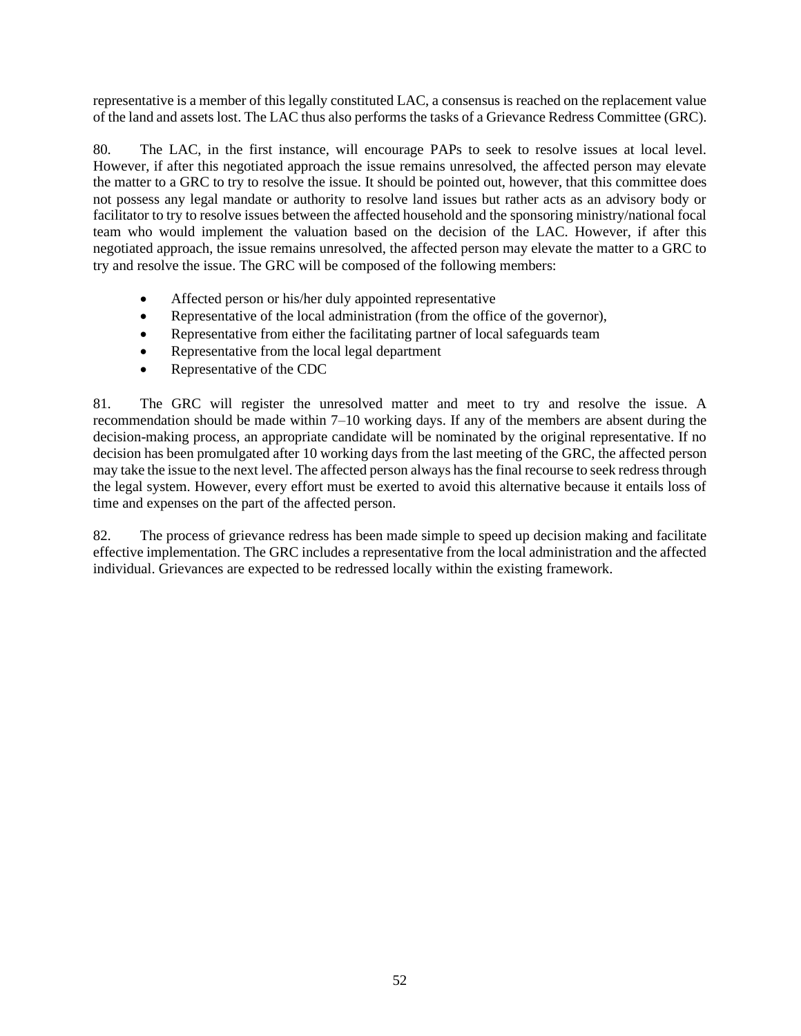representative is a member of this legally constituted LAC, a consensus is reached on the replacement value of the land and assets lost. The LAC thus also performs the tasks of a Grievance Redress Committee (GRC).

80. The LAC, in the first instance, will encourage PAPs to seek to resolve issues at local level. However, if after this negotiated approach the issue remains unresolved, the affected person may elevate the matter to a GRC to try to resolve the issue. It should be pointed out, however, that this committee does not possess any legal mandate or authority to resolve land issues but rather acts as an advisory body or facilitator to try to resolve issues between the affected household and the sponsoring ministry/national focal team who would implement the valuation based on the decision of the LAC. However, if after this negotiated approach, the issue remains unresolved, the affected person may elevate the matter to a GRC to try and resolve the issue. The GRC will be composed of the following members:

- Affected person or his/her duly appointed representative
- Representative of the local administration (from the office of the governor),
- Representative from either the facilitating partner of local safeguards team
- Representative from the local legal department
- Representative of the CDC

81. The GRC will register the unresolved matter and meet to try and resolve the issue. A recommendation should be made within 7–10 working days. If any of the members are absent during the decision-making process, an appropriate candidate will be nominated by the original representative. If no decision has been promulgated after 10 working days from the last meeting of the GRC, the affected person may take the issue to the next level. The affected person always has the final recourse to seek redress through the legal system. However, every effort must be exerted to avoid this alternative because it entails loss of time and expenses on the part of the affected person.

82. The process of grievance redress has been made simple to speed up decision making and facilitate effective implementation. The GRC includes a representative from the local administration and the affected individual. Grievances are expected to be redressed locally within the existing framework.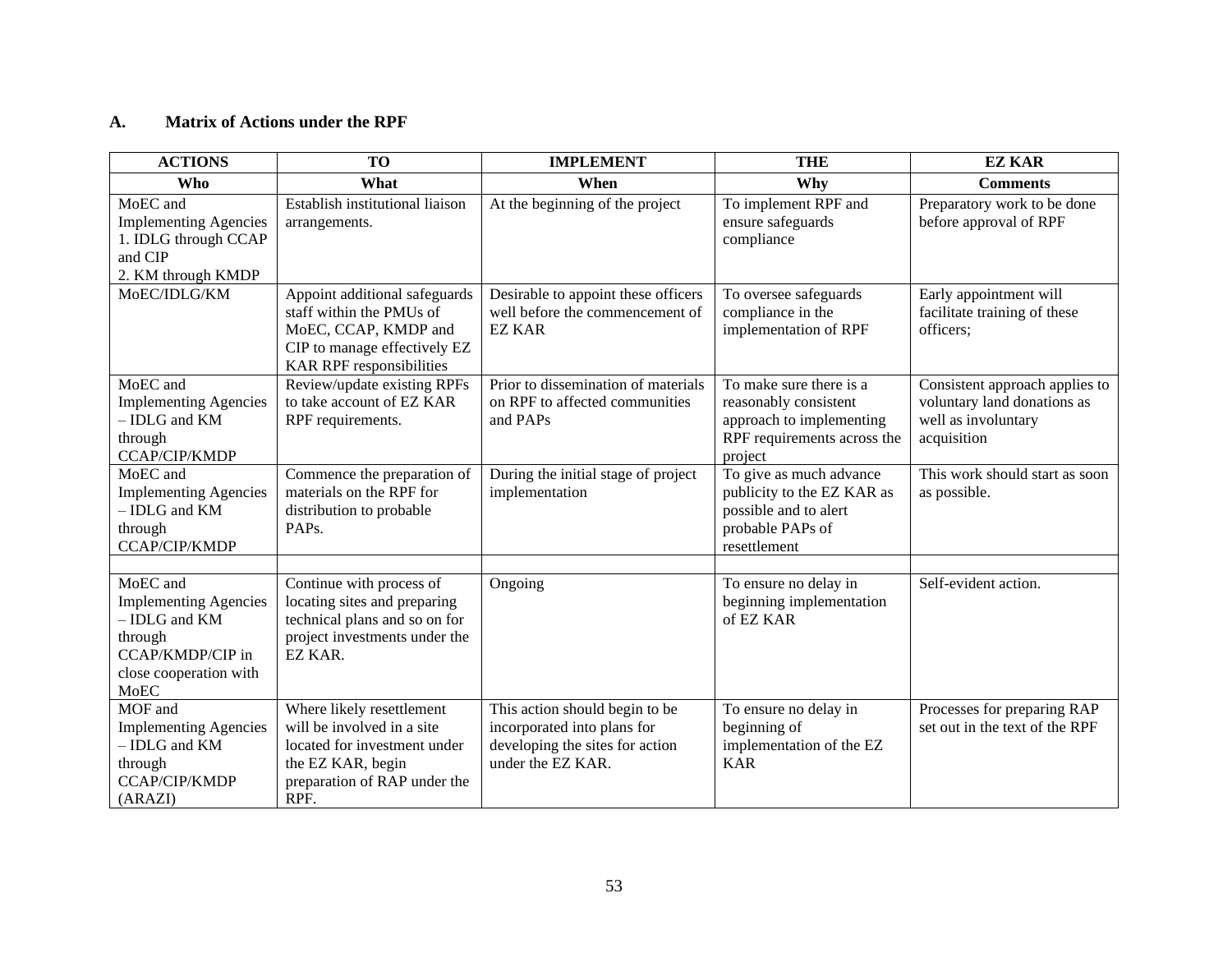## A. Matrix of Actions under the RPF

| ACTIONS | TO | IMPLEMENT | THE | EZ KAR |
|---|---|---|---|---|
| **Who** | **What** | **When** | **Why** | **Comments** |
| MoEC and Implementing Agencies 1. IDLG through CCAP and CIP 2. KM through KMDP | Establish institutional liaison arrangements. | At the beginning of the project | To implement RPF and ensure safeguards compliance | Preparatory work to be done before approval of RPF |
| MoEC/IDLG/KM | Appoint additional safeguards staff within the PMUs of MoEC, CCAP, KMDP and CIP to manage effectively EZ KAR RPF responsibilities | Desirable to appoint these officers well before the commencement of EZ KAR | To oversee safeguards compliance in the implementation of RPF | Early appointment will facilitate training of these officers; |
| MoEC and Implementing Agencies – IDLG and KM through CCAP/CIP/KMDP | Review/update existing RPFs to take account of EZ KAR RPF requirements. | Prior to dissemination of materials on RPF to affected communities and PAPs | To make sure there is a reasonably consistent approach to implementing RPF requirements across the project | Consistent approach applies to voluntary land donations as well as involuntary acquisition |
| MoEC and Implementing Agencies – IDLG and KM through CCAP/CIP/KMDP | Commence the preparation of materials on the RPF for distribution to probable PAPs. | During the initial stage of project implementation | To give as much advance publicity to the EZ KAR as possible and to alert probable PAPs of resettlement | This work should start as soon as possible. |
| | | | | |
| MoEC and Implementing Agencies – IDLG and KM through CCAP/KMDP/CIP in close cooperation with MoEC | Continue with process of locating sites and preparing technical plans and so on for project investments under the EZ KAR. | Ongoing | To ensure no delay in beginning implementation of EZ KAR | Self-evident action. |
| MOF and Implementing Agencies – IDLG and KM through CCAP/CIP/KMDP (ARAZI) | Where likely resettlement will be involved in a site located for investment under the EZ KAR, begin preparation of RAP under the RPF. | This action should begin to be incorporated into plans for developing the sites for action under the EZ KAR. | To ensure no delay in beginning of implementation of the EZ KAR | Processes for preparing RAP set out in the text of the RPF |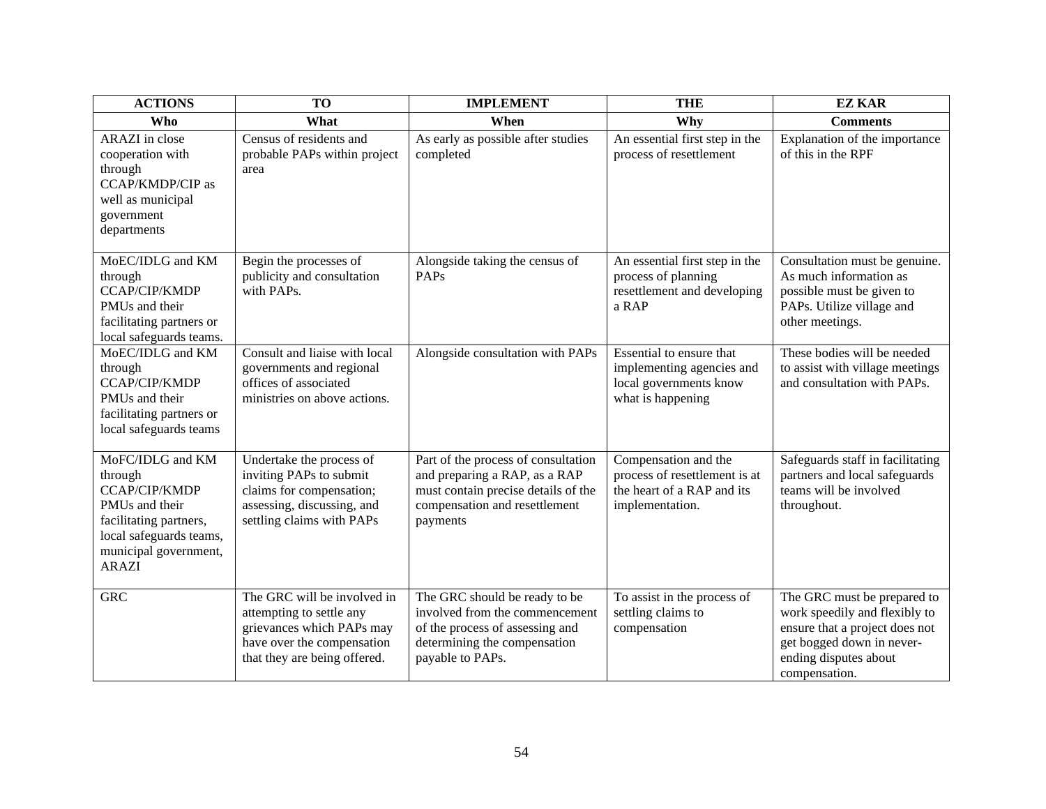| ACTIONS | TO | IMPLEMENT | THE | EZ KAR |
|---|---|---|---|---|
| **Who** | **What** | **When** | **Why** | **Comments** |
| ARAZI in close cooperation with through CCAP/KMDP/CIP as well as municipal government departments | Census of residents and probable PAPs within project area | As early as possible after studies completed | An essential first step in the process of resettlement | Explanation of the importance of this in the RPF |
| MoEC/IDLG and KM through CCAP/CIP/KMDP PMUs and their facilitating partners or local safeguards teams. | Begin the processes of publicity and consultation with PAPs. | Alongside taking the census of PAPs | An essential first step in the process of planning resettlement and developing a RAP | Consultation must be genuine. As much information as possible must be given to PAPs. Utilize village and other meetings. |
| MoEC/IDLG and KM through CCAP/CIP/KMDP PMUs and their facilitating partners or local safeguards teams | Consult and liaise with local governments and regional offices of associated ministries on above actions. | Alongside consultation with PAPs | Essential to ensure that implementing agencies and local governments know what is happening | These bodies will be needed to assist with village meetings and consultation with PAPs. |
| MoFC/IDLG and KM through CCAP/CIP/KMDP PMUs and their facilitating partners, local safeguards teams, municipal government, ARAZI | Undertake the process of inviting PAPs to submit claims for compensation; assessing, discussing, and settling claims with PAPs | Part of the process of consultation and preparing a RAP, as a RAP must contain precise details of the compensation and resettlement payments | Compensation and the process of resettlement is at the heart of a RAP and its implementation. | Safeguards staff in facilitating partners and local safeguards teams will be involved throughout. |
| GRC | The GRC will be involved in attempting to settle any grievances which PAPs may have over the compensation that they are being offered. | The GRC should be ready to be involved from the commencement of the process of assessing and determining the compensation payable to PAPs. | To assist in the process of settling claims to compensation | The GRC must be prepared to work speedily and flexibly to ensure that a project does not get bogged down in never-ending disputes about compensation. |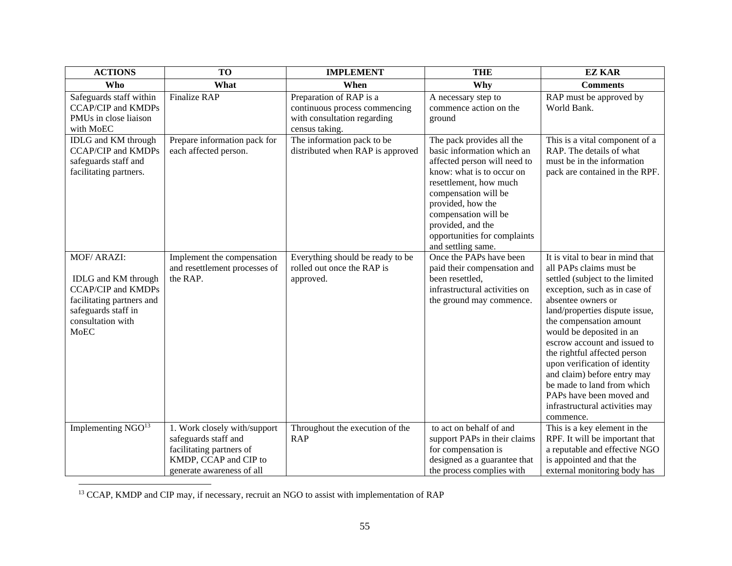| ACTIONS | TO | IMPLEMENT | THE | EZ KAR |
|---|---|---|---|---|
| **Who** | **What** | **When** | **Why** | **Comments** |
| Safeguards staff within CCAP/CIP and KMDPs PMUs in close liaison with MoEC | Finalize RAP | Preparation of RAP is a continuous process commencing with consultation regarding census taking. | A necessary step to commence action on the ground | RAP must be approved by World Bank. |
| IDLG and KM through CCAP/CIP and KMDPs safeguards staff and facilitating partners. | Prepare information pack for each affected person. | The information pack to be distributed when RAP is approved | The pack provides all the basic information which an affected person will need to know: what is to occur on resettlement, how much compensation will be provided, how the compensation will be provided, and the opportunities for complaints and settling same. | This is a vital component of a RAP. The details of what must be in the information pack are contained in the RPF. |
| MOF/ ARAZI: IDLG and KM through CCAP/CIP and KMDPs facilitating partners and safeguards staff in consultation with MoEC | Implement the compensation and resettlement processes of the RAP. | Everything should be ready to be rolled out once the RAP is approved. | Once the PAPs have been paid their compensation and been resettled, infrastructural activities on the ground may commence. | It is vital to bear in mind that all PAPs claims must be settled (subject to the limited exception, such as in case of absentee owners or land/properties dispute issue, the compensation amount would be deposited in an escrow account and issued to the rightful affected person upon verification of identity and claim) before entry may be made to land from which PAPs have been moved and infrastructural activities may commence. |
| Implementing NGO[13] | 1. Work closely with/support safeguards staff and facilitating partners of KMDP, CCAP and CIP to generate awareness of all | Throughout the execution of the RAP | to act on behalf of and support PAPs in their claims for compensation is designed as a guarantee that the process complies with | This is a key element in the RPF. It will be important that a reputable and effective NGO is appointed and that the external monitoring body has |

[13] CCAP, KMDP and CIP may, if necessary, recruit an NGO to assist with implementation of RAP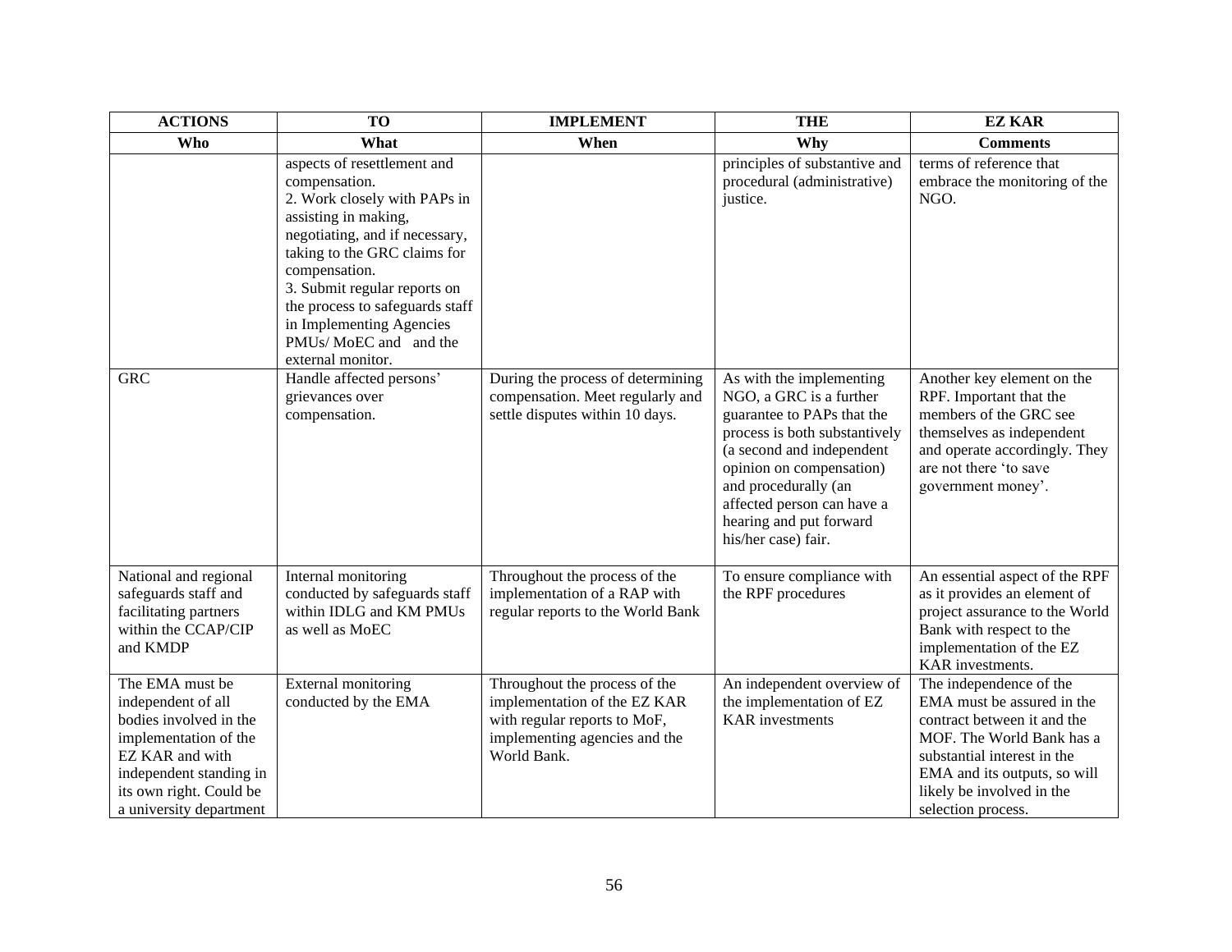| ACTIONS | TO | IMPLEMENT | THE | EZ KAR |
|---|---|---|---|---|
| **Who** | **What** | **When** | **Why** | **Comments** |
| | aspects of resettlement and compensation.<br>2. Work closely with PAPs in assisting in making, negotiating, and if necessary, taking to the GRC claims for compensation.<br>3. Submit regular reports on the process to safeguards staff in Implementing Agencies PMUs/ MoEC and and the external monitor. | | principles of substantive and procedural (administrative) justice. | terms of reference that embrace the monitoring of the NGO. |
| GRC | Handle affected persons' grievances over compensation. | During the process of determining compensation. Meet regularly and settle disputes within 10 days. | As with the implementing NGO, a GRC is a further guarantee to PAPs that the process is both substantively (a second and independent opinion on compensation) and procedurally (an affected person can have a hearing and put forward his/her case) fair. | Another key element on the RPF. Important that the members of the GRC see themselves as independent and operate accordingly. They are not there 'to save government money'. |
| National and regional safeguards staff and facilitating partners within the CCAP/CIP and KMDP | Internal monitoring conducted by safeguards staff within IDLG and KM PMUs as well as MoEC | Throughout the process of the implementation of a RAP with regular reports to the World Bank | To ensure compliance with the RPF procedures | An essential aspect of the RPF as it provides an element of project assurance to the World Bank with respect to the implementation of the EZ KAR investments. |
| The EMA must be independent of all bodies involved in the implementation of the EZ KAR and with independent standing in its own right. Could be a university department | External monitoring conducted by the EMA | Throughout the process of the implementation of the EZ KAR with regular reports to MoF, implementing agencies and the World Bank. | An independent overview of the implementation of EZ KAR investments | The independence of the EMA must be assured in the contract between it and the MOF. The World Bank has a substantial interest in the EMA and its outputs, so will likely be involved in the selection process. |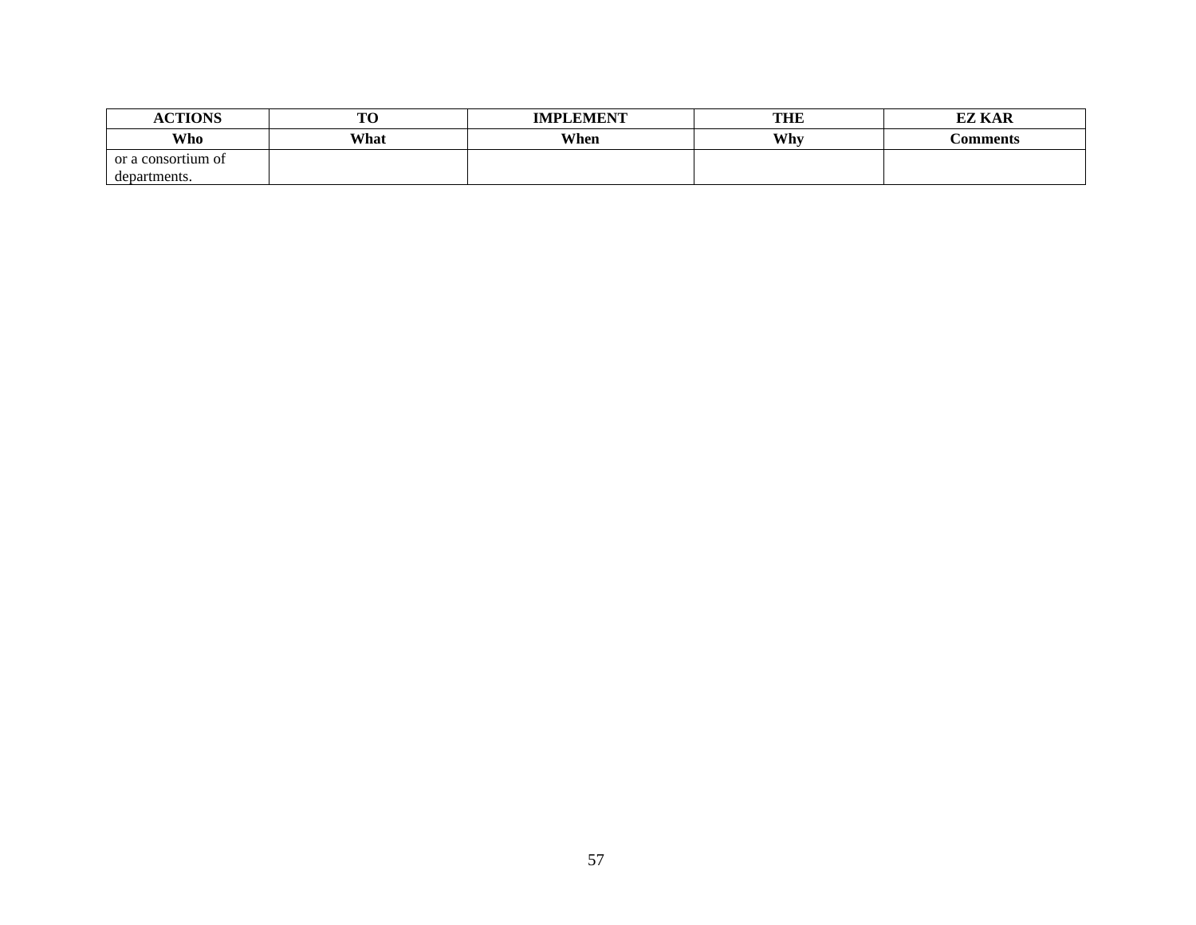| ACTIONS | TO | IMPLEMENT | THE | EZ KAR |
|---|---|---|---|---|
| **Who** | **What** | **When** | **Why** | **Comments** |
| or a consortium of departments. | | | | |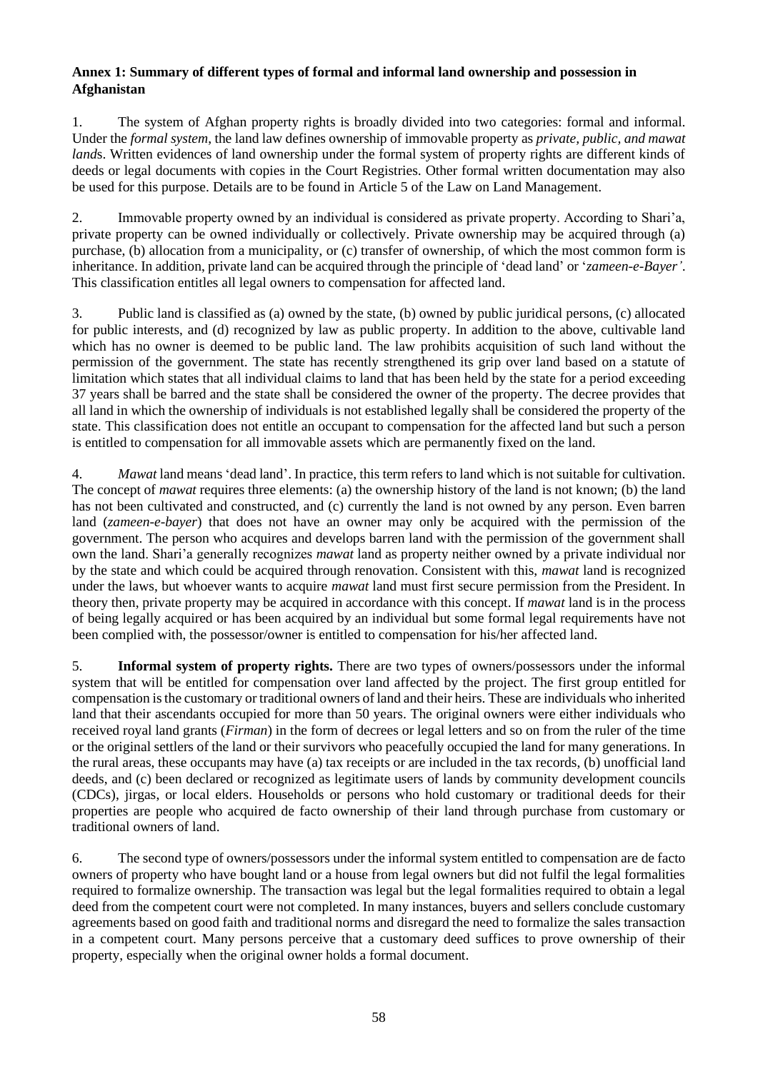**Annex 1: Summary of different types of formal and informal land ownership and possession in Afghanistan**

1. The system of Afghan property rights is broadly divided into two categories: formal and informal. Under the *formal system*, the land law defines ownership of immovable property as *private, public, and mawat lands*. Written evidences of land ownership under the formal system of property rights are different kinds of deeds or legal documents with copies in the Court Registries. Other formal written documentation may also be used for this purpose. Details are to be found in Article 5 of the Law on Land Management.

2. Immovable property owned by an individual is considered as private property. According to Shari'a, private property can be owned individually or collectively. Private ownership may be acquired through (a) purchase, (b) allocation from a municipality, or (c) transfer of ownership, of which the most common form is inheritance. In addition, private land can be acquired through the principle of 'dead land' or '*zameen-e-Bayer'*. This classification entitles all legal owners to compensation for affected land.

3. Public land is classified as (a) owned by the state, (b) owned by public juridical persons, (c) allocated for public interests, and (d) recognized by law as public property. In addition to the above, cultivable land which has no owner is deemed to be public land. The law prohibits acquisition of such land without the permission of the government. The state has recently strengthened its grip over land based on a statute of limitation which states that all individual claims to land that has been held by the state for a period exceeding 37 years shall be barred and the state shall be considered the owner of the property. The decree provides that all land in which the ownership of individuals is not established legally shall be considered the property of the state. This classification does not entitle an occupant to compensation for the affected land but such a person is entitled to compensation for all immovable assets which are permanently fixed on the land.

4. *Mawat* land means 'dead land'. In practice, this term refers to land which is not suitable for cultivation. The concept of *mawat* requires three elements: (a) the ownership history of the land is not known; (b) the land has not been cultivated and constructed, and (c) currently the land is not owned by any person. Even barren land (*zameen-e-bayer*) that does not have an owner may only be acquired with the permission of the government. The person who acquires and develops barren land with the permission of the government shall own the land. Shari'a generally recognizes *mawat* land as property neither owned by a private individual nor by the state and which could be acquired through renovation. Consistent with this, *mawat* land is recognized under the laws, but whoever wants to acquire *mawat* land must first secure permission from the President. In theory then, private property may be acquired in accordance with this concept. If *mawat* land is in the process of being legally acquired or has been acquired by an individual but some formal legal requirements have not been complied with, the possessor/owner is entitled to compensation for his/her affected land.

5. **Informal system of property rights.** There are two types of owners/possessors under the informal system that will be entitled for compensation over land affected by the project. The first group entitled for compensation is the customary or traditional owners of land and their heirs. These are individuals who inherited land that their ascendants occupied for more than 50 years. The original owners were either individuals who received royal land grants (*Firman*) in the form of decrees or legal letters and so on from the ruler of the time or the original settlers of the land or their survivors who peacefully occupied the land for many generations. In the rural areas, these occupants may have (a) tax receipts or are included in the tax records, (b) unofficial land deeds, and (c) been declared or recognized as legitimate users of lands by community development councils (CDCs), jirgas, or local elders. Households or persons who hold customary or traditional deeds for their properties are people who acquired de facto ownership of their land through purchase from customary or traditional owners of land.

6. The second type of owners/possessors under the informal system entitled to compensation are de facto owners of property who have bought land or a house from legal owners but did not fulfil the legal formalities required to formalize ownership. The transaction was legal but the legal formalities required to obtain a legal deed from the competent court were not completed. In many instances, buyers and sellers conclude customary agreements based on good faith and traditional norms and disregard the need to formalize the sales transaction in a competent court. Many persons perceive that a customary deed suffices to prove ownership of their property, especially when the original owner holds a formal document.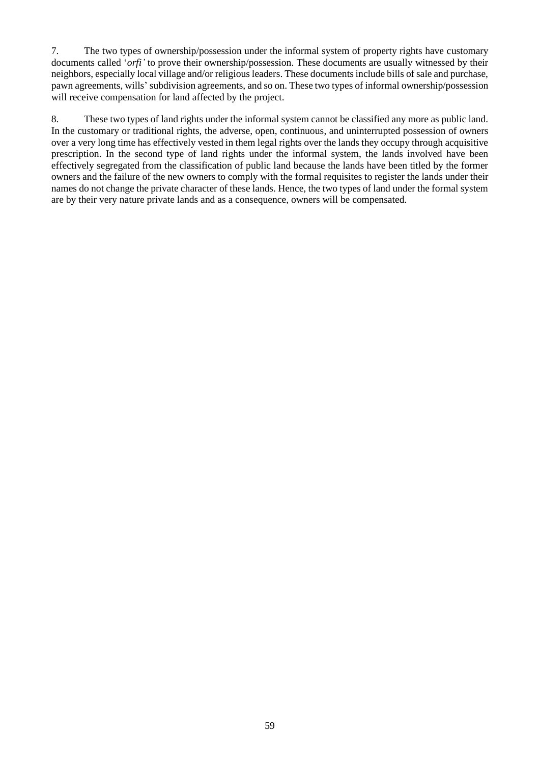7. The two types of ownership/possession under the informal system of property rights have customary documents called '*orfi'* to prove their ownership/possession. These documents are usually witnessed by their neighbors, especially local village and/or religious leaders. These documents include bills of sale and purchase, pawn agreements, wills' subdivision agreements, and so on. These two types of informal ownership/possession will receive compensation for land affected by the project.

8. These two types of land rights under the informal system cannot be classified any more as public land. In the customary or traditional rights, the adverse, open, continuous, and uninterrupted possession of owners over a very long time has effectively vested in them legal rights over the lands they occupy through acquisitive prescription. In the second type of land rights under the informal system, the lands involved have been effectively segregated from the classification of public land because the lands have been titled by the former owners and the failure of the new owners to comply with the formal requisites to register the lands under their names do not change the private character of these lands. Hence, the two types of land under the formal system are by their very nature private lands and as a consequence, owners will be compensated.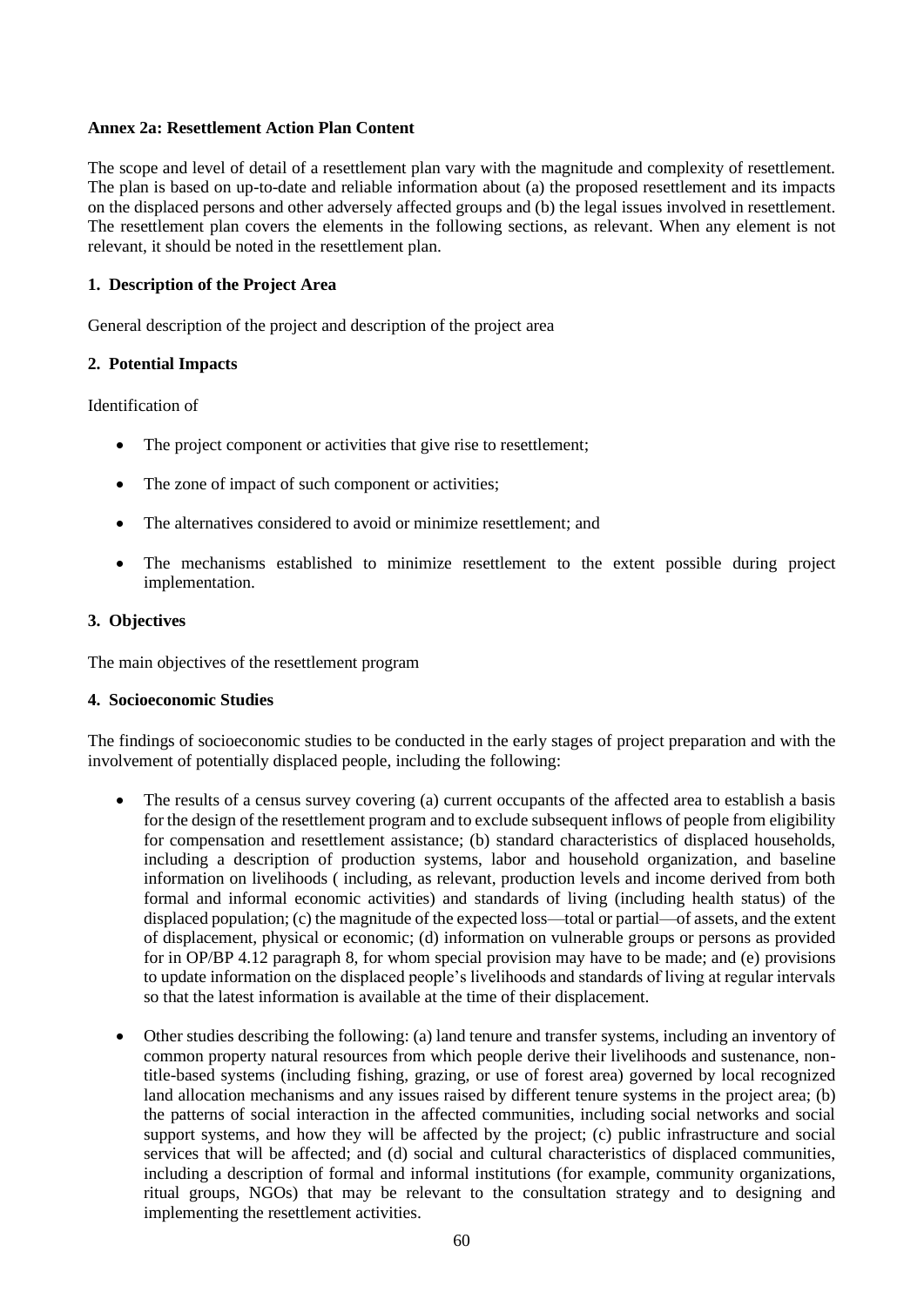**Annex 2a: Resettlement Action Plan Content**

The scope and level of detail of a resettlement plan vary with the magnitude and complexity of resettlement. The plan is based on up-to-date and reliable information about (a) the proposed resettlement and its impacts on the displaced persons and other adversely affected groups and (b) the legal issues involved in resettlement. The resettlement plan covers the elements in the following sections, as relevant. When any element is not relevant, it should be noted in the resettlement plan.

**1. Description of the Project Area**

General description of the project and description of the project area

**2. Potential Impacts**

Identification of

- The project component or activities that give rise to resettlement;
- The zone of impact of such component or activities;
- The alternatives considered to avoid or minimize resettlement; and
- The mechanisms established to minimize resettlement to the extent possible during project implementation.

**3. Objectives**

The main objectives of the resettlement program

**4. Socioeconomic Studies**

The findings of socioeconomic studies to be conducted in the early stages of project preparation and with the involvement of potentially displaced people, including the following:

- The results of a census survey covering (a) current occupants of the affected area to establish a basis for the design of the resettlement program and to exclude subsequent inflows of people from eligibility for compensation and resettlement assistance; (b) standard characteristics of displaced households, including a description of production systems, labor and household organization, and baseline information on livelihoods ( including, as relevant, production levels and income derived from both formal and informal economic activities) and standards of living (including health status) of the displaced population; (c) the magnitude of the expected loss—total or partial—of assets, and the extent of displacement, physical or economic; (d) information on vulnerable groups or persons as provided for in OP/BP 4.12 paragraph 8, for whom special provision may have to be made; and (e) provisions to update information on the displaced people's livelihoods and standards of living at regular intervals so that the latest information is available at the time of their displacement.
- Other studies describing the following: (a) land tenure and transfer systems, including an inventory of common property natural resources from which people derive their livelihoods and sustenance, non-title-based systems (including fishing, grazing, or use of forest area) governed by local recognized land allocation mechanisms and any issues raised by different tenure systems in the project area; (b) the patterns of social interaction in the affected communities, including social networks and social support systems, and how they will be affected by the project; (c) public infrastructure and social services that will be affected; and (d) social and cultural characteristics of displaced communities, including a description of formal and informal institutions (for example, community organizations, ritual groups, NGOs) that may be relevant to the consultation strategy and to designing and implementing the resettlement activities.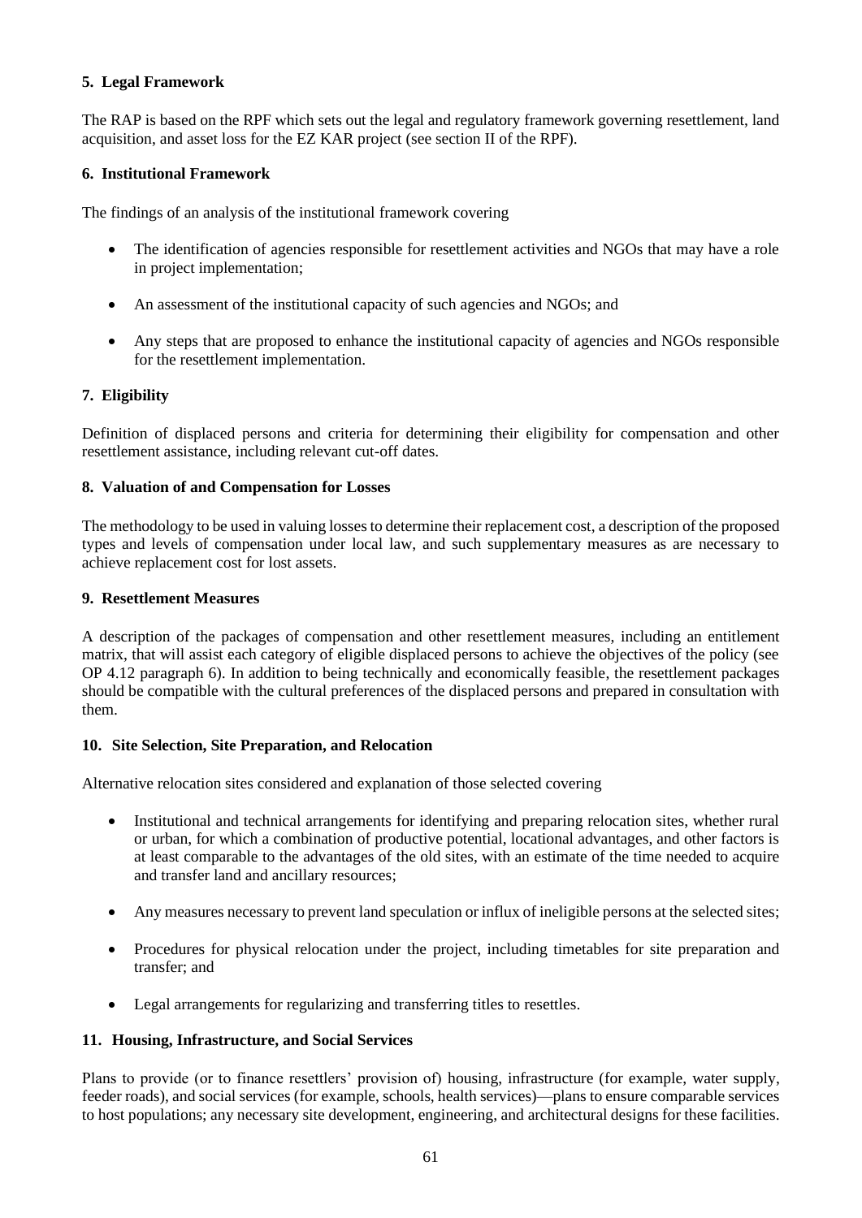### 5. Legal Framework

The RAP is based on the RPF which sets out the legal and regulatory framework governing resettlement, land acquisition, and asset loss for the EZ KAR project (see section II of the RPF).

### 6. Institutional Framework

The findings of an analysis of the institutional framework covering

- The identification of agencies responsible for resettlement activities and NGOs that may have a role in project implementation;
- An assessment of the institutional capacity of such agencies and NGOs; and
- Any steps that are proposed to enhance the institutional capacity of agencies and NGOs responsible for the resettlement implementation.

### 7. Eligibility

Definition of displaced persons and criteria for determining their eligibility for compensation and other resettlement assistance, including relevant cut-off dates.

### 8. Valuation of and Compensation for Losses

The methodology to be used in valuing losses to determine their replacement cost, a description of the proposed types and levels of compensation under local law, and such supplementary measures as are necessary to achieve replacement cost for lost assets.

### 9. Resettlement Measures

A description of the packages of compensation and other resettlement measures, including an entitlement matrix, that will assist each category of eligible displaced persons to achieve the objectives of the policy (see OP 4.12 paragraph 6). In addition to being technically and economically feasible, the resettlement packages should be compatible with the cultural preferences of the displaced persons and prepared in consultation with them.

### 10. Site Selection, Site Preparation, and Relocation

Alternative relocation sites considered and explanation of those selected covering

- Institutional and technical arrangements for identifying and preparing relocation sites, whether rural or urban, for which a combination of productive potential, locational advantages, and other factors is at least comparable to the advantages of the old sites, with an estimate of the time needed to acquire and transfer land and ancillary resources;
- Any measures necessary to prevent land speculation or influx of ineligible persons at the selected sites;
- Procedures for physical relocation under the project, including timetables for site preparation and transfer; and
- Legal arrangements for regularizing and transferring titles to resettles.

### 11. Housing, Infrastructure, and Social Services

Plans to provide (or to finance resettlers' provision of) housing, infrastructure (for example, water supply, feeder roads), and social services (for example, schools, health services)—plans to ensure comparable services to host populations; any necessary site development, engineering, and architectural designs for these facilities.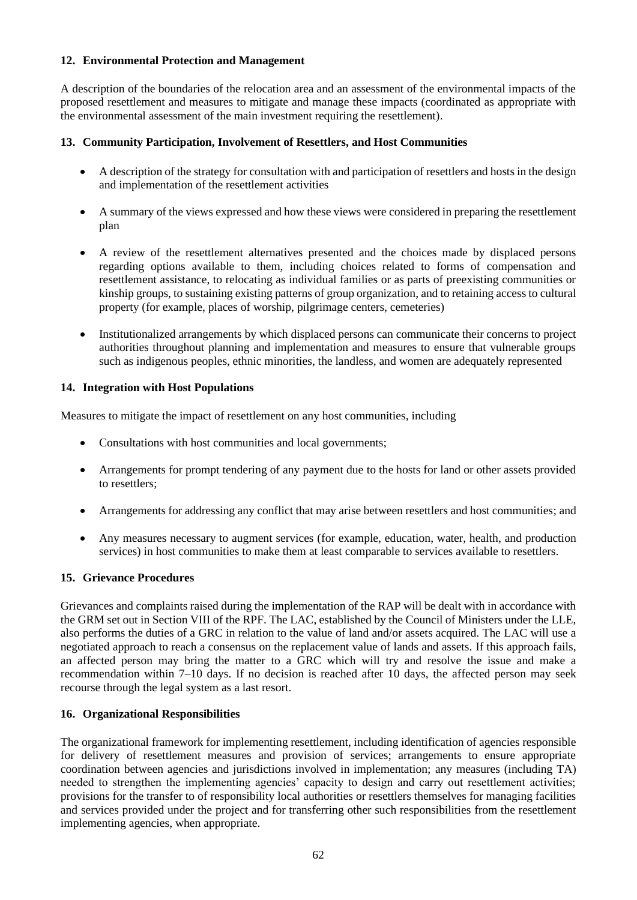### 12. Environmental Protection and Management

A description of the boundaries of the relocation area and an assessment of the environmental impacts of the proposed resettlement and measures to mitigate and manage these impacts (coordinated as appropriate with the environmental assessment of the main investment requiring the resettlement).

### 13. Community Participation, Involvement of Resettlers, and Host Communities

- A description of the strategy for consultation with and participation of resettlers and hosts in the design and implementation of the resettlement activities
- A summary of the views expressed and how these views were considered in preparing the resettlement plan
- A review of the resettlement alternatives presented and the choices made by displaced persons regarding options available to them, including choices related to forms of compensation and resettlement assistance, to relocating as individual families or as parts of preexisting communities or kinship groups, to sustaining existing patterns of group organization, and to retaining access to cultural property (for example, places of worship, pilgrimage centers, cemeteries)
- Institutionalized arrangements by which displaced persons can communicate their concerns to project authorities throughout planning and implementation and measures to ensure that vulnerable groups such as indigenous peoples, ethnic minorities, the landless, and women are adequately represented

### 14. Integration with Host Populations

Measures to mitigate the impact of resettlement on any host communities, including

- Consultations with host communities and local governments;
- Arrangements for prompt tendering of any payment due to the hosts for land or other assets provided to resettlers;
- Arrangements for addressing any conflict that may arise between resettlers and host communities; and
- Any measures necessary to augment services (for example, education, water, health, and production services) in host communities to make them at least comparable to services available to resettlers.

### 15. Grievance Procedures

Grievances and complaints raised during the implementation of the RAP will be dealt with in accordance with the GRM set out in Section VIII of the RPF. The LAC, established by the Council of Ministers under the LLE, also performs the duties of a GRC in relation to the value of land and/or assets acquired. The LAC will use a negotiated approach to reach a consensus on the replacement value of lands and assets. If this approach fails, an affected person may bring the matter to a GRC which will try and resolve the issue and make a recommendation within 7–10 days. If no decision is reached after 10 days, the affected person may seek recourse through the legal system as a last resort.

### 16. Organizational Responsibilities

The organizational framework for implementing resettlement, including identification of agencies responsible for delivery of resettlement measures and provision of services; arrangements to ensure appropriate coordination between agencies and jurisdictions involved in implementation; any measures (including TA) needed to strengthen the implementing agencies' capacity to design and carry out resettlement activities; provisions for the transfer to of responsibility local authorities or resettlers themselves for managing facilities and services provided under the project and for transferring other such responsibilities from the resettlement implementing agencies, when appropriate.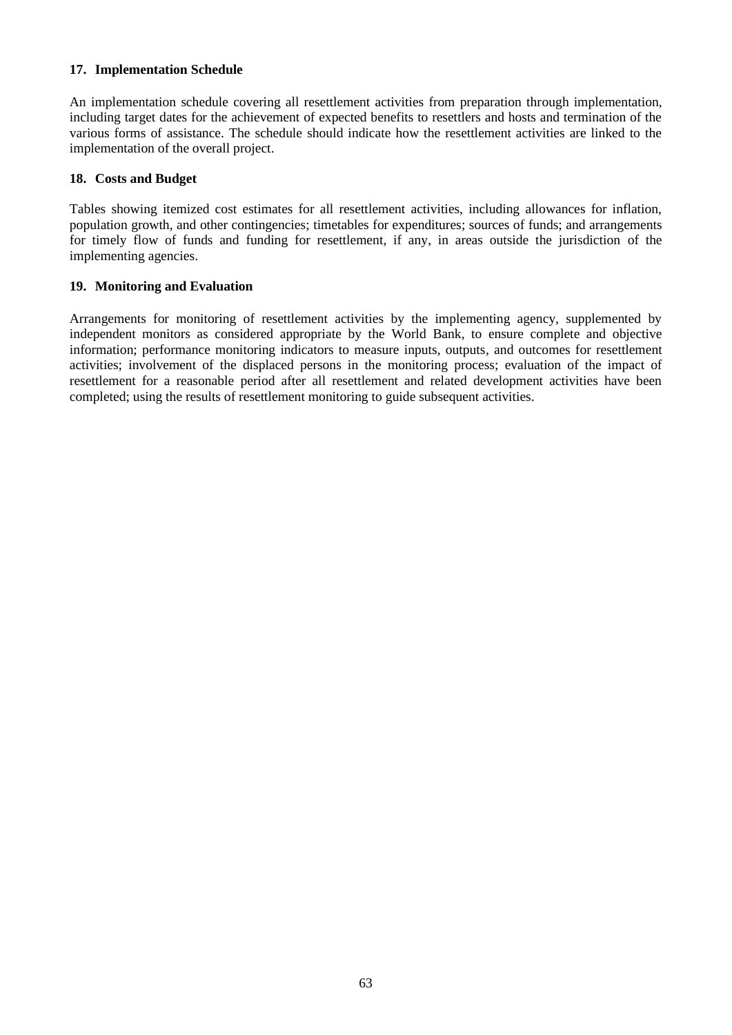**17. Implementation Schedule**

An implementation schedule covering all resettlement activities from preparation through implementation, including target dates for the achievement of expected benefits to resettlers and hosts and termination of the various forms of assistance. The schedule should indicate how the resettlement activities are linked to the implementation of the overall project.

**18. Costs and Budget**

Tables showing itemized cost estimates for all resettlement activities, including allowances for inflation, population growth, and other contingencies; timetables for expenditures; sources of funds; and arrangements for timely flow of funds and funding for resettlement, if any, in areas outside the jurisdiction of the implementing agencies.

**19. Monitoring and Evaluation**

Arrangements for monitoring of resettlement activities by the implementing agency, supplemented by independent monitors as considered appropriate by the World Bank, to ensure complete and objective information; performance monitoring indicators to measure inputs, outputs, and outcomes for resettlement activities; involvement of the displaced persons in the monitoring process; evaluation of the impact of resettlement for a reasonable period after all resettlement and related development activities have been completed; using the results of resettlement monitoring to guide subsequent activities.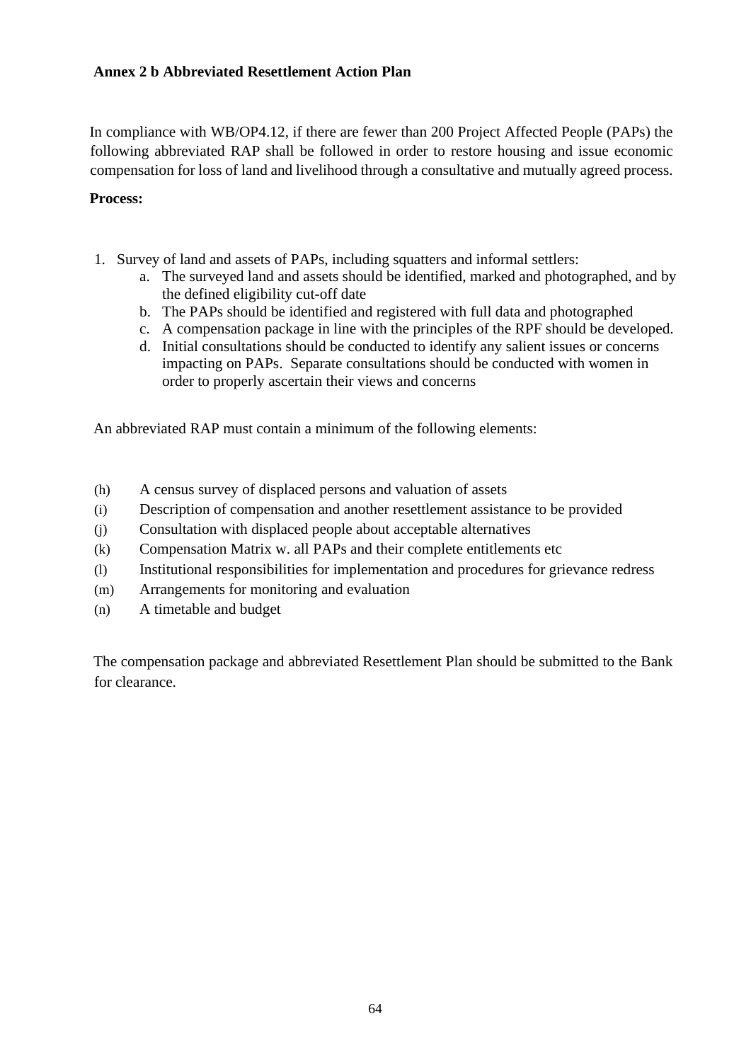**Annex 2 b Abbreviated Resettlement Action Plan**

In compliance with WB/OP4.12, if there are fewer than 200 Project Affected People (PAPs) the following abbreviated RAP shall be followed in order to restore housing and issue economic compensation for loss of land and livelihood through a consultative and mutually agreed process.

**Process:**

1. Survey of land and assets of PAPs, including squatters and informal settlers:
   a. The surveyed land and assets should be identified, marked and photographed, and by the defined eligibility cut-off date
   b. The PAPs should be identified and registered with full data and photographed
   c. A compensation package in line with the principles of the RPF should be developed.
   d. Initial consultations should be conducted to identify any salient issues or concerns impacting on PAPs. Separate consultations should be conducted with women in order to properly ascertain their views and concerns

An abbreviated RAP must contain a minimum of the following elements:

(h) A census survey of displaced persons and valuation of assets

(i) Description of compensation and another resettlement assistance to be provided

(j) Consultation with displaced people about acceptable alternatives

(k) Compensation Matrix w. all PAPs and their complete entitlements etc

(l) Institutional responsibilities for implementation and procedures for grievance redress

(m) Arrangements for monitoring and evaluation

(n) A timetable and budget

The compensation package and abbreviated Resettlement Plan should be submitted to the Bank for clearance.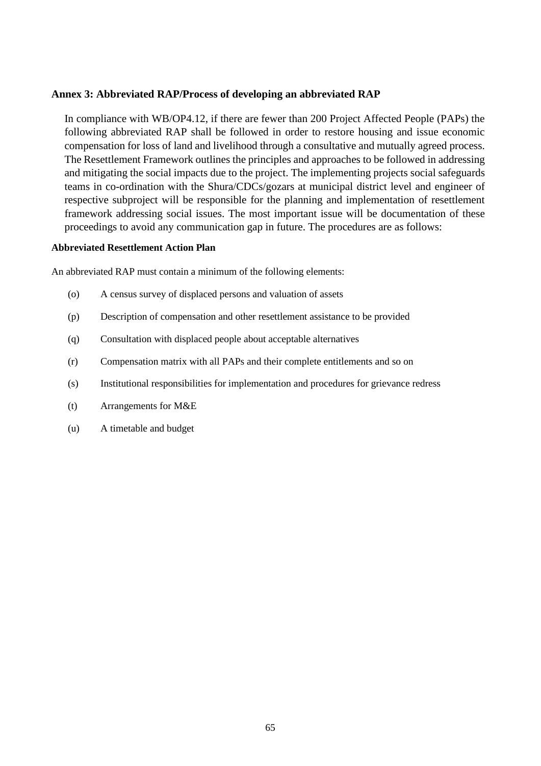### Annex 3: Abbreviated RAP/Process of developing an abbreviated RAP

In compliance with WB/OP4.12, if there are fewer than 200 Project Affected People (PAPs) the following abbreviated RAP shall be followed in order to restore housing and issue economic compensation for loss of land and livelihood through a consultative and mutually agreed process. The Resettlement Framework outlines the principles and approaches to be followed in addressing and mitigating the social impacts due to the project. The implementing projects social safeguards teams in co-ordination with the Shura/CDCs/gozars at municipal district level and engineer of respective subproject will be responsible for the planning and implementation of resettlement framework addressing social issues. The most important issue will be documentation of these proceedings to avoid any communication gap in future. The procedures are as follows:

**Abbreviated Resettlement Action Plan**

An abbreviated RAP must contain a minimum of the following elements:

(o) A census survey of displaced persons and valuation of assets

(p) Description of compensation and other resettlement assistance to be provided

(q) Consultation with displaced people about acceptable alternatives

(r) Compensation matrix with all PAPs and their complete entitlements and so on

(s) Institutional responsibilities for implementation and procedures for grievance redress

(t) Arrangements for M&E

(u) A timetable and budget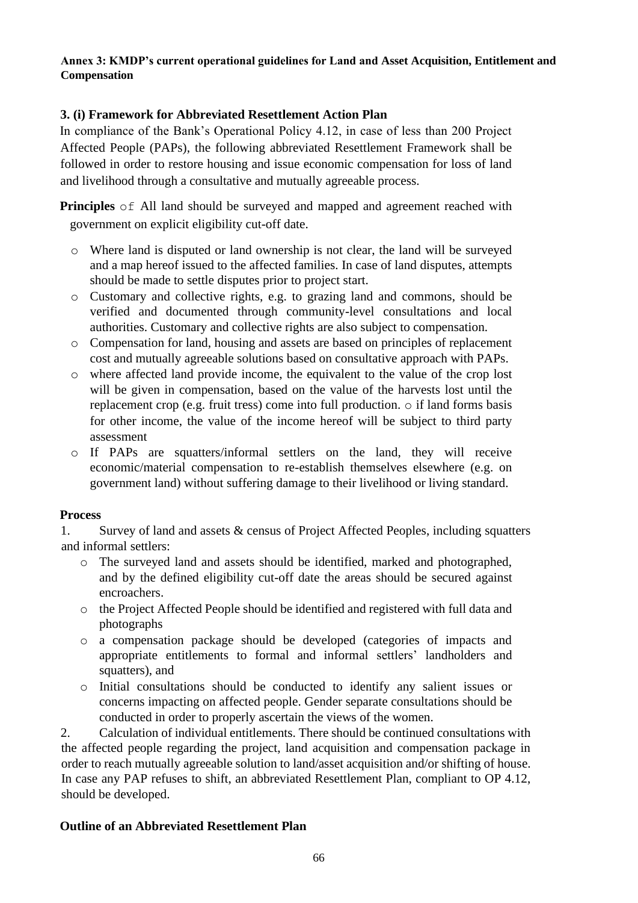**Annex 3: KMDP's current operational guidelines for Land and Asset Acquisition, Entitlement and Compensation**

### 3. (i) Framework for Abbreviated Resettlement Action Plan

In compliance of the Bank's Operational Policy 4.12, in case of less than 200 Project Affected People (PAPs), the following abbreviated Resettlement Framework shall be followed in order to restore housing and issue economic compensation for loss of land and livelihood through a consultative and mutually agreeable process.

**Principles** o All land should be surveyed and mapped and agreement reached with government on explicit eligibility cut-off date.

- o Where land is disputed or land ownership is not clear, the land will be surveyed and a map hereof issued to the affected families. In case of land disputes, attempts should be made to settle disputes prior to project start.
- o Customary and collective rights, e.g. to grazing land and commons, should be verified and documented through community-level consultations and local authorities. Customary and collective rights are also subject to compensation.
- o Compensation for land, housing and assets are based on principles of replacement cost and mutually agreeable solutions based on consultative approach with PAPs.
- o where affected land provide income, the equivalent to the value of the crop lost will be given in compensation, based on the value of the harvests lost until the replacement crop (e.g. fruit tress) come into full production. o if land forms basis for other income, the value of the income hereof will be subject to third party assessment
- o If PAPs are squatters/informal settlers on the land, they will receive economic/material compensation to re-establish themselves elsewhere (e.g. on government land) without suffering damage to their livelihood or living standard.

**Process**

1. Survey of land and assets & census of Project Affected Peoples, including squatters and informal settlers:
   - o The surveyed land and assets should be identified, marked and photographed, and by the defined eligibility cut-off date the areas should be secured against encroachers.
   - o the Project Affected People should be identified and registered with full data and photographs
   - o a compensation package should be developed (categories of impacts and appropriate entitlements to formal and informal settlers' landholders and squatters), and
   - o Initial consultations should be conducted to identify any salient issues or concerns impacting on affected people. Gender separate consultations should be conducted in order to properly ascertain the views of the women.
2. Calculation of individual entitlements. There should be continued consultations with the affected people regarding the project, land acquisition and compensation package in order to reach mutually agreeable solution to land/asset acquisition and/or shifting of house. In case any PAP refuses to shift, an abbreviated Resettlement Plan, compliant to OP 4.12, should be developed.

**Outline of an Abbreviated Resettlement Plan**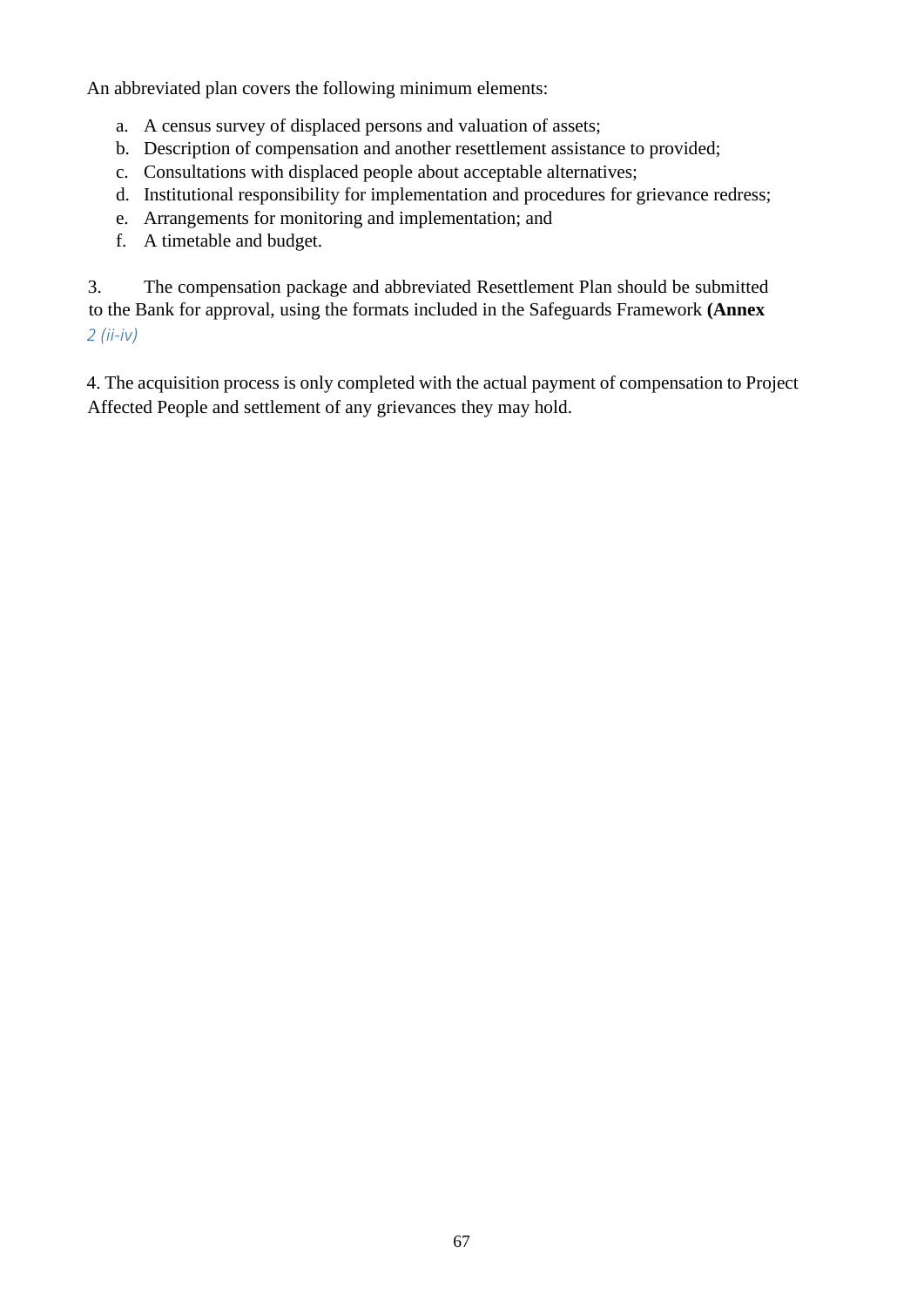An abbreviated plan covers the following minimum elements:

a. A census survey of displaced persons and valuation of assets;
b. Description of compensation and another resettlement assistance to provided;
c. Consultations with displaced people about acceptable alternatives;
d. Institutional responsibility for implementation and procedures for grievance redress;
e. Arrangements for monitoring and implementation; and
f. A timetable and budget.

3. The compensation package and abbreviated Resettlement Plan should be submitted to the Bank for approval, using the formats included in the Safeguards Framework **(Annex** *2 (ii-iv)*

4. The acquisition process is only completed with the actual payment of compensation to Project Affected People and settlement of any grievances they may hold.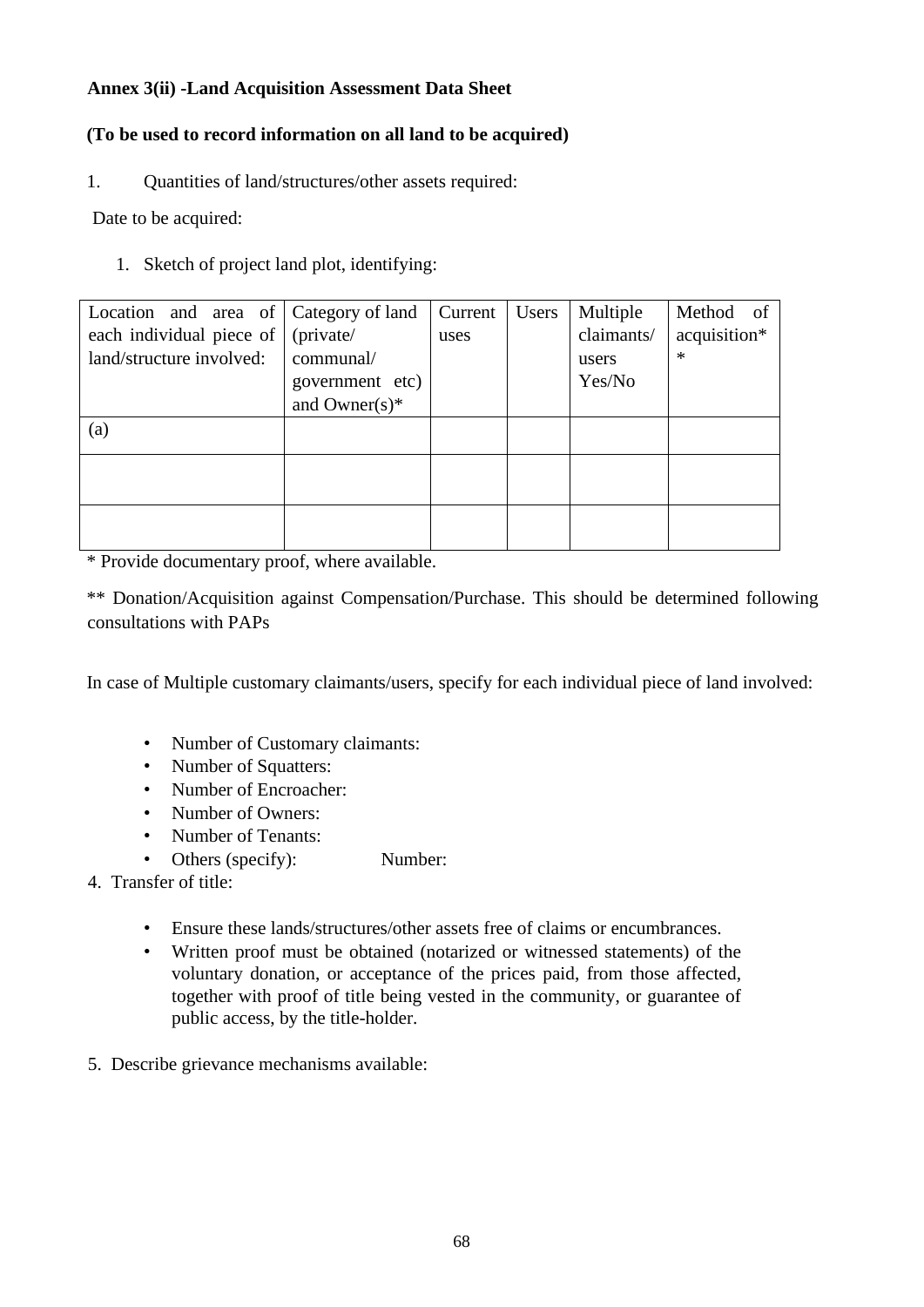**Annex 3(ii) -Land Acquisition Assessment Data Sheet**

**(To be used to record information on all land to be acquired)**

1. Quantities of land/structures/other assets required:

Date to be acquired:

1. Sketch of project land plot, identifying:

| Location and area of each individual piece of land/structure involved: | Category of land (private/ communal/ government etc) and Owner(s)* | Current uses | Users | Multiple claimants/ users Yes/No | Method of acquisition** |
|---|---|---|---|---|---|
| (a) | | | | | |
| | | | | | |
| | | | | | |

* Provide documentary proof, where available.

** Donation/Acquisition against Compensation/Purchase. This should be determined following consultations with PAPs

In case of Multiple customary claimants/users, specify for each individual piece of land involved:

- Number of Customary claimants:
- Number of Squatters:
- Number of Encroacher:
- Number of Owners:
- Number of Tenants:
- Others (specify): Number:

4. Transfer of title:

- Ensure these lands/structures/other assets free of claims or encumbrances.
- Written proof must be obtained (notarized or witnessed statements) of the voluntary donation, or acceptance of the prices paid, from those affected, together with proof of title being vested in the community, or guarantee of public access, by the title-holder.

5. Describe grievance mechanisms available: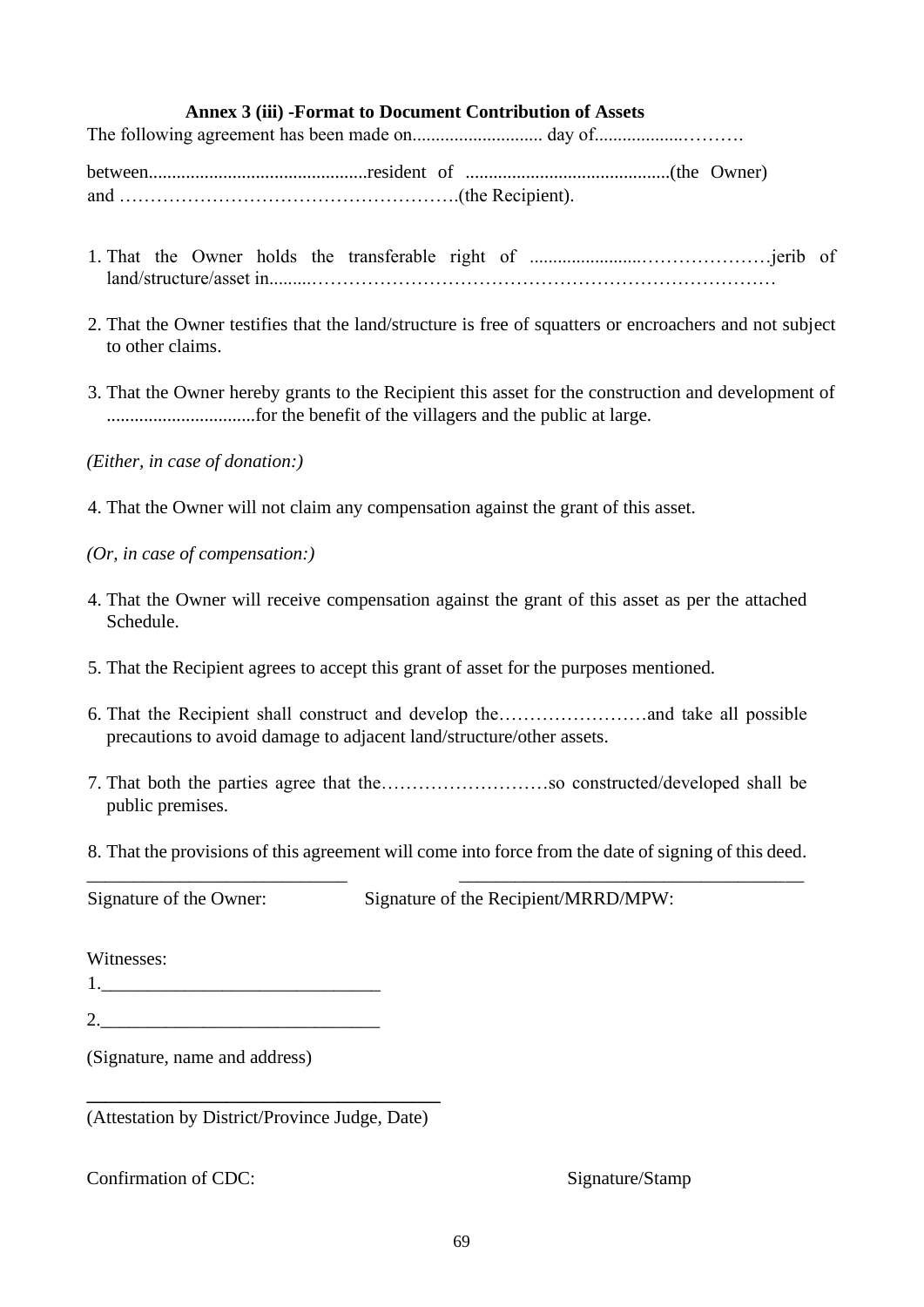**Annex 3 (iii) -Format to Document Contribution of Assets**

The following agreement has been made on............................ day of..................………

between...............................................resident of ............................................(the Owner) and ……………………………………………….(the Recipient).

1. That the Owner holds the transferable right of ........................…………………jerib of land/structure/asset in.........………………………………………………………………

2. That the Owner testifies that the land/structure is free of squatters or encroachers and not subject to other claims.

3. That the Owner hereby grants to the Recipient this asset for the construction and development of ................................for the benefit of the villagers and the public at large.

*(Either, in case of donation:)*

4. That the Owner will not claim any compensation against the grant of this asset.

*(Or, in case of compensation:)*

4. That the Owner will receive compensation against the grant of this asset as per the attached Schedule.

5. That the Recipient agrees to accept this grant of asset for the purposes mentioned.

6. That the Recipient shall construct and develop the……………………and take all possible precautions to avoid damage to adjacent land/structure/other assets.

7. That both the parties agree that the………………………so constructed/developed shall be public premises.

8. That the provisions of this agreement will come into force from the date of signing of this deed.

___________________________ ____________________________________

Signature of the Owner: Signature of the Recipient/MRRD/MPW:

Witnesses:

1.______________________________

2.______________________________

(Signature, name and address)

____________________________________

(Attestation by District/Province Judge, Date)

Confirmation of CDC: Signature/Stamp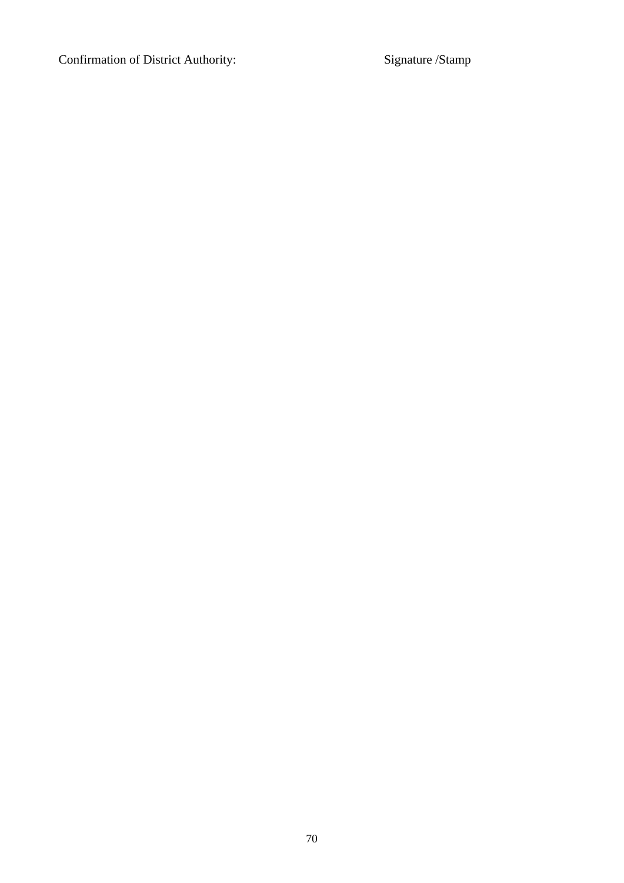Confirmation of District Authority: Signature /Stamp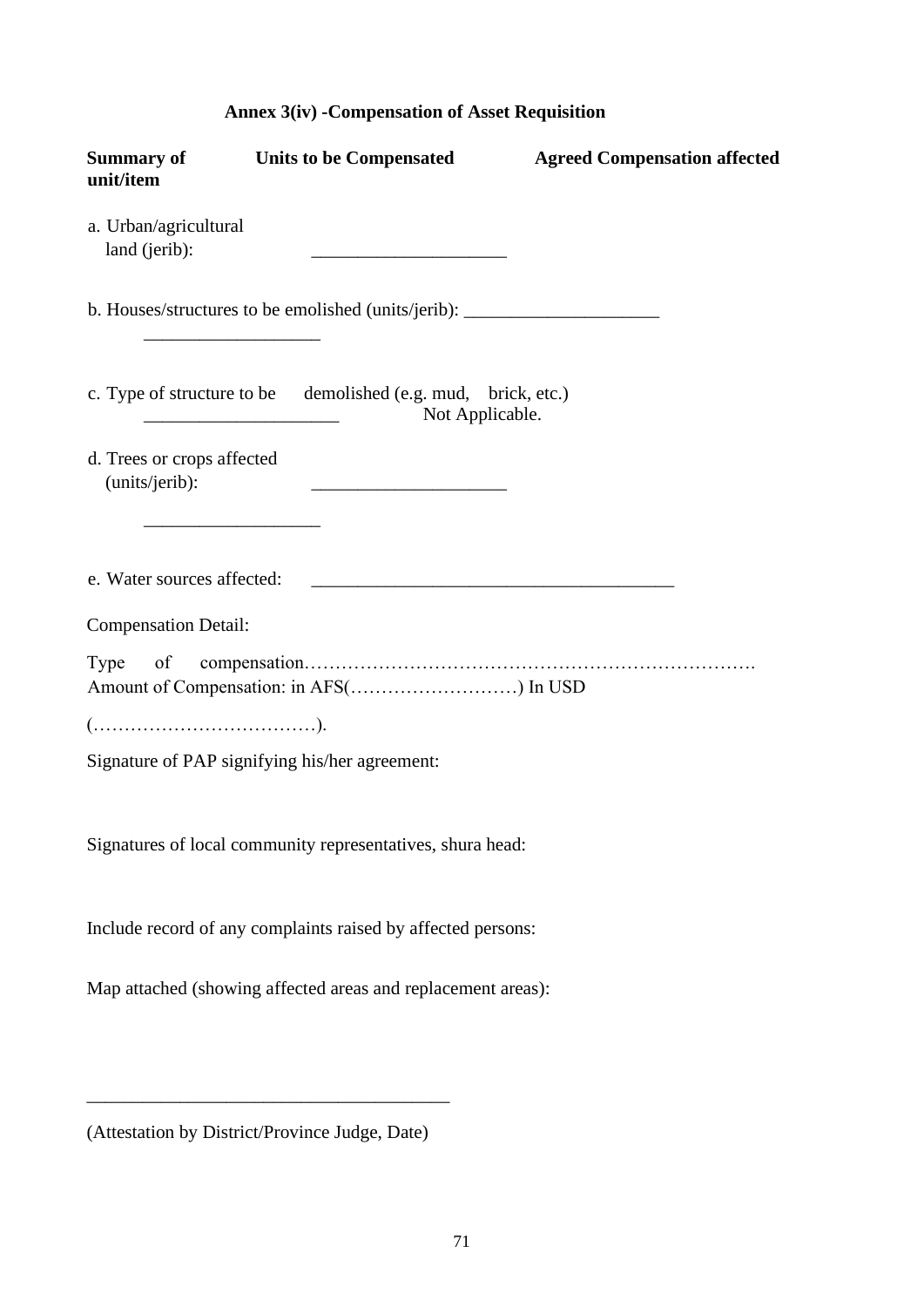**Annex 3(iv) -Compensation of Asset Requisition**

| **Summary of unit/item** | **Units to be Compensated** | **Agreed Compensation affected** |
|---|---|---|
| a. Urban/agricultural land (jerib): | _____________________ | |
| b. Houses/structures to be emolished (units/jerib): | _____________________ | ___________________ |
| c. Type of structure to be demolished (e.g. mud, brick, etc.) | _____________________ | Not Applicable. |
| d. Trees or crops affected (units/jerib): | _____________________ | ___________________ |
| e. Water sources affected: | _______________________________________ | |

Compensation Detail:

Type of compensation…………………………………………………………………
Amount of Compensation: in AFS(………………………) In USD

(………………………………).

Signature of PAP signifying his/her agreement:

Signatures of local community representatives, shura head:

Include record of any complaints raised by affected persons:

Map attached (showing affected areas and replacement areas):

_______________________________________

(Attestation by District/Province Judge, Date)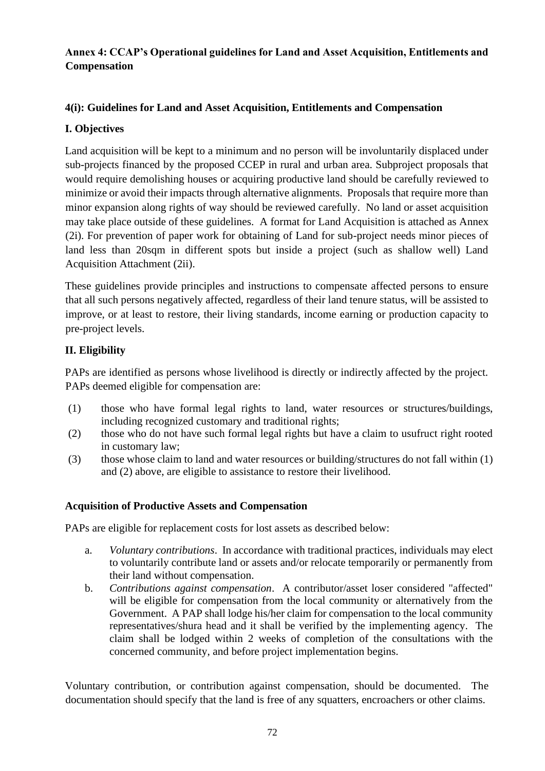# Annex 4: CCAP's Operational guidelines for Land and Asset Acquisition, Entitlements and Compensation

## 4(i): Guidelines for Land and Asset Acquisition, Entitlements and Compensation

### I. Objectives

Land acquisition will be kept to a minimum and no person will be involuntarily displaced under sub-projects financed by the proposed CCEP in rural and urban area. Subproject proposals that would require demolishing houses or acquiring productive land should be carefully reviewed to minimize or avoid their impacts through alternative alignments. Proposals that require more than minor expansion along rights of way should be reviewed carefully. No land or asset acquisition may take place outside of these guidelines. A format for Land Acquisition is attached as Annex (2i). For prevention of paper work for obtaining of Land for sub-project needs minor pieces of land less than 20sqm in different spots but inside a project (such as shallow well) Land Acquisition Attachment (2ii).

These guidelines provide principles and instructions to compensate affected persons to ensure that all such persons negatively affected, regardless of their land tenure status, will be assisted to improve, or at least to restore, their living standards, income earning or production capacity to pre-project levels.

### II. Eligibility

PAPs are identified as persons whose livelihood is directly or indirectly affected by the project. PAPs deemed eligible for compensation are:

(1) those who have formal legal rights to land, water resources or structures/buildings, including recognized customary and traditional rights;
(2) those who do not have such formal legal rights but have a claim to usufruct right rooted in customary law;
(3) those whose claim to land and water resources or building/structures do not fall within (1) and (2) above, are eligible to assistance to restore their livelihood.

### Acquisition of Productive Assets and Compensation

PAPs are eligible for replacement costs for lost assets as described below:

a. *Voluntary contributions*. In accordance with traditional practices, individuals may elect to voluntarily contribute land or assets and/or relocate temporarily or permanently from their land without compensation.
b. *Contributions against compensation*. A contributor/asset loser considered "affected" will be eligible for compensation from the local community or alternatively from the Government. A PAP shall lodge his/her claim for compensation to the local community representatives/shura head and it shall be verified by the implementing agency. The claim shall be lodged within 2 weeks of completion of the consultations with the concerned community, and before project implementation begins.

Voluntary contribution, or contribution against compensation, should be documented. The documentation should specify that the land is free of any squatters, encroachers or other claims.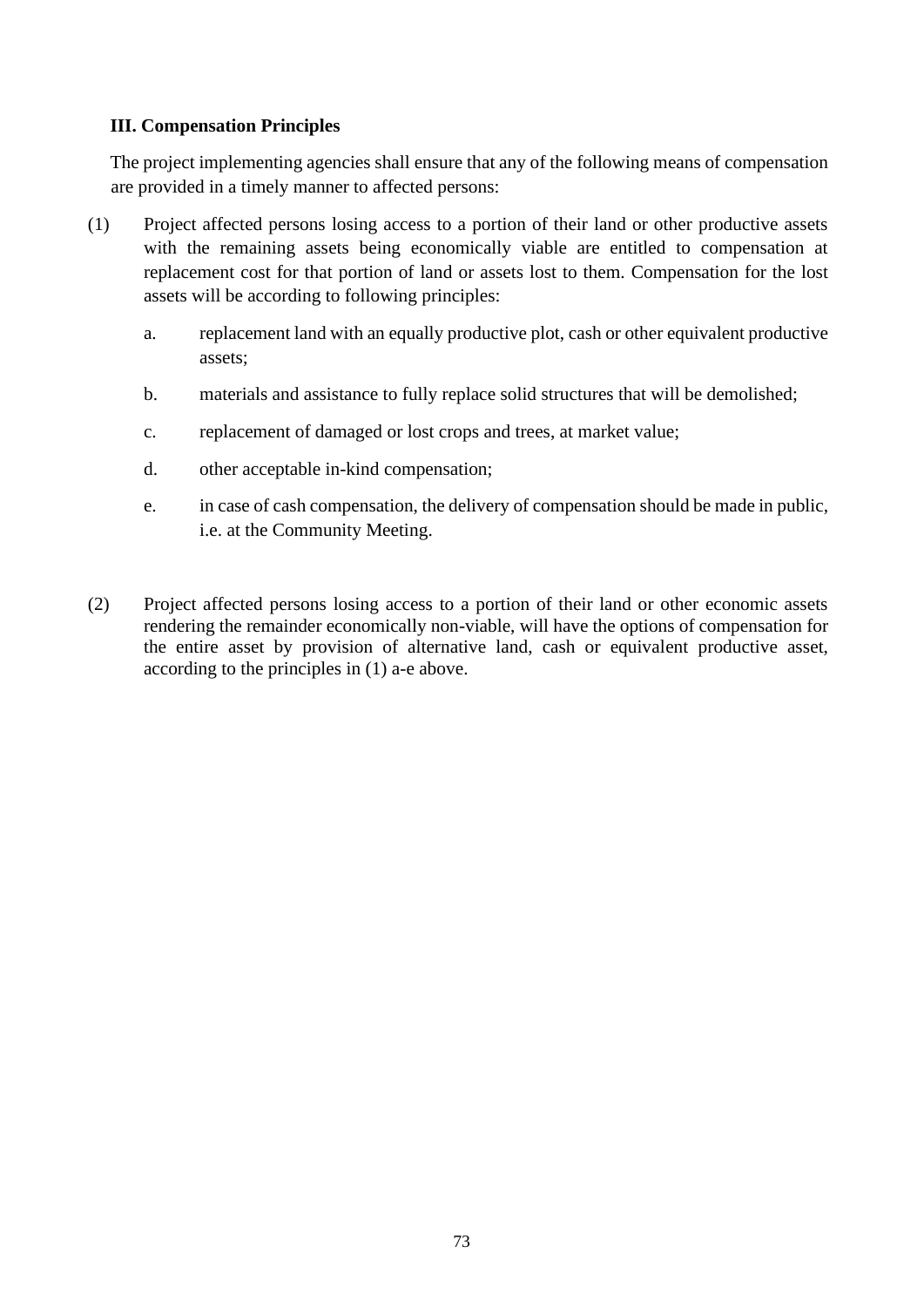### III. Compensation Principles

The project implementing agencies shall ensure that any of the following means of compensation are provided in a timely manner to affected persons:

(1) Project affected persons losing access to a portion of their land or other productive assets with the remaining assets being economically viable are entitled to compensation at replacement cost for that portion of land or assets lost to them. Compensation for the lost assets will be according to following principles:

   a. replacement land with an equally productive plot, cash or other equivalent productive assets;

   b. materials and assistance to fully replace solid structures that will be demolished;

   c. replacement of damaged or lost crops and trees, at market value;

   d. other acceptable in-kind compensation;

   e. in case of cash compensation, the delivery of compensation should be made in public, i.e. at the Community Meeting.

(2) Project affected persons losing access to a portion of their land or other economic assets rendering the remainder economically non-viable, will have the options of compensation for the entire asset by provision of alternative land, cash or equivalent productive asset, according to the principles in (1) a-e above.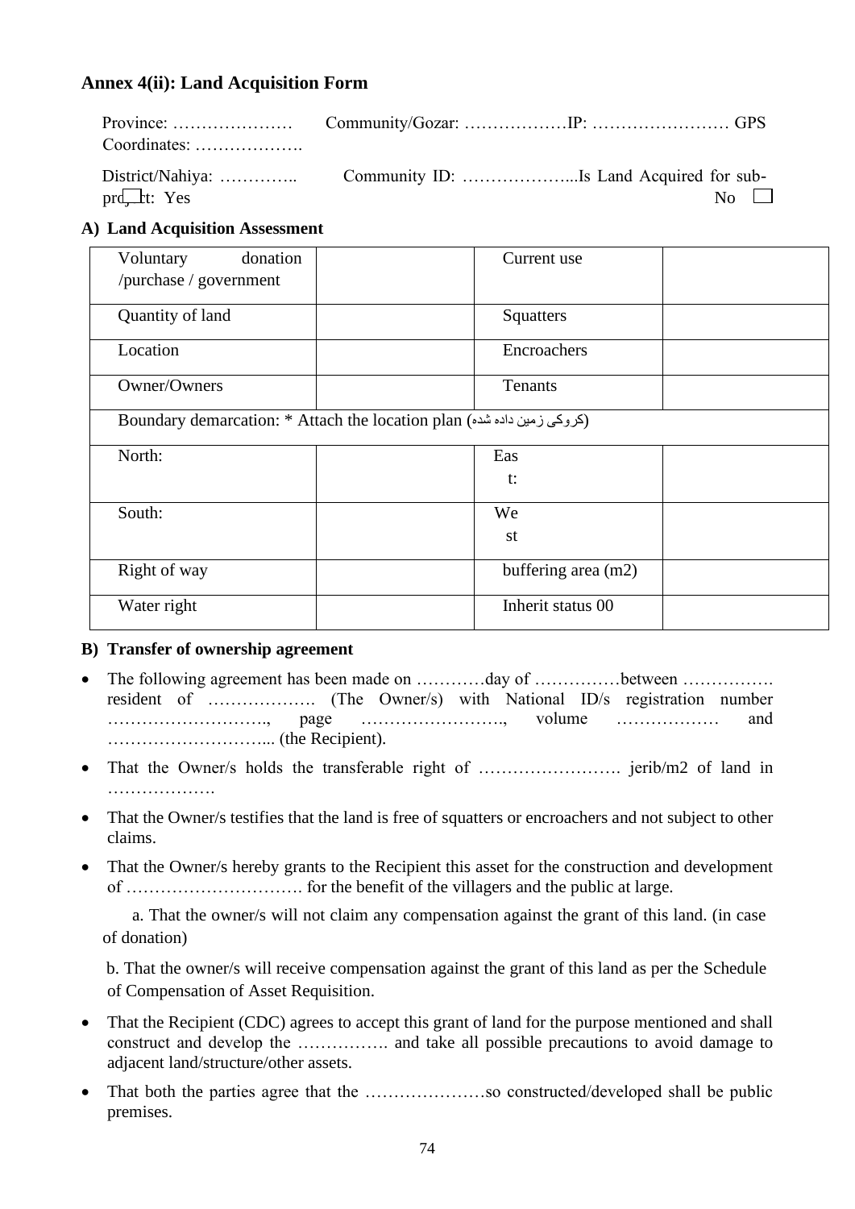### Annex 4(ii): Land Acquisition Form

Province: ………………… Community/Gozar: ………………IP: …………………… GPS Coordinates: ……………….

District/Nahiya: ………….. Community ID: ………………...Is Land Acquired for sub-project: Yes ☐ No ☐

**A) Land Acquisition Assessment**

| Voluntary donation /purchase / government | | Current use | |
|---|---|---|---|
| Quantity of land | | Squatters | |
| Location | | Encroachers | |
| Owner/Owners | | Tenants | |
| Boundary demarcation: * Attach the location plan (کروکی زمین داده شده) | | | |
| North: | | East: | |
| South: | | West | |
| Right of way | | buffering area (m2) | |
| Water right | | Inherit status 00 | |

**B) Transfer of ownership agreement**

- The following agreement has been made on …………day of ……………between ……………. resident of ………………. (The Owner/s) with National ID/s registration number ………………………., page ……………………., volume ……………… and ………………………... (the Recipient).
- That the Owner/s holds the transferable right of ……………………. jerib/m2 of land in ……………….
- That the Owner/s testifies that the land is free of squatters or encroachers and not subject to other claims.
- That the Owner/s hereby grants to the Recipient this asset for the construction and development of …………………………. for the benefit of the villagers and the public at large.

  a. That the owner/s will not claim any compensation against the grant of this land. (in case of donation)

  b. That the owner/s will receive compensation against the grant of this land as per the Schedule of Compensation of Asset Requisition.

- That the Recipient (CDC) agrees to accept this grant of land for the purpose mentioned and shall construct and develop the ……………. and take all possible precautions to avoid damage to adjacent land/structure/other assets.
- That both the parties agree that the …………………so constructed/developed shall be public premises.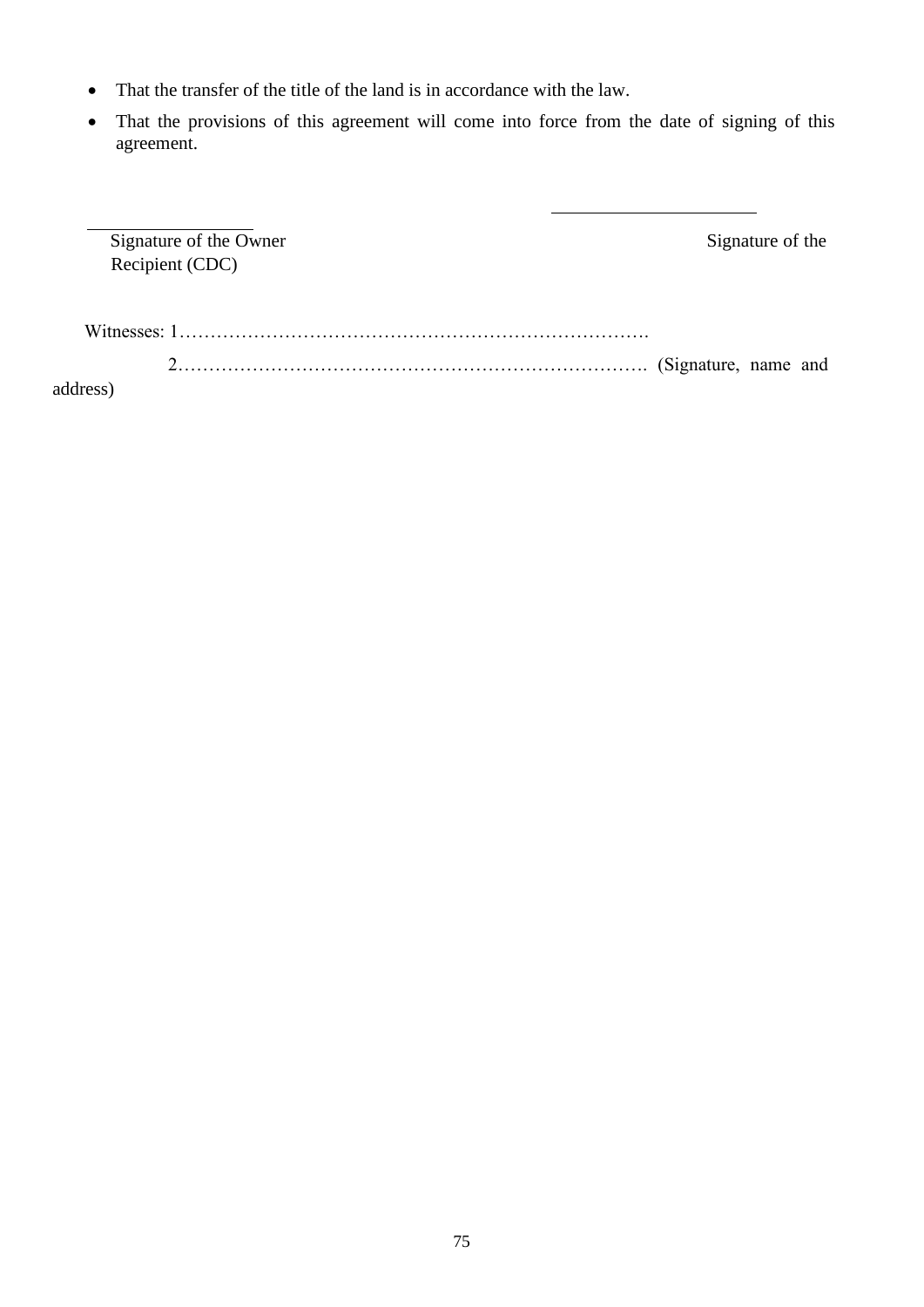- That the transfer of the title of the land is in accordance with the law.
- That the provisions of this agreement will come into force from the date of signing of this agreement.

\_\_\_\_\_\_\_\_\_\_\_\_\_\_\_\_\_\_ Signature of the Owner

\_\_\_\_\_\_\_\_\_\_\_\_\_\_\_\_\_\_\_\_\_\_ Signature of the Recipient (CDC)

Witnesses: 1…………………………………………………………………….

2……………………………………………………………………. (Signature, name and address)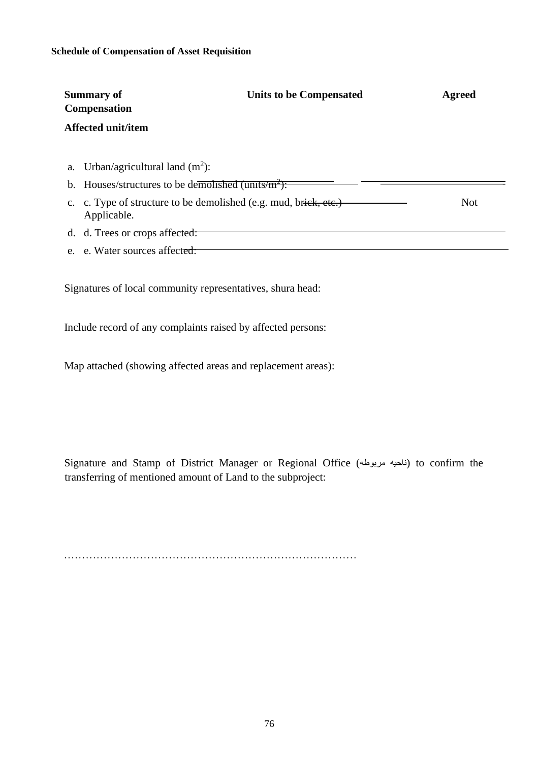**Schedule of Compensation of Asset Requisition**

| Summary of Compensation | Units to be Compensated | Agreed |
|---|---|---|
| **Affected unit/item** | | |

a. Urban/agricultural land ($m^2$):

b. Houses/structures to be demolished (units/$m^2$):

c. c. Type of structure to be demolished (e.g. mud, brick, etc.) Not Applicable.

d. d. Trees or crops affected:

e. e. Water sources affected:

Signatures of local community representatives, shura head:

Include record of any complaints raised by affected persons:

Map attached (showing affected areas and replacement areas):

Signature and Stamp of District Manager or Regional Office (ناحیه مربوطه) to confirm the transferring of mentioned amount of Land to the subproject:

……………………………………………………………………………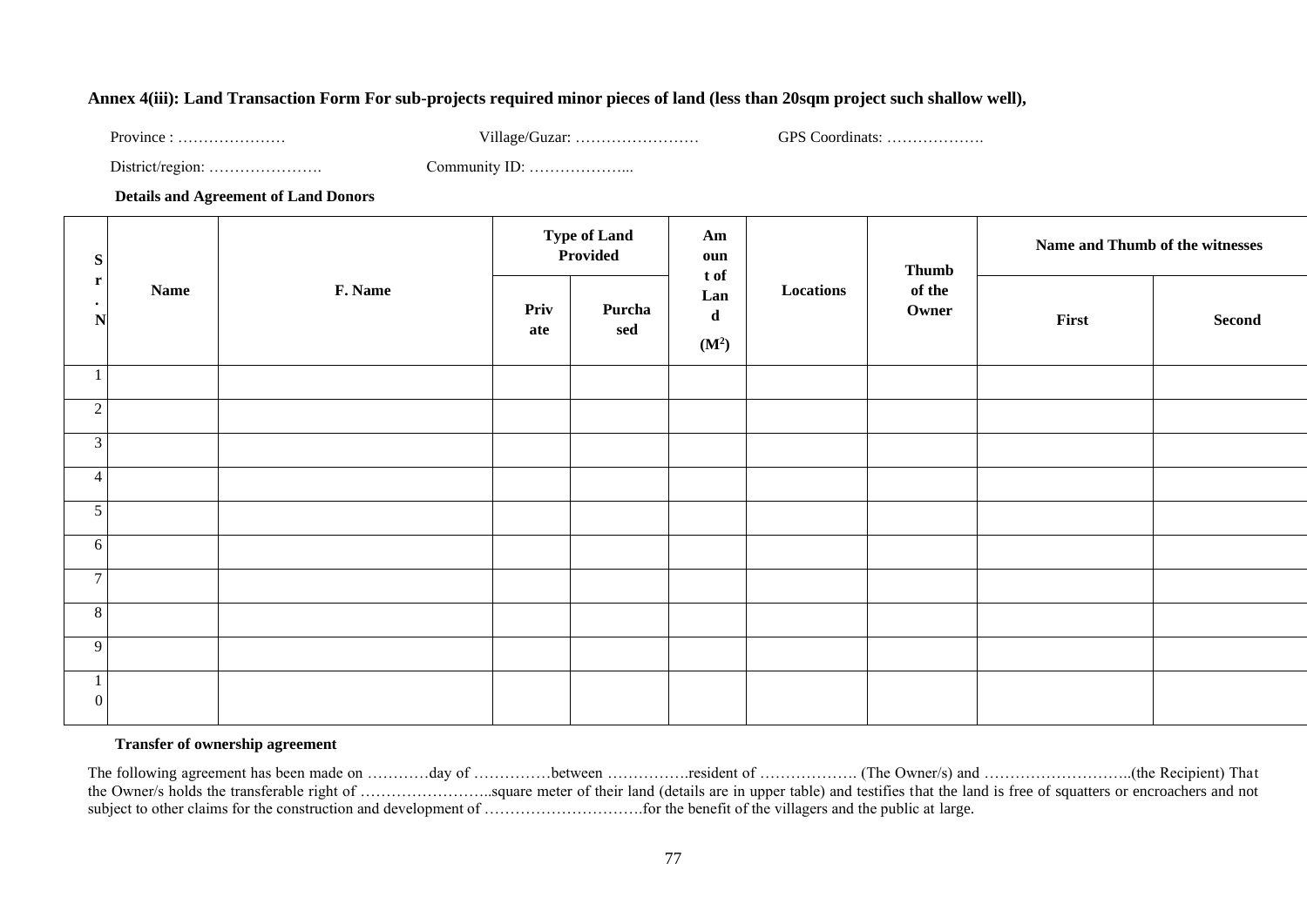**Annex 4(iii): Land Transaction Form For sub-projects required minor pieces of land (less than 20sqm project such shallow well),**

Province : ………………… Village/Guzar: …………………… GPS Coordinats: ……………….

District/region: …………………. Community ID: ………………...

**Details and Agreement of Land Donors**

| Sr. N | Name | F. Name | Type of Land Provided | | Amount of Land ($M^2$) | Locations | Thumb of the Owner | Name and Thumb of the witnesses | |
|---|---|---|---|---|---|---|---|---|---|
| | | | Private | Purchased | | | | First | Second |
| 1 | | | | | | | | | |
| 2 | | | | | | | | | |
| 3 | | | | | | | | | |
| 4 | | | | | | | | | |
| 5 | | | | | | | | | |
| 6 | | | | | | | | | |
| 7 | | | | | | | | | |
| 8 | | | | | | | | | |
| 9 | | | | | | | | | |
| 10 | | | | | | | | | |

**Transfer of ownership agreement**

The following agreement has been made on …………day of ……………between …………….resident of ………………. (The Owner/s) and ………………………..(the Recipient) That the Owner/s holds the transferable right of ……………………..square meter of their land (details are in upper table) and testifies that the land is free of squatters or encroachers and not subject to other claims for the construction and development of ………………………….for the benefit of the villagers and the public at large.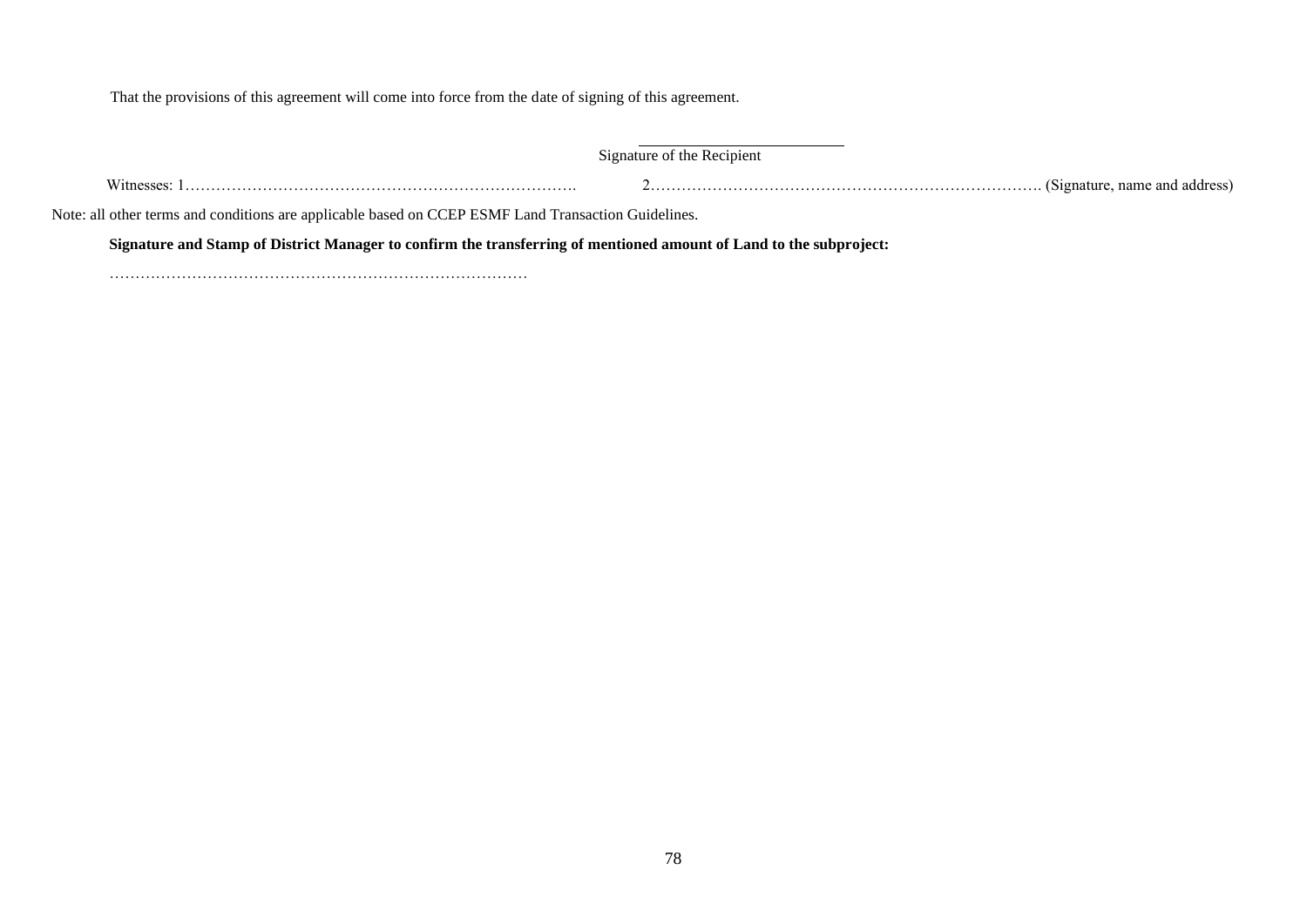That the provisions of this agreement will come into force from the date of signing of this agreement.

\_\_\_\_\_\_\_\_\_\_\_\_\_\_\_\_\_\_\_\_\_\_\_\_\_

Signature of the Recipient

Witnesses: 1………………………………………………………………….    2…………………………………………………………………. (Signature, name and address)

Note: all other terms and conditions are applicable based on CCEP ESMF Land Transaction Guidelines.

**Signature and Stamp of District Manager to confirm the transferring of mentioned amount of Land to the subproject:**

………………………………………………………………………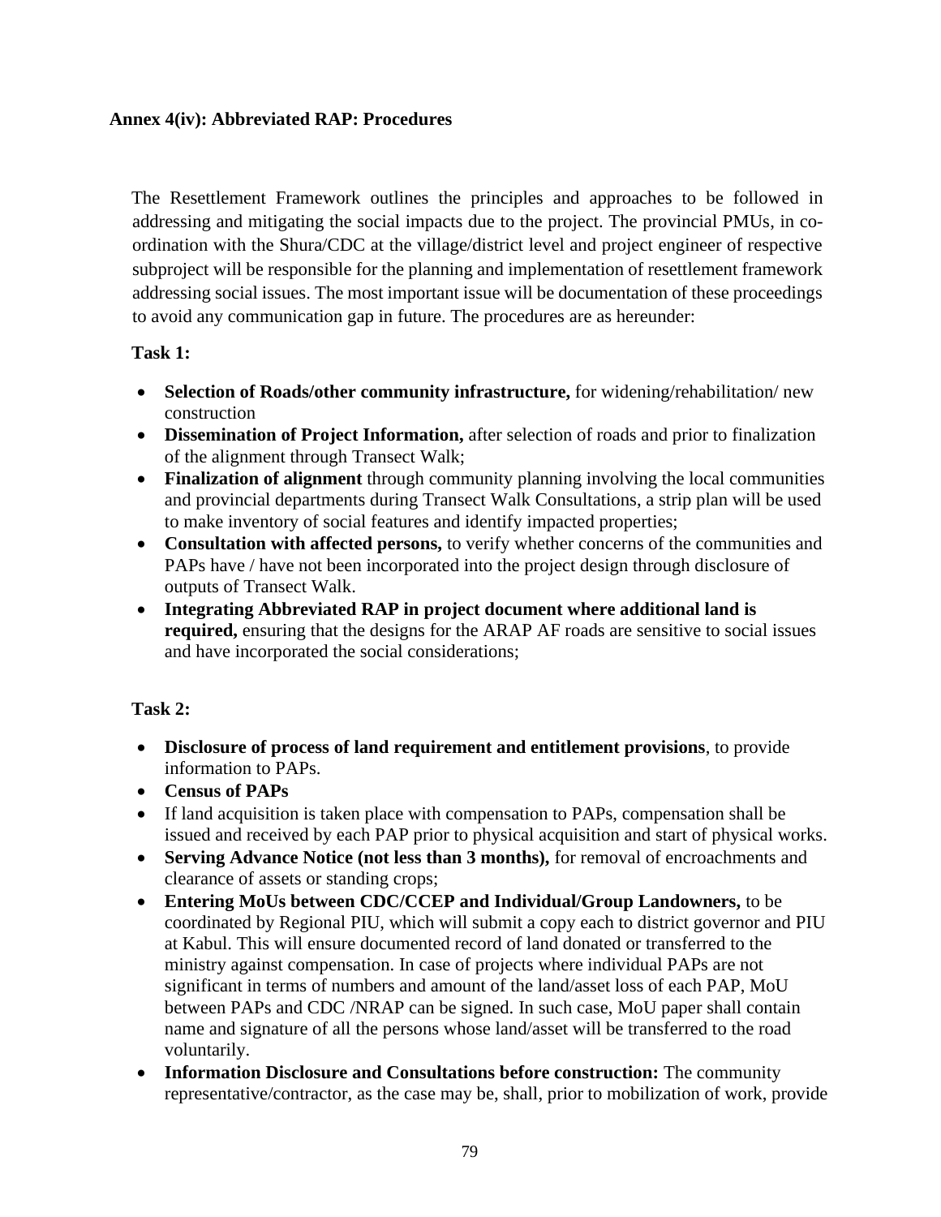**Annex 4(iv): Abbreviated RAP: Procedures**

The Resettlement Framework outlines the principles and approaches to be followed in addressing and mitigating the social impacts due to the project. The provincial PMUs, in co-ordination with the Shura/CDC at the village/district level and project engineer of respective subproject will be responsible for the planning and implementation of resettlement framework addressing social issues. The most important issue will be documentation of these proceedings to avoid any communication gap in future. The procedures are as hereunder:

**Task 1:**

- **Selection of Roads/other community infrastructure,** for widening/rehabilitation/ new construction
- **Dissemination of Project Information,** after selection of roads and prior to finalization of the alignment through Transect Walk;
- **Finalization of alignment** through community planning involving the local communities and provincial departments during Transect Walk Consultations, a strip plan will be used to make inventory of social features and identify impacted properties;
- **Consultation with affected persons,** to verify whether concerns of the communities and PAPs have / have not been incorporated into the project design through disclosure of outputs of Transect Walk.
- **Integrating Abbreviated RAP in project document where additional land is required,** ensuring that the designs for the ARAP AF roads are sensitive to social issues and have incorporated the social considerations;

**Task 2:**

- **Disclosure of process of land requirement and entitlement provisions**, to provide information to PAPs.
- **Census of PAPs**
- If land acquisition is taken place with compensation to PAPs, compensation shall be issued and received by each PAP prior to physical acquisition and start of physical works.
- **Serving Advance Notice (not less than 3 months),** for removal of encroachments and clearance of assets or standing crops;
- **Entering MoUs between CDC/CCEP and Individual/Group Landowners,** to be coordinated by Regional PIU, which will submit a copy each to district governor and PIU at Kabul. This will ensure documented record of land donated or transferred to the ministry against compensation. In case of projects where individual PAPs are not significant in terms of numbers and amount of the land/asset loss of each PAP, MoU between PAPs and CDC /NRAP can be signed. In such case, MoU paper shall contain name and signature of all the persons whose land/asset will be transferred to the road voluntarily.
- **Information Disclosure and Consultations before construction:** The community representative/contractor, as the case may be, shall, prior to mobilization of work, provide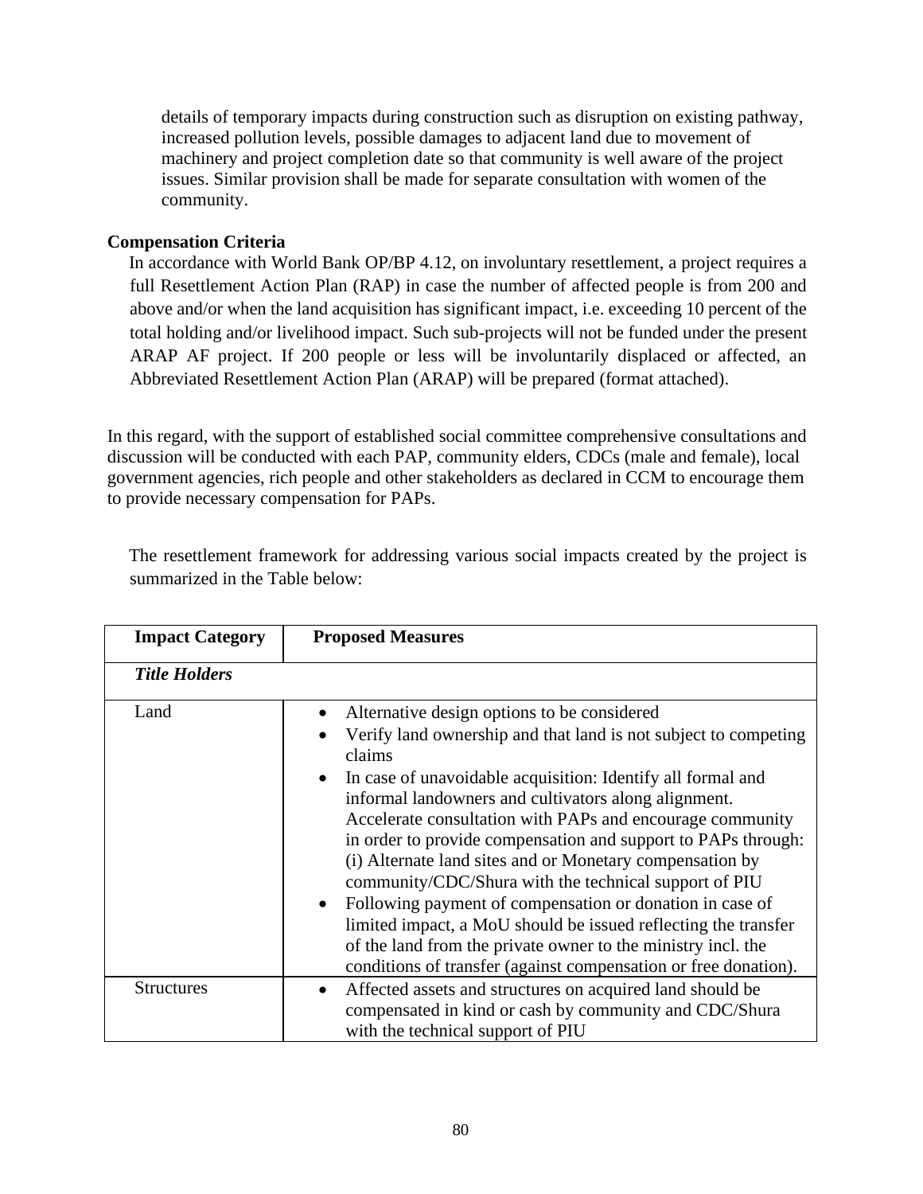details of temporary impacts during construction such as disruption on existing pathway, increased pollution levels, possible damages to adjacent land due to movement of machinery and project completion date so that community is well aware of the project issues. Similar provision shall be made for separate consultation with women of the community.

**Compensation Criteria**

In accordance with World Bank OP/BP 4.12, on involuntary resettlement, a project requires a full Resettlement Action Plan (RAP) in case the number of affected people is from 200 and above and/or when the land acquisition has significant impact, i.e. exceeding 10 percent of the total holding and/or livelihood impact. Such sub-projects will not be funded under the present ARAP AF project. If 200 people or less will be involuntarily displaced or affected, an Abbreviated Resettlement Action Plan (ARAP) will be prepared (format attached).

In this regard, with the support of established social committee comprehensive consultations and discussion will be conducted with each PAP, community elders, CDCs (male and female), local government agencies, rich people and other stakeholders as declared in CCM to encourage them to provide necessary compensation for PAPs.

The resettlement framework for addressing various social impacts created by the project is summarized in the Table below:

| Impact Category | Proposed Measures |
|---|---|
| ***Title Holders*** | |
| Land | • Alternative design options to be considered<br>• Verify land ownership and that land is not subject to competing claims<br>• In case of unavoidable acquisition: Identify all formal and informal landowners and cultivators along alignment. Accelerate consultation with PAPs and encourage community in order to provide compensation and support to PAPs through: (i) Alternate land sites and or Monetary compensation by community/CDC/Shura with the technical support of PIU<br>• Following payment of compensation or donation in case of limited impact, a MoU should be issued reflecting the transfer of the land from the private owner to the ministry incl. the conditions of transfer (against compensation or free donation). |
| Structures | • Affected assets and structures on acquired land should be compensated in kind or cash by community and CDC/Shura with the technical support of PIU |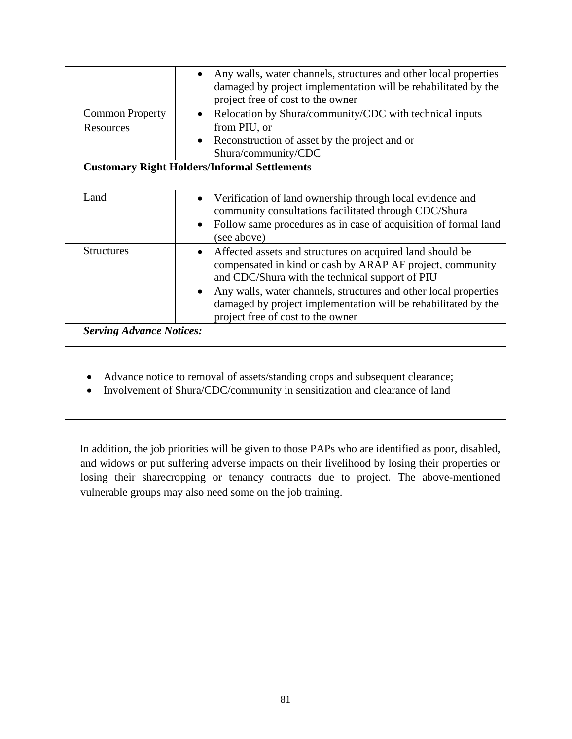| | |
|---|---|
| | • Any walls, water channels, structures and other local properties damaged by project implementation will be rehabilitated by the project free of cost to the owner |
| Common Property Resources | • Relocation by Shura/community/CDC with technical inputs from PIU, or<br>• Reconstruction of asset by the project and or Shura/community/CDC |
| **Customary Right Holders/Informal Settlements** | |
| Land | • Verification of land ownership through local evidence and community consultations facilitated through CDC/Shura<br>• Follow same procedures as in case of acquisition of formal land (see above) |
| Structures | • Affected assets and structures on acquired land should be compensated in kind or cash by ARAP AF project, community and CDC/Shura with the technical support of PIU<br>• Any walls, water channels, structures and other local properties damaged by project implementation will be rehabilitated by the project free of cost to the owner |
| ***Serving Advance Notices:*** | |
| • Advance notice to removal of assets/standing crops and subsequent clearance;<br>• Involvement of Shura/CDC/community in sensitization and clearance of land | |

In addition, the job priorities will be given to those PAPs who are identified as poor, disabled, and widows or put suffering adverse impacts on their livelihood by losing their properties or losing their sharecropping or tenancy contracts due to project. The above-mentioned vulnerable groups may also need some on the job training.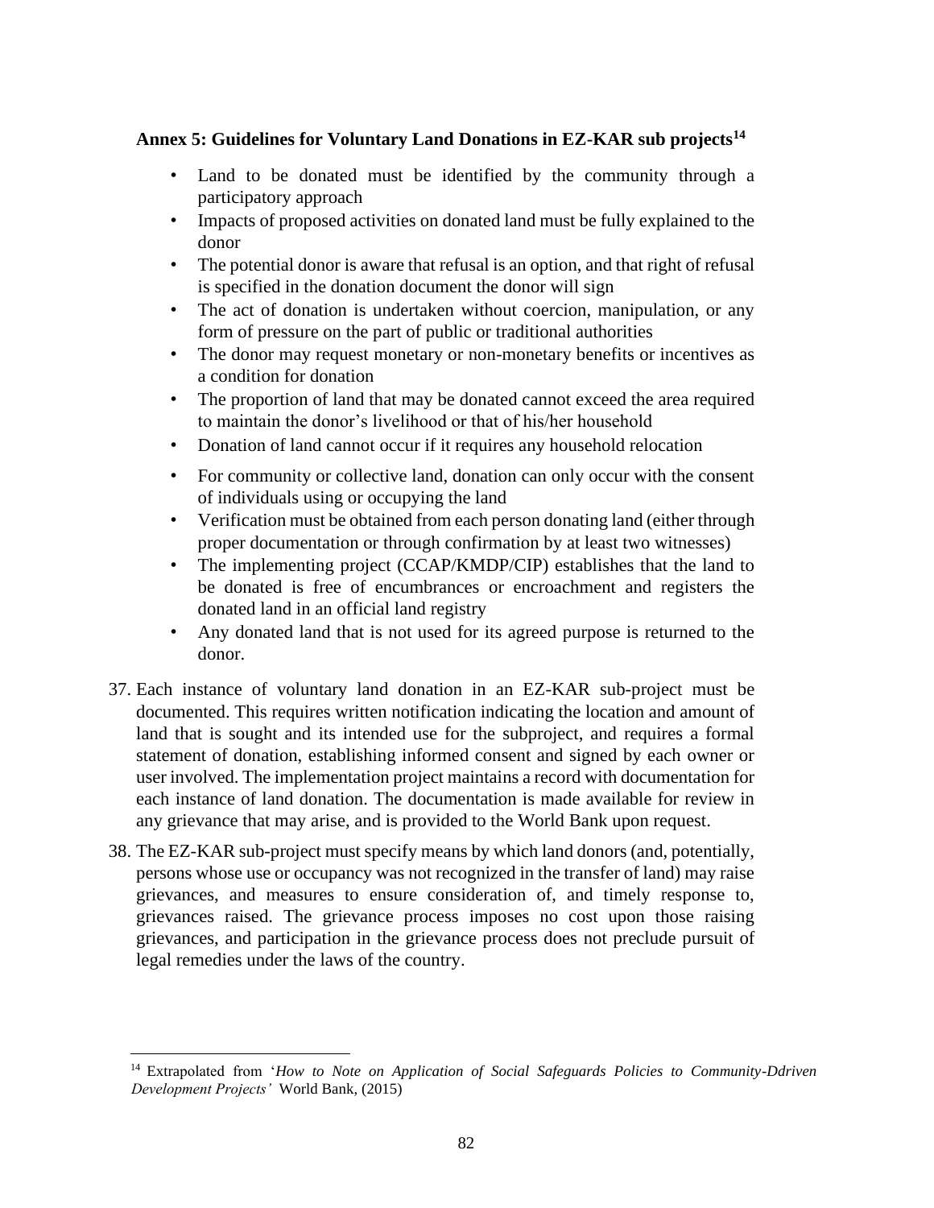**Annex 5: Guidelines for Voluntary Land Donations in EZ-KAR sub projects[14]**

- Land to be donated must be identified by the community through a participatory approach
- Impacts of proposed activities on donated land must be fully explained to the donor
- The potential donor is aware that refusal is an option, and that right of refusal is specified in the donation document the donor will sign
- The act of donation is undertaken without coercion, manipulation, or any form of pressure on the part of public or traditional authorities
- The donor may request monetary or non-monetary benefits or incentives as a condition for donation
- The proportion of land that may be donated cannot exceed the area required to maintain the donor's livelihood or that of his/her household
- Donation of land cannot occur if it requires any household relocation
- For community or collective land, donation can only occur with the consent of individuals using or occupying the land
- Verification must be obtained from each person donating land (either through proper documentation or through confirmation by at least two witnesses)
- The implementing project (CCAP/KMDP/CIP) establishes that the land to be donated is free of encumbrances or encroachment and registers the donated land in an official land registry
- Any donated land that is not used for its agreed purpose is returned to the donor.

37. Each instance of voluntary land donation in an EZ-KAR sub-project must be documented. This requires written notification indicating the location and amount of land that is sought and its intended use for the subproject, and requires a formal statement of donation, establishing informed consent and signed by each owner or user involved. The implementation project maintains a record with documentation for each instance of land donation. The documentation is made available for review in any grievance that may arise, and is provided to the World Bank upon request.

38. The EZ-KAR sub-project must specify means by which land donors (and, potentially, persons whose use or occupancy was not recognized in the transfer of land) may raise grievances, and measures to ensure consideration of, and timely response to, grievances raised. The grievance process imposes no cost upon those raising grievances, and participation in the grievance process does not preclude pursuit of legal remedies under the laws of the country.

---

[14] Extrapolated from '*How to Note on Application of Social Safeguards Policies to Community-Ddriven Development Projects*' World Bank, (2015)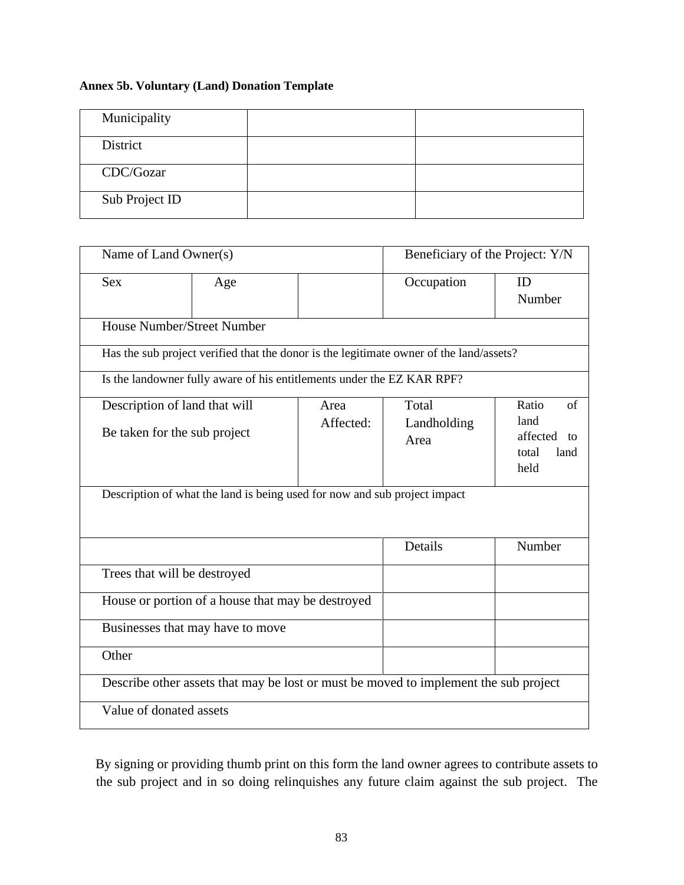**Annex 5b. Voluntary (Land) Donation Template**

| Municipality | | |
|---|---|---|
| District | | |
| CDC/Gozar | | |
| Sub Project ID | | |

| Name of Land Owner(s) | | | Beneficiary of the Project: Y/N | |
|---|---|---|---|---|
| Sex | Age | | Occupation | ID Number |
| House Number/Street Number | | | | |
| Has the sub project verified that the donor is the legitimate owner of the land/assets? | | | | |
| Is the landowner fully aware of his entitlements under the EZ KAR RPF? | | | | |
| Description of land that will Be taken for the sub project | | Area Affected: | Total Landholding Area | Ratio of land affected to total land held |
| Description of what the land is being used for now and sub project impact | | | | |
| | | | Details | Number |
| Trees that will be destroyed | | | | |
| House or portion of a house that may be destroyed | | | | |
| Businesses that may have to move | | | | |
| Other | | | | |
| Describe other assets that may be lost or must be moved to implement the sub project | | | | |
| Value of donated assets | | | | |

By signing or providing thumb print on this form the land owner agrees to contribute assets to the sub project and in so doing relinquishes any future claim against the sub project. The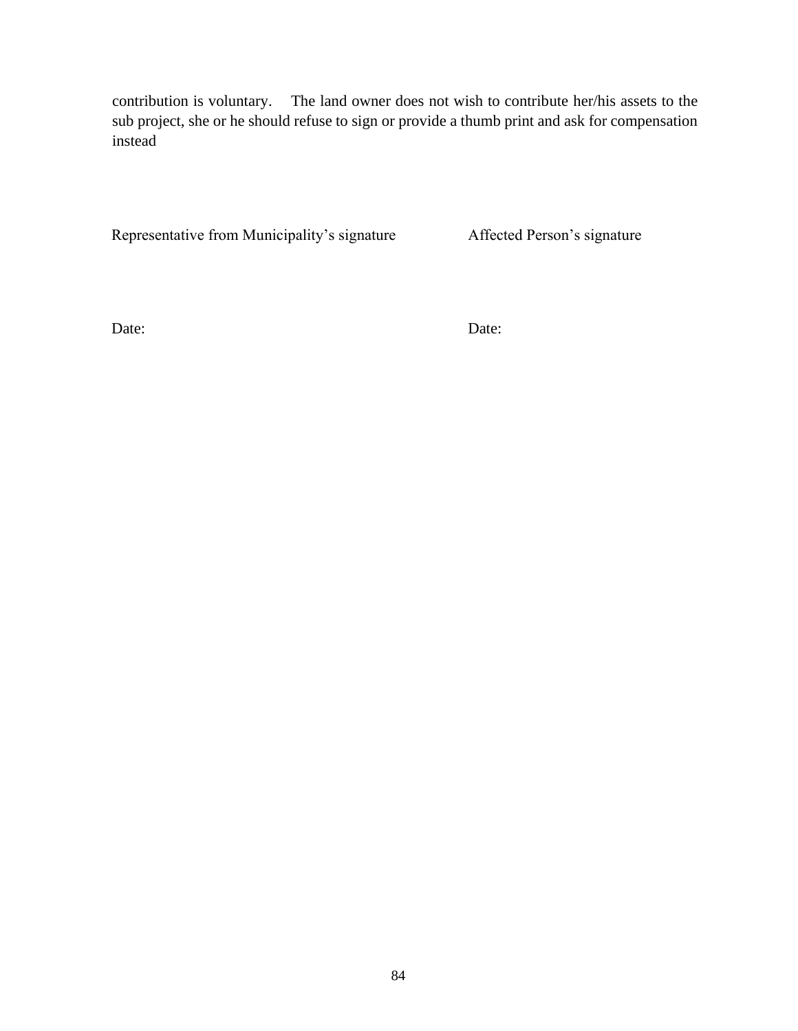contribution is voluntary. The land owner does not wish to contribute her/his assets to the sub project, she or he should refuse to sign or provide a thumb print and ask for compensation instead

| | |
|---|---|
| Representative from Municipality's signature | Affected Person's signature |
| Date: | Date: |